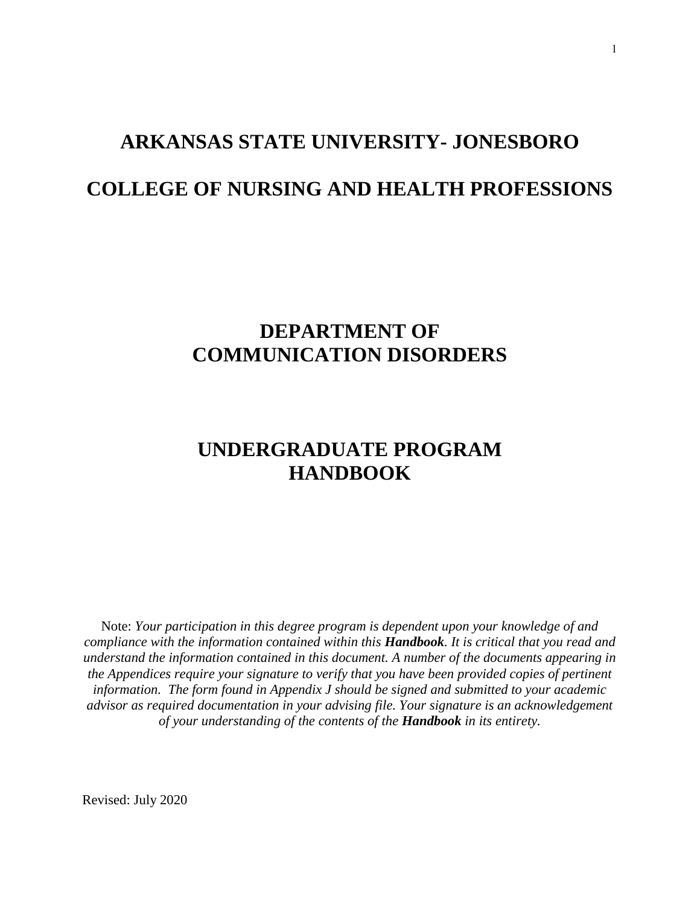# ARKANSAS STATE UNIVERSITY- JONESBORO

# COLLEGE OF NURSING AND HEALTH PROFESSIONS

## DEPARTMENT OF COMMUNICATION DISORDERS

## UNDERGRADUATE PROGRAM HANDBOOK

Note: *Your participation in this degree program is dependent upon your knowledge of and compliance with the information contained within this* ***Handbook****. It is critical that you read and understand the information contained in this document. A number of the documents appearing in the Appendices require your signature to verify that you have been provided copies of pertinent information. The form found in Appendix J should be signed and submitted to your academic advisor as required documentation in your advising file. Your signature is an acknowledgement of your understanding of the contents of the* ***Handbook*** *in its entirety.*

Revised: July 2020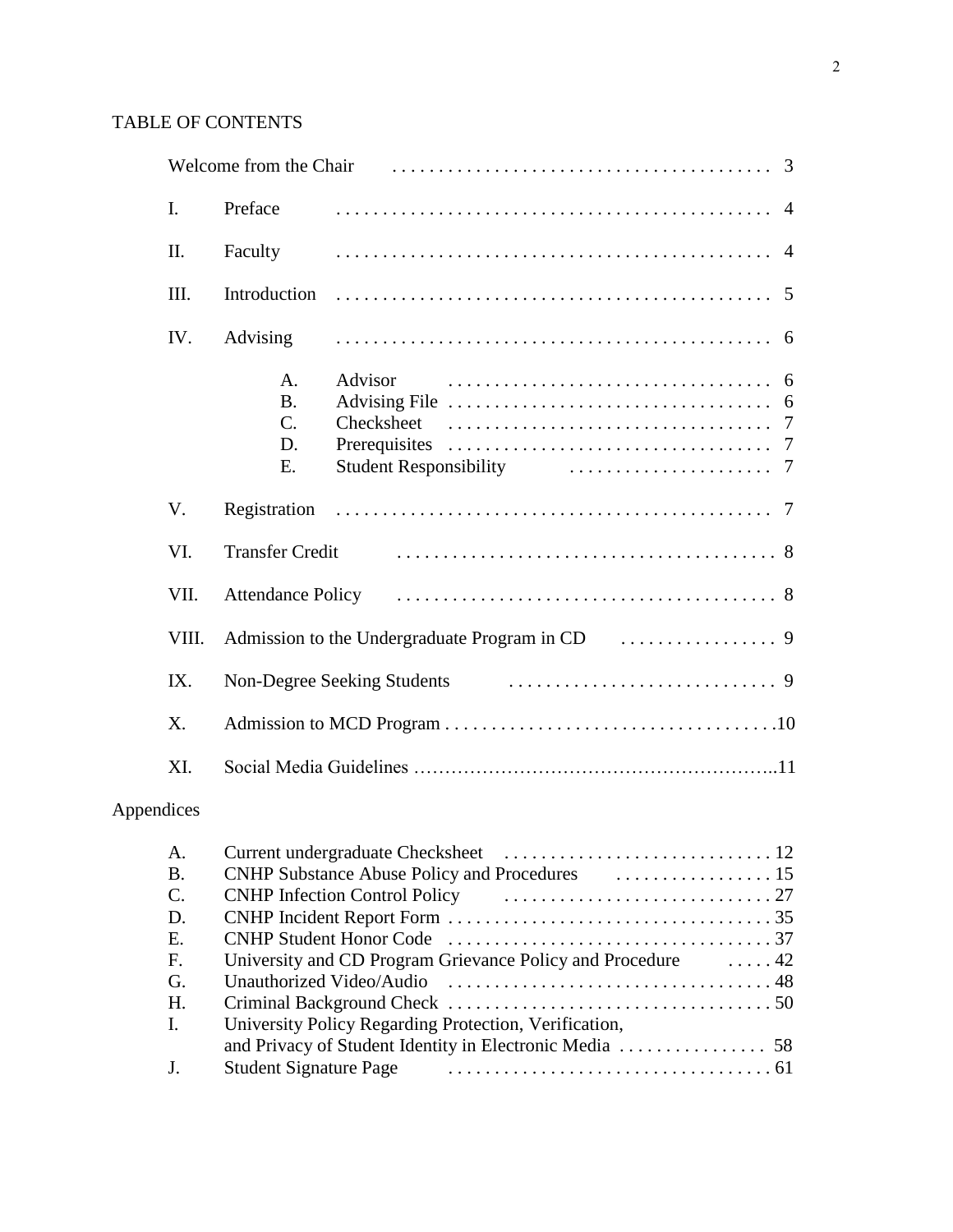# TABLE OF CONTENTS

| | | Page |
|---|---|---|
| | Welcome from the Chair | 3 |
| I. | Preface | 4 |
| II. | Faculty | 4 |
| III. | Introduction | 5 |
| IV. | Advising | 6 |
| | A. Advisor | 6 |
| | B. Advising File | 6 |
| | C. Checksheet | 7 |
| | D. Prerequisites | 7 |
| | E. Student Responsibility | 7 |
| V. | Registration | 7 |
| VI. | Transfer Credit | 8 |
| VII. | Attendance Policy | 8 |
| VIII. | Admission to the Undergraduate Program in CD | 9 |
| IX. | Non-Degree Seeking Students | 9 |
| X. | Admission to MCD Program | 10 |
| XI. | Social Media Guidelines | 11 |

Appendices

| | | Page |
|---|---|---|
| A. | Current undergraduate Checksheet | 12 |
| B. | CNHP Substance Abuse Policy and Procedures | 15 |
| C. | CNHP Infection Control Policy | 27 |
| D. | CNHP Incident Report Form | 35 |
| E. | CNHP Student Honor Code | 37 |
| F. | University and CD Program Grievance Policy and Procedure | 42 |
| G. | Unauthorized Video/Audio | 48 |
| H. | Criminal Background Check | 50 |
| I. | University Policy Regarding Protection, Verification, and Privacy of Student Identity in Electronic Media | 58 |
| J. | Student Signature Page | 61 |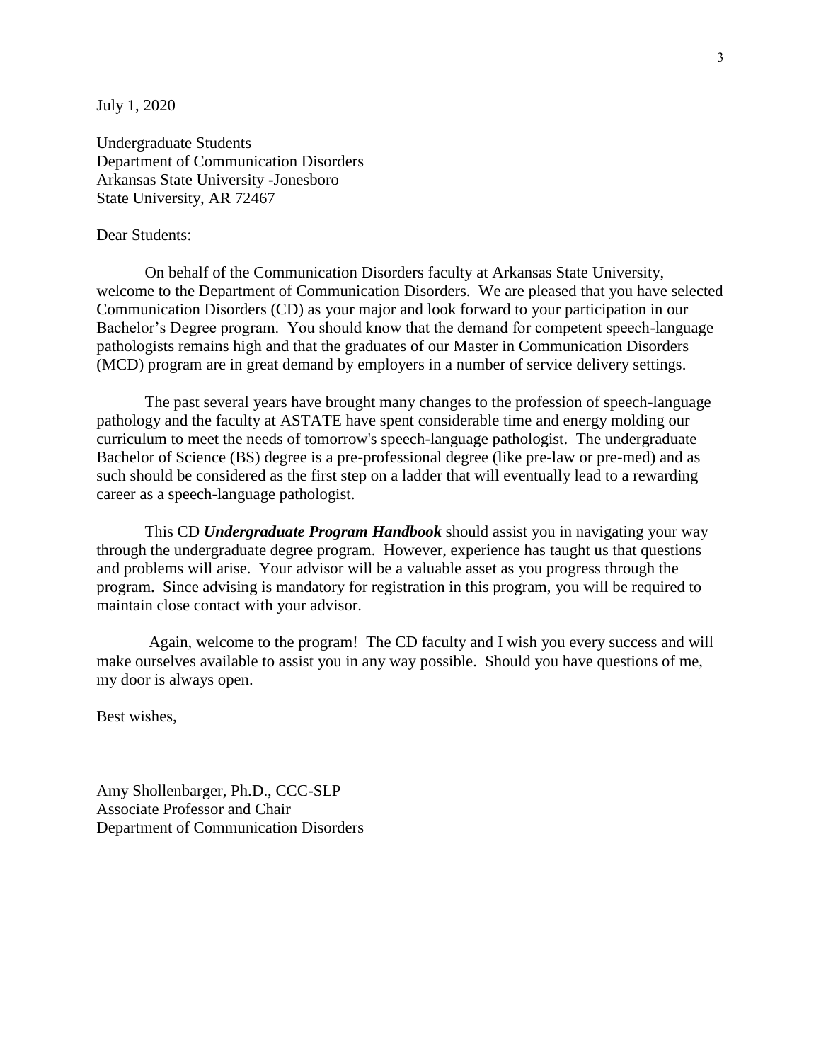July 1, 2020

Undergraduate Students
Department of Communication Disorders
Arkansas State University -Jonesboro
State University, AR 72467

Dear Students:

On behalf of the Communication Disorders faculty at Arkansas State University, welcome to the Department of Communication Disorders. We are pleased that you have selected Communication Disorders (CD) as your major and look forward to your participation in our Bachelor's Degree program. You should know that the demand for competent speech-language pathologists remains high and that the graduates of our Master in Communication Disorders (MCD) program are in great demand by employers in a number of service delivery settings.

The past several years have brought many changes to the profession of speech-language pathology and the faculty at ASTATE have spent considerable time and energy molding our curriculum to meet the needs of tomorrow's speech-language pathologist. The undergraduate Bachelor of Science (BS) degree is a pre-professional degree (like pre-law or pre-med) and as such should be considered as the first step on a ladder that will eventually lead to a rewarding career as a speech-language pathologist.

This CD ***Undergraduate Program Handbook*** should assist you in navigating your way through the undergraduate degree program. However, experience has taught us that questions and problems will arise. Your advisor will be a valuable asset as you progress through the program. Since advising is mandatory for registration in this program, you will be required to maintain close contact with your advisor.

Again, welcome to the program! The CD faculty and I wish you every success and will make ourselves available to assist you in any way possible. Should you have questions of me, my door is always open.

Best wishes,

Amy Shollenbarger, Ph.D., CCC-SLP
Associate Professor and Chair
Department of Communication Disorders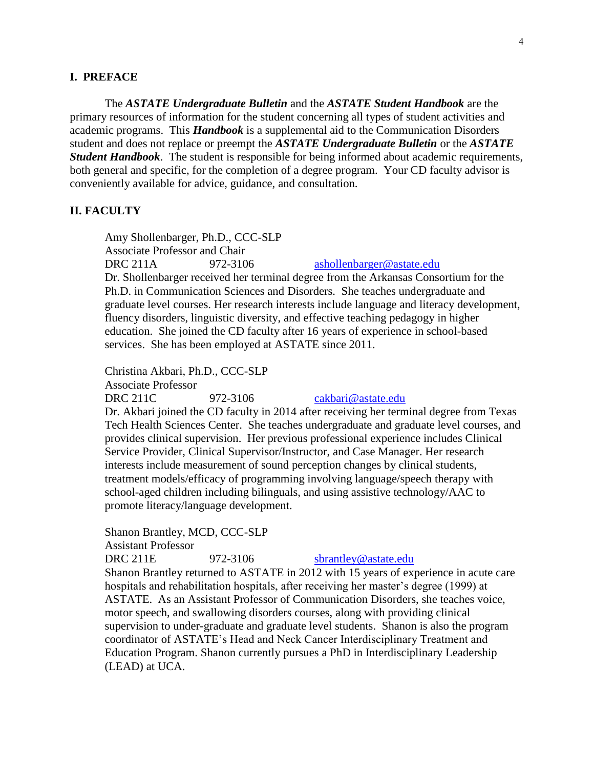## I. PREFACE

The ***ASTATE Undergraduate Bulletin*** and the ***ASTATE Student Handbook*** are the primary resources of information for the student concerning all types of student activities and academic programs. This ***Handbook*** is a supplemental aid to the Communication Disorders student and does not replace or preempt the ***ASTATE Undergraduate Bulletin*** or the ***ASTATE Student Handbook***. The student is responsible for being informed about academic requirements, both general and specific, for the completion of a degree program. Your CD faculty advisor is conveniently available for advice, guidance, and consultation.

## II. FACULTY

Amy Shollenbarger, Ph.D., CCC-SLP
Associate Professor and Chair
DRC 211A 972-3106 ashollenbarger@astate.edu
Dr. Shollenbarger received her terminal degree from the Arkansas Consortium for the Ph.D. in Communication Sciences and Disorders. She teaches undergraduate and graduate level courses. Her research interests include language and literacy development, fluency disorders, linguistic diversity, and effective teaching pedagogy in higher education. She joined the CD faculty after 16 years of experience in school-based services. She has been employed at ASTATE since 2011.

Christina Akbari, Ph.D., CCC-SLP
Associate Professor
DRC 211C 972-3106 cakbari@astate.edu
Dr. Akbari joined the CD faculty in 2014 after receiving her terminal degree from Texas Tech Health Sciences Center. She teaches undergraduate and graduate level courses, and provides clinical supervision. Her previous professional experience includes Clinical Service Provider, Clinical Supervisor/Instructor, and Case Manager. Her research interests include measurement of sound perception changes by clinical students, treatment models/efficacy of programming involving language/speech therapy with school-aged children including bilinguals, and using assistive technology/AAC to promote literacy/language development.

Shanon Brantley, MCD, CCC-SLP
Assistant Professor
DRC 211E 972-3106 sbrantley@astate.edu
Shanon Brantley returned to ASTATE in 2012 with 15 years of experience in acute care hospitals and rehabilitation hospitals, after receiving her master's degree (1999) at ASTATE. As an Assistant Professor of Communication Disorders, she teaches voice, motor speech, and swallowing disorders courses, along with providing clinical supervision to under-graduate and graduate level students. Shanon is also the program coordinator of ASTATE's Head and Neck Cancer Interdisciplinary Treatment and Education Program. Shanon currently pursues a PhD in Interdisciplinary Leadership (LEAD) at UCA.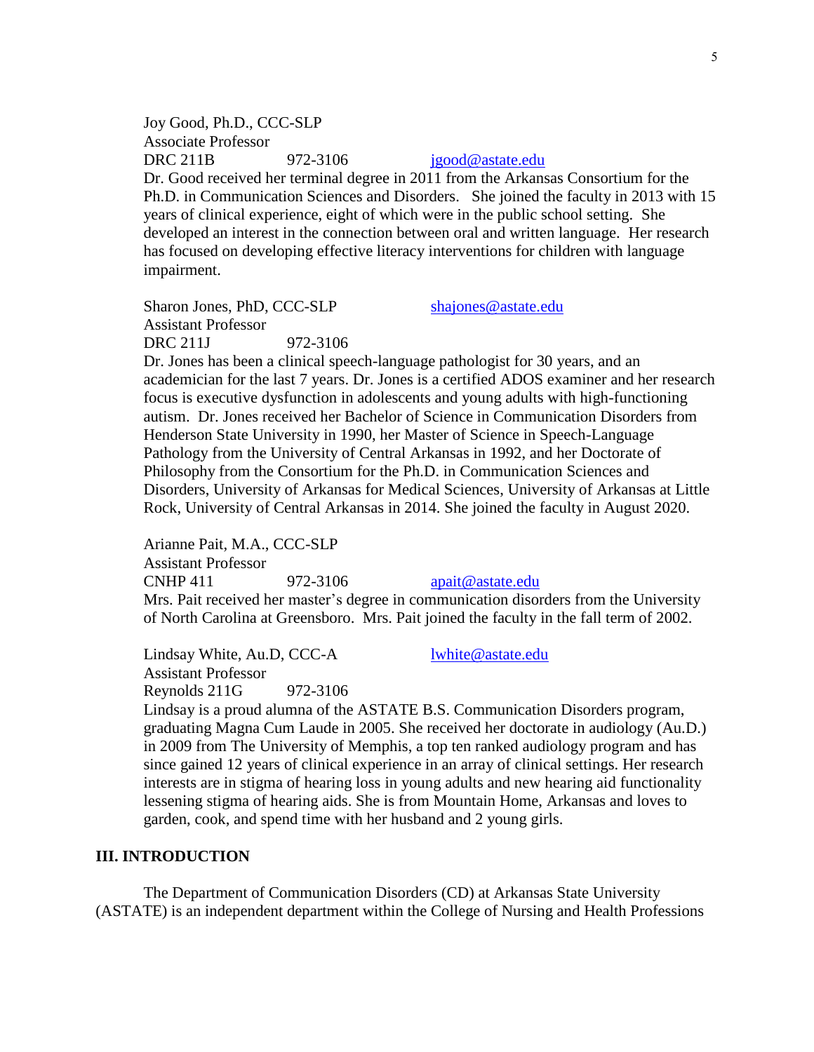Joy Good, Ph.D., CCC-SLP
Associate Professor
DRC 211B     972-3106     jgood@astate.edu
Dr. Good received her terminal degree in 2011 from the Arkansas Consortium for the Ph.D. in Communication Sciences and Disorders. She joined the faculty in 2013 with 15 years of clinical experience, eight of which were in the public school setting. She developed an interest in the connection between oral and written language. Her research has focused on developing effective literacy interventions for children with language impairment.

Sharon Jones, PhD, CCC-SLP     shajones@astate.edu
Assistant Professor
DRC 211J     972-3106
Dr. Jones has been a clinical speech-language pathologist for 30 years, and an academician for the last 7 years. Dr. Jones is a certified ADOS examiner and her research focus is executive dysfunction in adolescents and young adults with high-functioning autism. Dr. Jones received her Bachelor of Science in Communication Disorders from Henderson State University in 1990, her Master of Science in Speech-Language Pathology from the University of Central Arkansas in 1992, and her Doctorate of Philosophy from the Consortium for the Ph.D. in Communication Sciences and Disorders, University of Arkansas for Medical Sciences, University of Arkansas at Little Rock, University of Central Arkansas in 2014. She joined the faculty in August 2020.

Arianne Pait, M.A., CCC-SLP
Assistant Professor
CNHP 411     972-3106     apait@astate.edu
Mrs. Pait received her master's degree in communication disorders from the University of North Carolina at Greensboro. Mrs. Pait joined the faculty in the fall term of 2002.

Lindsay White, Au.D, CCC-A     lwhite@astate.edu
Assistant Professor
Reynolds 211G     972-3106
Lindsay is a proud alumna of the ASTATE B.S. Communication Disorders program, graduating Magna Cum Laude in 2005. She received her doctorate in audiology (Au.D.) in 2009 from The University of Memphis, a top ten ranked audiology program and has since gained 12 years of clinical experience in an array of clinical settings. Her research interests are in stigma of hearing loss in young adults and new hearing aid functionality lessening stigma of hearing aids. She is from Mountain Home, Arkansas and loves to garden, cook, and spend time with her husband and 2 young girls.

## III. INTRODUCTION

The Department of Communication Disorders (CD) at Arkansas State University (ASTATE) is an independent department within the College of Nursing and Health Professions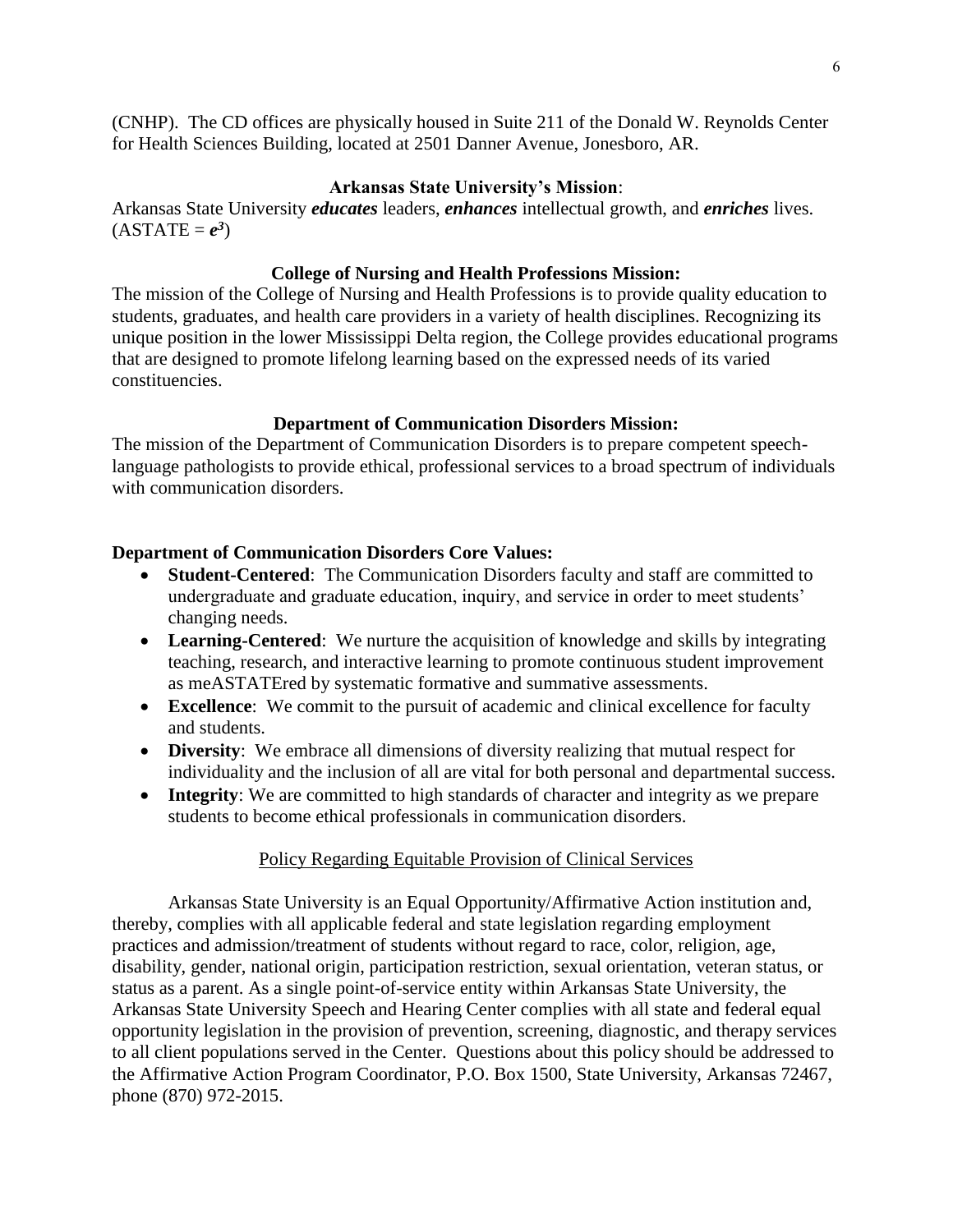(CNHP). The CD offices are physically housed in Suite 211 of the Donald W. Reynolds Center for Health Sciences Building, located at 2501 Danner Avenue, Jonesboro, AR.

### Arkansas State University's Mission:

Arkansas State University ***educates*** leaders, ***enhances*** intellectual growth, and ***enriches*** lives. (ASTATE = $e^3$)

### College of Nursing and Health Professions Mission:

The mission of the College of Nursing and Health Professions is to provide quality education to students, graduates, and health care providers in a variety of health disciplines. Recognizing its unique position in the lower Mississippi Delta region, the College provides educational programs that are designed to promote lifelong learning based on the expressed needs of its varied constituencies.

### Department of Communication Disorders Mission:

The mission of the Department of Communication Disorders is to prepare competent speech-language pathologists to provide ethical, professional services to a broad spectrum of individuals with communication disorders.

### Department of Communication Disorders Core Values:

- **Student-Centered**: The Communication Disorders faculty and staff are committed to undergraduate and graduate education, inquiry, and service in order to meet students' changing needs.
- **Learning-Centered**: We nurture the acquisition of knowledge and skills by integrating teaching, research, and interactive learning to promote continuous student improvement as meASTATEred by systematic formative and summative assessments.
- **Excellence**: We commit to the pursuit of academic and clinical excellence for faculty and students.
- **Diversity**: We embrace all dimensions of diversity realizing that mutual respect for individuality and the inclusion of all are vital for both personal and departmental success.
- **Integrity**: We are committed to high standards of character and integrity as we prepare students to become ethical professionals in communication disorders.

### Policy Regarding Equitable Provision of Clinical Services

Arkansas State University is an Equal Opportunity/Affirmative Action institution and, thereby, complies with all applicable federal and state legislation regarding employment practices and admission/treatment of students without regard to race, color, religion, age, disability, gender, national origin, participation restriction, sexual orientation, veteran status, or status as a parent. As a single point-of-service entity within Arkansas State University, the Arkansas State University Speech and Hearing Center complies with all state and federal equal opportunity legislation in the provision of prevention, screening, diagnostic, and therapy services to all client populations served in the Center. Questions about this policy should be addressed to the Affirmative Action Program Coordinator, P.O. Box 1500, State University, Arkansas 72467, phone (870) 972-2015.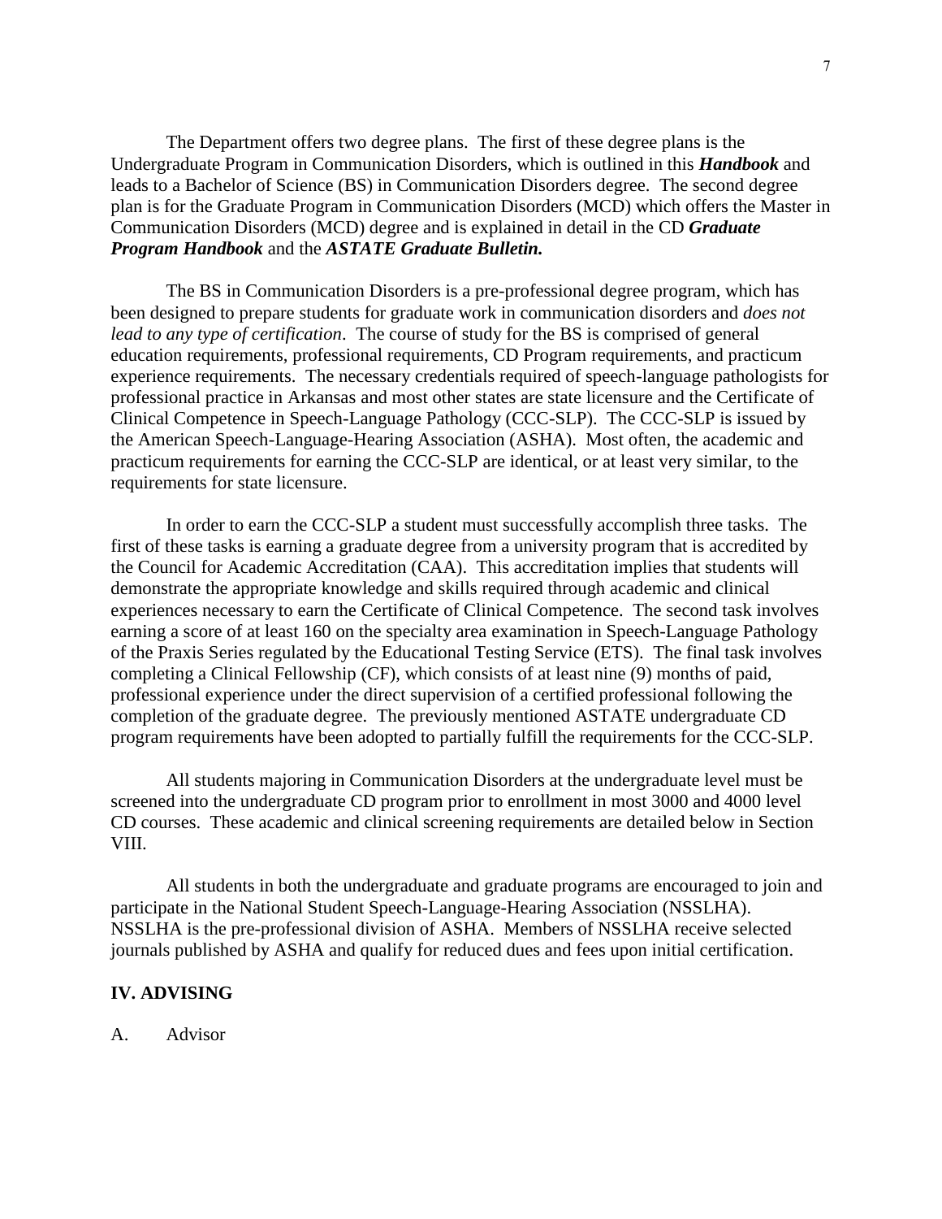The Department offers two degree plans. The first of these degree plans is the Undergraduate Program in Communication Disorders, which is outlined in this ***Handbook*** and leads to a Bachelor of Science (BS) in Communication Disorders degree. The second degree plan is for the Graduate Program in Communication Disorders (MCD) which offers the Master in Communication Disorders (MCD) degree and is explained in detail in the CD ***Graduate Program Handbook*** and the ***ASTATE Graduate Bulletin.***

The BS in Communication Disorders is a pre-professional degree program, which has been designed to prepare students for graduate work in communication disorders and *does not lead to any type of certification*. The course of study for the BS is comprised of general education requirements, professional requirements, CD Program requirements, and practicum experience requirements. The necessary credentials required of speech-language pathologists for professional practice in Arkansas and most other states are state licensure and the Certificate of Clinical Competence in Speech-Language Pathology (CCC-SLP). The CCC-SLP is issued by the American Speech-Language-Hearing Association (ASHA). Most often, the academic and practicum requirements for earning the CCC-SLP are identical, or at least very similar, to the requirements for state licensure.

In order to earn the CCC-SLP a student must successfully accomplish three tasks. The first of these tasks is earning a graduate degree from a university program that is accredited by the Council for Academic Accreditation (CAA). This accreditation implies that students will demonstrate the appropriate knowledge and skills required through academic and clinical experiences necessary to earn the Certificate of Clinical Competence. The second task involves earning a score of at least 160 on the specialty area examination in Speech-Language Pathology of the Praxis Series regulated by the Educational Testing Service (ETS). The final task involves completing a Clinical Fellowship (CF), which consists of at least nine (9) months of paid, professional experience under the direct supervision of a certified professional following the completion of the graduate degree. The previously mentioned ASTATE undergraduate CD program requirements have been adopted to partially fulfill the requirements for the CCC-SLP.

All students majoring in Communication Disorders at the undergraduate level must be screened into the undergraduate CD program prior to enrollment in most 3000 and 4000 level CD courses. These academic and clinical screening requirements are detailed below in Section VIII.

All students in both the undergraduate and graduate programs are encouraged to join and participate in the National Student Speech-Language-Hearing Association (NSSLHA). NSSLHA is the pre-professional division of ASHA. Members of NSSLHA receive selected journals published by ASHA and qualify for reduced dues and fees upon initial certification.

## IV. ADVISING

### A. Advisor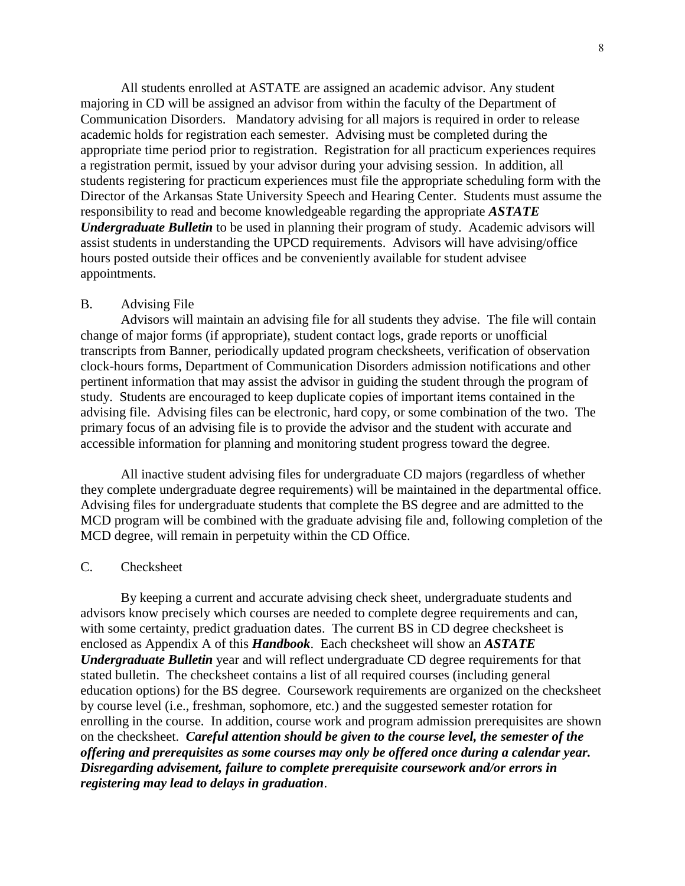All students enrolled at ASTATE are assigned an academic advisor. Any student majoring in CD will be assigned an advisor from within the faculty of the Department of Communication Disorders. Mandatory advising for all majors is required in order to release academic holds for registration each semester. Advising must be completed during the appropriate time period prior to registration. Registration for all practicum experiences requires a registration permit, issued by your advisor during your advising session. In addition, all students registering for practicum experiences must file the appropriate scheduling form with the Director of the Arkansas State University Speech and Hearing Center. Students must assume the responsibility to read and become knowledgeable regarding the appropriate ***ASTATE Undergraduate Bulletin*** to be used in planning their program of study. Academic advisors will assist students in understanding the UPCD requirements. Advisors will have advising/office hours posted outside their offices and be conveniently available for student advisee appointments.

B. Advising File

Advisors will maintain an advising file for all students they advise. The file will contain change of major forms (if appropriate), student contact logs, grade reports or unofficial transcripts from Banner, periodically updated program checksheets, verification of observation clock-hours forms, Department of Communication Disorders admission notifications and other pertinent information that may assist the advisor in guiding the student through the program of study. Students are encouraged to keep duplicate copies of important items contained in the advising file. Advising files can be electronic, hard copy, or some combination of the two. The primary focus of an advising file is to provide the advisor and the student with accurate and accessible information for planning and monitoring student progress toward the degree.

All inactive student advising files for undergraduate CD majors (regardless of whether they complete undergraduate degree requirements) will be maintained in the departmental office. Advising files for undergraduate students that complete the BS degree and are admitted to the MCD program will be combined with the graduate advising file and, following completion of the MCD degree, will remain in perpetuity within the CD Office.

C. Checksheet

By keeping a current and accurate advising check sheet, undergraduate students and advisors know precisely which courses are needed to complete degree requirements and can, with some certainty, predict graduation dates. The current BS in CD degree checksheet is enclosed as Appendix A of this ***Handbook***. Each checksheet will show an ***ASTATE Undergraduate Bulletin*** year and will reflect undergraduate CD degree requirements for that stated bulletin. The checksheet contains a list of all required courses (including general education options) for the BS degree. Coursework requirements are organized on the checksheet by course level (i.e., freshman, sophomore, etc.) and the suggested semester rotation for enrolling in the course. In addition, course work and program admission prerequisites are shown on the checksheet. ***Careful attention should be given to the course level, the semester of the offering and prerequisites as some courses may only be offered once during a calendar year. Disregarding advisement, failure to complete prerequisite coursework and/or errors in registering may lead to delays in graduation***.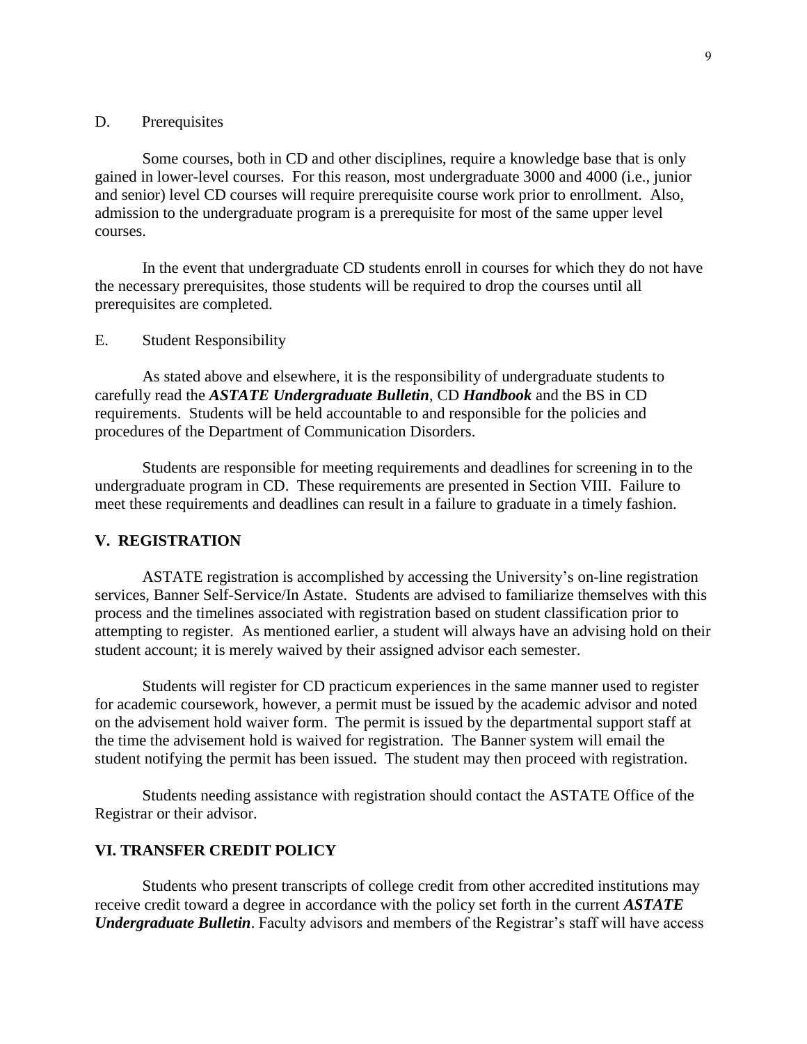### D. Prerequisites

Some courses, both in CD and other disciplines, require a knowledge base that is only gained in lower-level courses. For this reason, most undergraduate 3000 and 4000 (i.e., junior and senior) level CD courses will require prerequisite course work prior to enrollment. Also, admission to the undergraduate program is a prerequisite for most of the same upper level courses.

In the event that undergraduate CD students enroll in courses for which they do not have the necessary prerequisites, those students will be required to drop the courses until all prerequisites are completed.

### E. Student Responsibility

As stated above and elsewhere, it is the responsibility of undergraduate students to carefully read the ***ASTATE Undergraduate Bulletin***, CD ***Handbook*** and the BS in CD requirements. Students will be held accountable to and responsible for the policies and procedures of the Department of Communication Disorders.

Students are responsible for meeting requirements and deadlines for screening in to the undergraduate program in CD. These requirements are presented in Section VIII. Failure to meet these requirements and deadlines can result in a failure to graduate in a timely fashion.

## V. REGISTRATION

ASTATE registration is accomplished by accessing the University's on-line registration services, Banner Self-Service/In Astate. Students are advised to familiarize themselves with this process and the timelines associated with registration based on student classification prior to attempting to register. As mentioned earlier, a student will always have an advising hold on their student account; it is merely waived by their assigned advisor each semester.

Students will register for CD practicum experiences in the same manner used to register for academic coursework, however, a permit must be issued by the academic advisor and noted on the advisement hold waiver form. The permit is issued by the departmental support staff at the time the advisement hold is waived for registration. The Banner system will email the student notifying the permit has been issued. The student may then proceed with registration.

Students needing assistance with registration should contact the ASTATE Office of the Registrar or their advisor.

## VI. TRANSFER CREDIT POLICY

Students who present transcripts of college credit from other accredited institutions may receive credit toward a degree in accordance with the policy set forth in the current ***ASTATE Undergraduate Bulletin***. Faculty advisors and members of the Registrar's staff will have access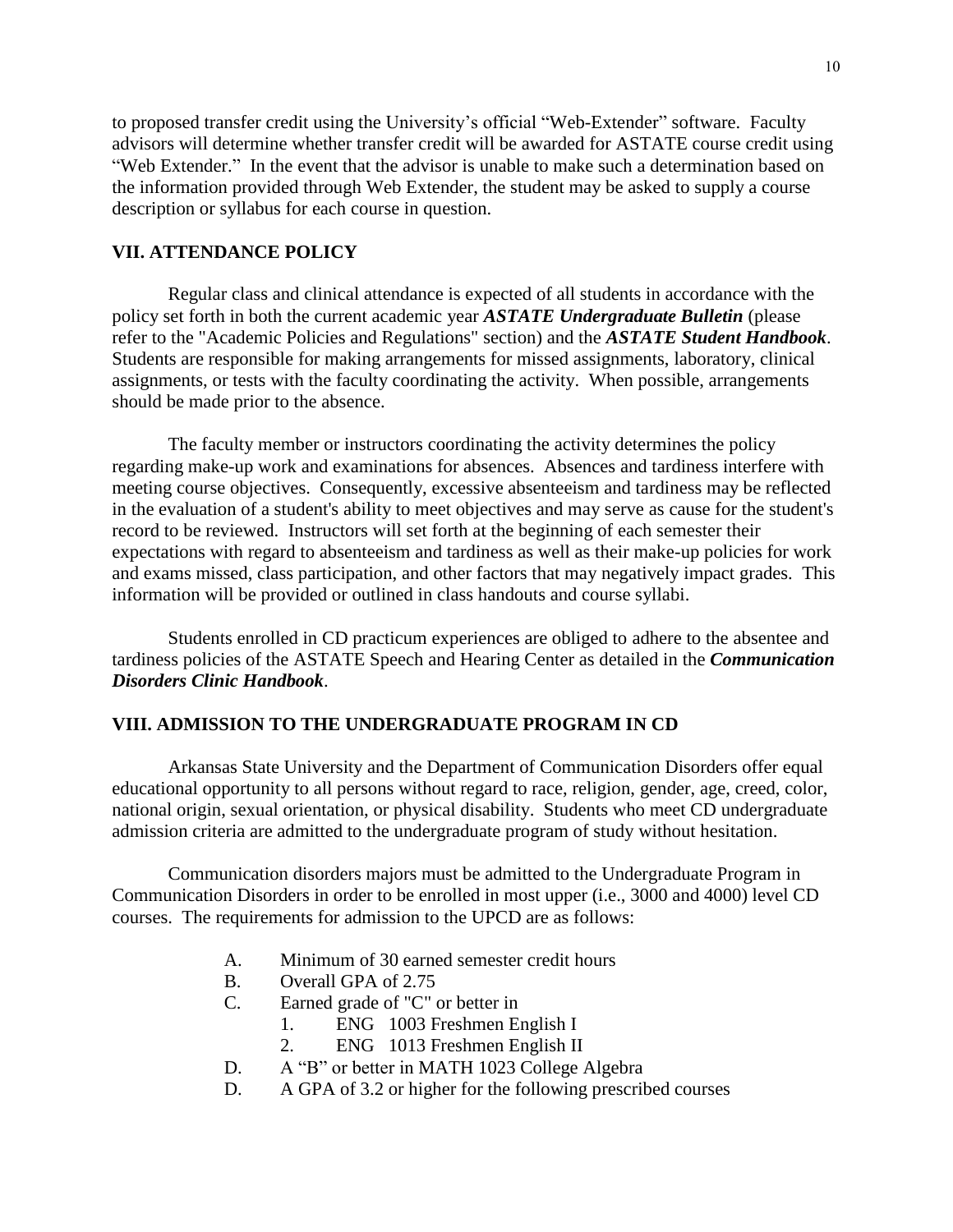to proposed transfer credit using the University's official "Web-Extender" software. Faculty advisors will determine whether transfer credit will be awarded for ASTATE course credit using "Web Extender." In the event that the advisor is unable to make such a determination based on the information provided through Web Extender, the student may be asked to supply a course description or syllabus for each course in question.

## VII. ATTENDANCE POLICY

Regular class and clinical attendance is expected of all students in accordance with the policy set forth in both the current academic year ***ASTATE Undergraduate Bulletin*** (please refer to the "Academic Policies and Regulations" section) and the ***ASTATE Student Handbook***. Students are responsible for making arrangements for missed assignments, laboratory, clinical assignments, or tests with the faculty coordinating the activity. When possible, arrangements should be made prior to the absence.

The faculty member or instructors coordinating the activity determines the policy regarding make-up work and examinations for absences. Absences and tardiness interfere with meeting course objectives. Consequently, excessive absenteeism and tardiness may be reflected in the evaluation of a student's ability to meet objectives and may serve as cause for the student's record to be reviewed. Instructors will set forth at the beginning of each semester their expectations with regard to absenteeism and tardiness as well as their make-up policies for work and exams missed, class participation, and other factors that may negatively impact grades. This information will be provided or outlined in class handouts and course syllabi.

Students enrolled in CD practicum experiences are obliged to adhere to the absentee and tardiness policies of the ASTATE Speech and Hearing Center as detailed in the ***Communication Disorders Clinic Handbook***.

## VIII. ADMISSION TO THE UNDERGRADUATE PROGRAM IN CD

Arkansas State University and the Department of Communication Disorders offer equal educational opportunity to all persons without regard to race, religion, gender, age, creed, color, national origin, sexual orientation, or physical disability. Students who meet CD undergraduate admission criteria are admitted to the undergraduate program of study without hesitation.

Communication disorders majors must be admitted to the Undergraduate Program in Communication Disorders in order to be enrolled in most upper (i.e., 3000 and 4000) level CD courses. The requirements for admission to the UPCD are as follows:

A. Minimum of 30 earned semester credit hours
B. Overall GPA of 2.75
C. Earned grade of "C" or better in
   1. ENG 1003 Freshmen English I
   2. ENG 1013 Freshmen English II
D. A "B" or better in MATH 1023 College Algebra
D. A GPA of 3.2 or higher for the following prescribed courses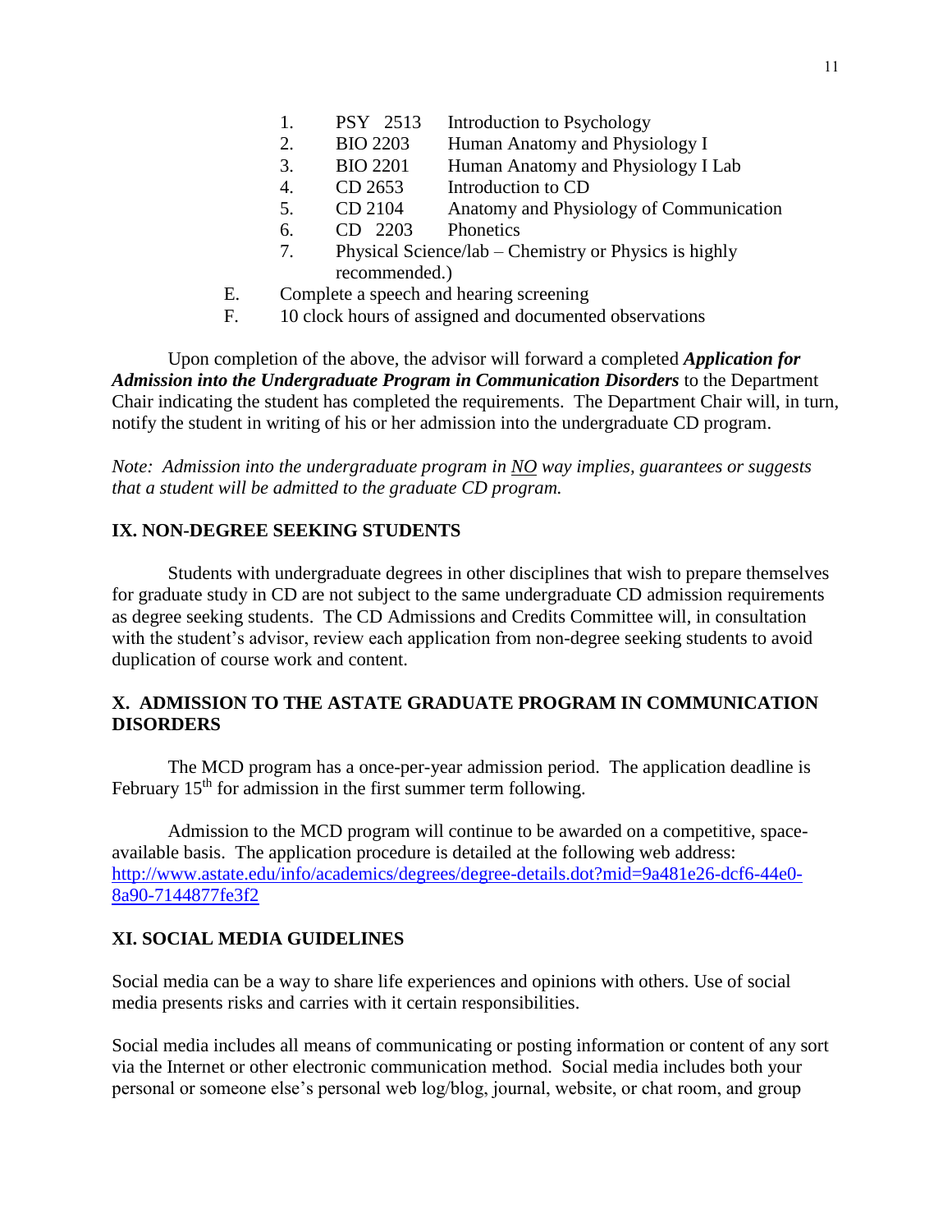1. PSY 2513 Introduction to Psychology
2. BIO 2203 Human Anatomy and Physiology I
3. BIO 2201 Human Anatomy and Physiology I Lab
4. CD 2653 Introduction to CD
5. CD 2104 Anatomy and Physiology of Communication
6. CD 2203 Phonetics
7. Physical Science/lab – Chemistry or Physics is highly recommended.)

E. Complete a speech and hearing screening

F. 10 clock hours of assigned and documented observations

Upon completion of the above, the advisor will forward a completed ***Application for Admission into the Undergraduate Program in Communication Disorders*** to the Department Chair indicating the student has completed the requirements. The Department Chair will, in turn, notify the student in writing of his or her admission into the undergraduate CD program.

*Note: Admission into the undergraduate program in NO way implies, guarantees or suggests that a student will be admitted to the graduate CD program.*

## IX. NON-DEGREE SEEKING STUDENTS

Students with undergraduate degrees in other disciplines that wish to prepare themselves for graduate study in CD are not subject to the same undergraduate CD admission requirements as degree seeking students. The CD Admissions and Credits Committee will, in consultation with the student's advisor, review each application from non-degree seeking students to avoid duplication of course work and content.

## X. ADMISSION TO THE ASTATE GRADUATE PROGRAM IN COMMUNICATION DISORDERS

The MCD program has a once-per-year admission period. The application deadline is February 15th for admission in the first summer term following.

Admission to the MCD program will continue to be awarded on a competitive, space-available basis. The application procedure is detailed at the following web address: http://www.astate.edu/info/academics/degrees/degree-details.dot?mid=9a481e26-dcf6-44e0-8a90-7144877fe3f2

## XI. SOCIAL MEDIA GUIDELINES

Social media can be a way to share life experiences and opinions with others. Use of social media presents risks and carries with it certain responsibilities.

Social media includes all means of communicating or posting information or content of any sort via the Internet or other electronic communication method. Social media includes both your personal or someone else's personal web log/blog, journal, website, or chat room, and group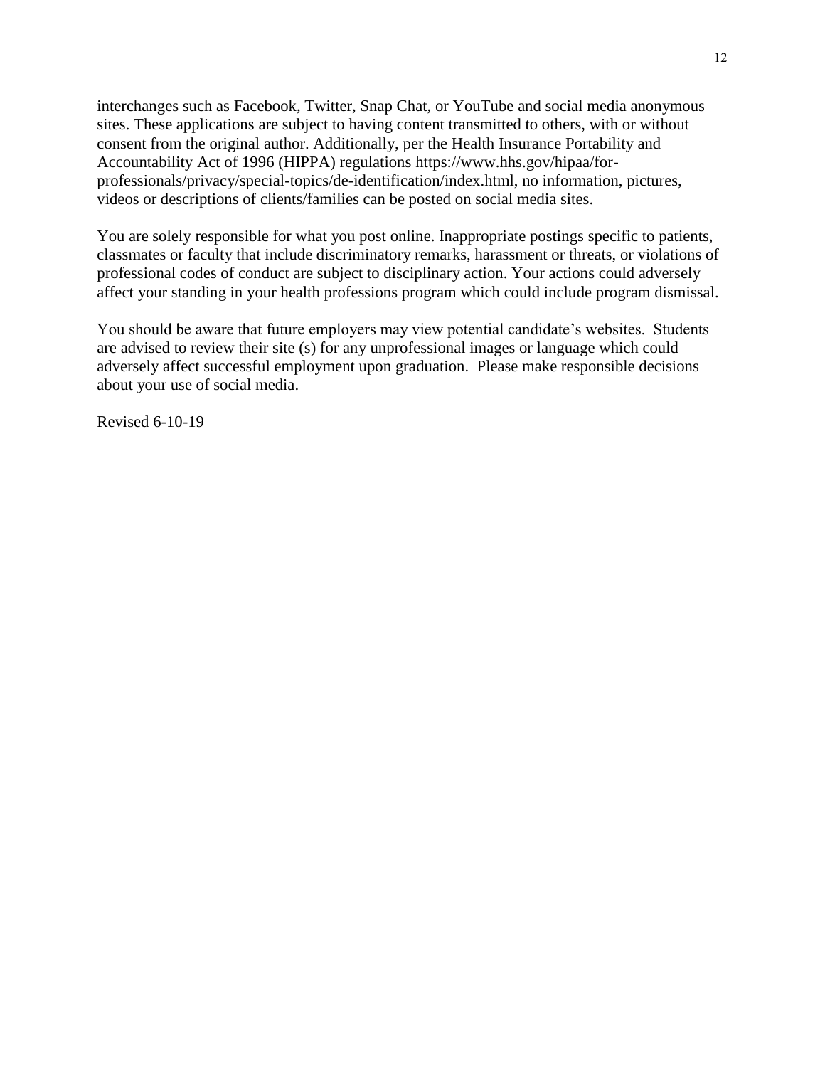interchanges such as Facebook, Twitter, Snap Chat, or YouTube and social media anonymous sites. These applications are subject to having content transmitted to others, with or without consent from the original author. Additionally, per the Health Insurance Portability and Accountability Act of 1996 (HIPPA) regulations https://www.hhs.gov/hipaa/for-professionals/privacy/special-topics/de-identification/index.html, no information, pictures, videos or descriptions of clients/families can be posted on social media sites.

You are solely responsible for what you post online. Inappropriate postings specific to patients, classmates or faculty that include discriminatory remarks, harassment or threats, or violations of professional codes of conduct are subject to disciplinary action. Your actions could adversely affect your standing in your health professions program which could include program dismissal.

You should be aware that future employers may view potential candidate's websites. Students are advised to review their site (s) for any unprofessional images or language which could adversely affect successful employment upon graduation. Please make responsible decisions about your use of social media.

Revised 6-10-19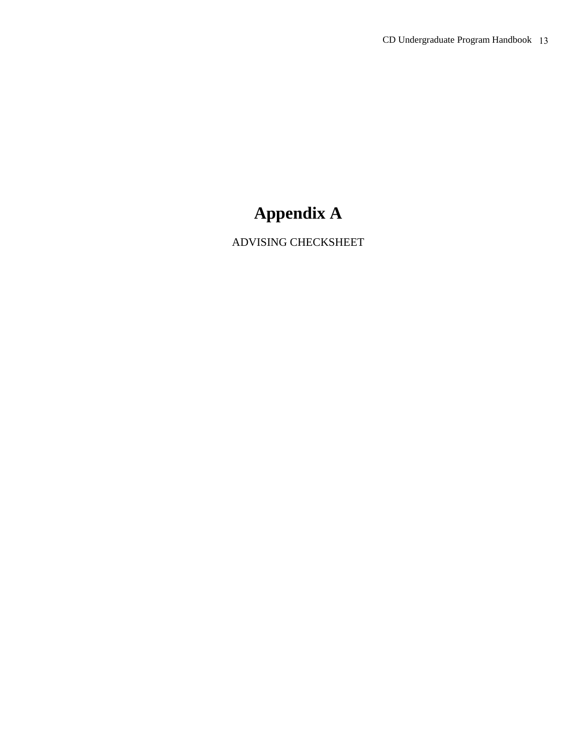# Appendix A

ADVISING CHECKSHEET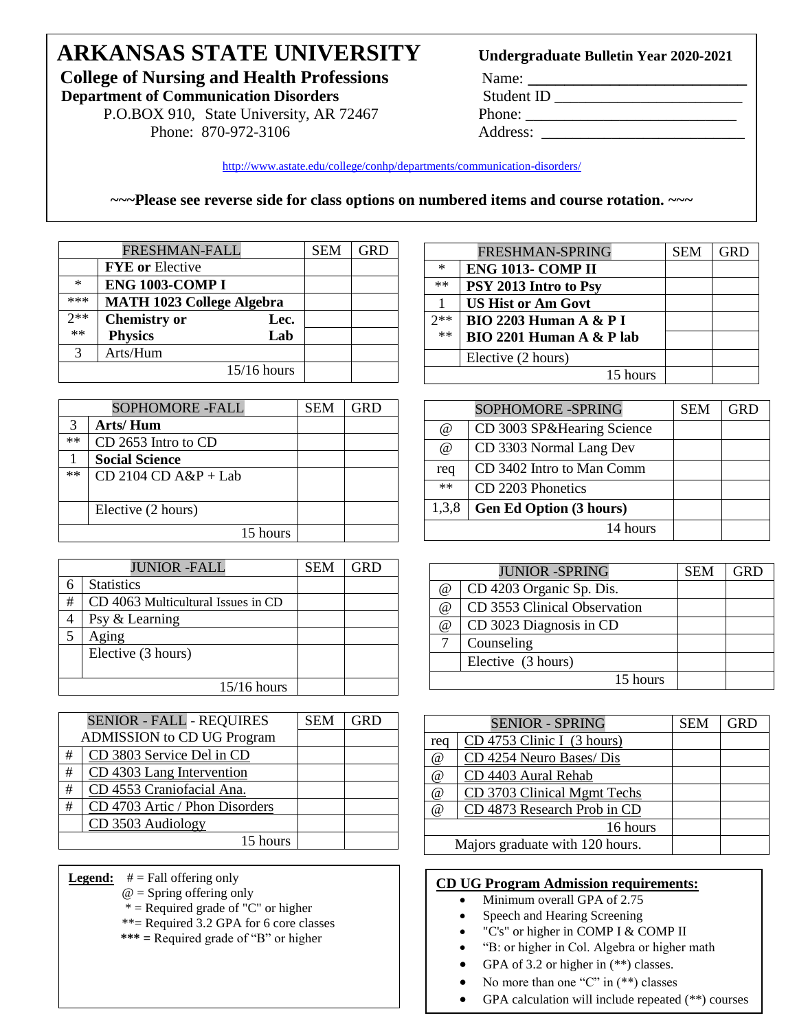# ARKANSAS STATE UNIVERSITY

**Undergraduate Bulletin Year 2020-2021**

## College of Nursing and Health Professions

**Department of Communication Disorders**

P.O.BOX 910, State University, AR 72467

Phone: 870-972-3106

Name: ___________________________

Student ID ________________________

Phone: ___________________________

Address: __________________________

http://www.astate.edu/college/conhp/departments/communication-disorders/

**~~~Please see reverse side for class options on numbered items and course rotation. ~~~**

| | FRESHMAN-FALL | SEM | GRD |
|---|---|---|---|
| | **FYE or** Elective | | |
| * | **ENG 1003-COMP I** | | |
| *** | **MATH 1023 College Algebra** | | |
| 2** | **Chemistry or** Lec. | | |
| ** | **Physics** Lab | | |
| 3 | Arts/Hum | | |
| | 15/16 hours | | |

| | FRESHMAN-SPRING | SEM | GRD |
|---|---|---|---|
| * | **ENG 1013- COMP II** | | |
| ** | **PSY 2013 Intro to Psy** | | |
| 1 | **US Hist or Am Govt** | | |
| 2** | **BIO 2203 Human A & P I** | | |
| ** | **BIO 2201 Human A & P lab** | | |
| | Elective (2 hours) | | |
| | 15 hours | | |

| | SOPHOMORE -FALL | SEM | GRD |
|---|---|---|---|
| 3 | **Arts/ Hum** | | |
| ** | CD 2653 Intro to CD | | |
| 1 | **Social Science** | | |
| ** | CD 2104 CD A&P + Lab | | |
| | Elective (2 hours) | | |
| | 15 hours | | |

| | SOPHOMORE -SPRING | SEM | GRD |
|---|---|---|---|
| @ | CD 3003 SP&Hearing Science | | |
| @ | CD 3303 Normal Lang Dev | | |
| req | CD 3402 Intro to Man Comm | | |
| ** | CD 2203 Phonetics | | |
| 1,3,8 | **Gen Ed Option (3 hours)** | | |
| | 14 hours | | |

| | JUNIOR -FALL | SEM | GRD |
|---|---|---|---|
| 6 | Statistics | | |
| # | CD 4063 Multicultural Issues in CD | | |
| 4 | Psy & Learning | | |
| 5 | Aging | | |
| | Elective (3 hours) | | |
| | 15/16 hours | | |

| | JUNIOR -SPRING | SEM | GRD |
|---|---|---|---|
| @ | CD 4203 Organic Sp. Dis. | | |
| @ | CD 3553 Clinical Observation | | |
| @ | CD 3023 Diagnosis in CD | | |
| 7 | Counseling | | |
| | Elective (3 hours) | | |
| | 15 hours | | |

| | SENIOR - FALL - REQUIRES ADMISSION to CD UG Program | SEM | GRD |
|---|---|---|---|
| # | CD 3803 Service Del in CD | | |
| # | CD 4303 Lang Intervention | | |
| # | CD 4553 Craniofacial Ana. | | |
| # | CD 4703 Artic / Phon Disorders | | |
| | CD 3503 Audiology | | |
| | 15 hours | | |

| | SENIOR - SPRING | SEM | GRD |
|---|---|---|---|
| req | CD 4753 Clinic I (3 hours) | | |
| @ | CD 4254 Neuro Bases/ Dis | | |
| @ | CD 4403 Aural Rehab | | |
| @ | CD 3703 Clinical Mgmt Techs | | |
| @ | CD 4873 Research Prob in CD | | |
| | 16 hours | | |
| | Majors graduate with 120 hours. | | |

**Legend:**
- # = Fall offering only
- @ = Spring offering only
- * = Required grade of "C" or higher
- **= Required 3.2 GPA for 6 core classes
- *** = Required grade of "B" or higher

**CD UG Program Admission requirements:**

- Minimum overall GPA of 2.75
- Speech and Hearing Screening
- "C's" or higher in COMP I & COMP II
- "B: or higher in Col. Algebra or higher math
- GPA of 3.2 or higher in (**) classes.
- No more than one "C" in (**) classes
- GPA calculation will include repeated (**) courses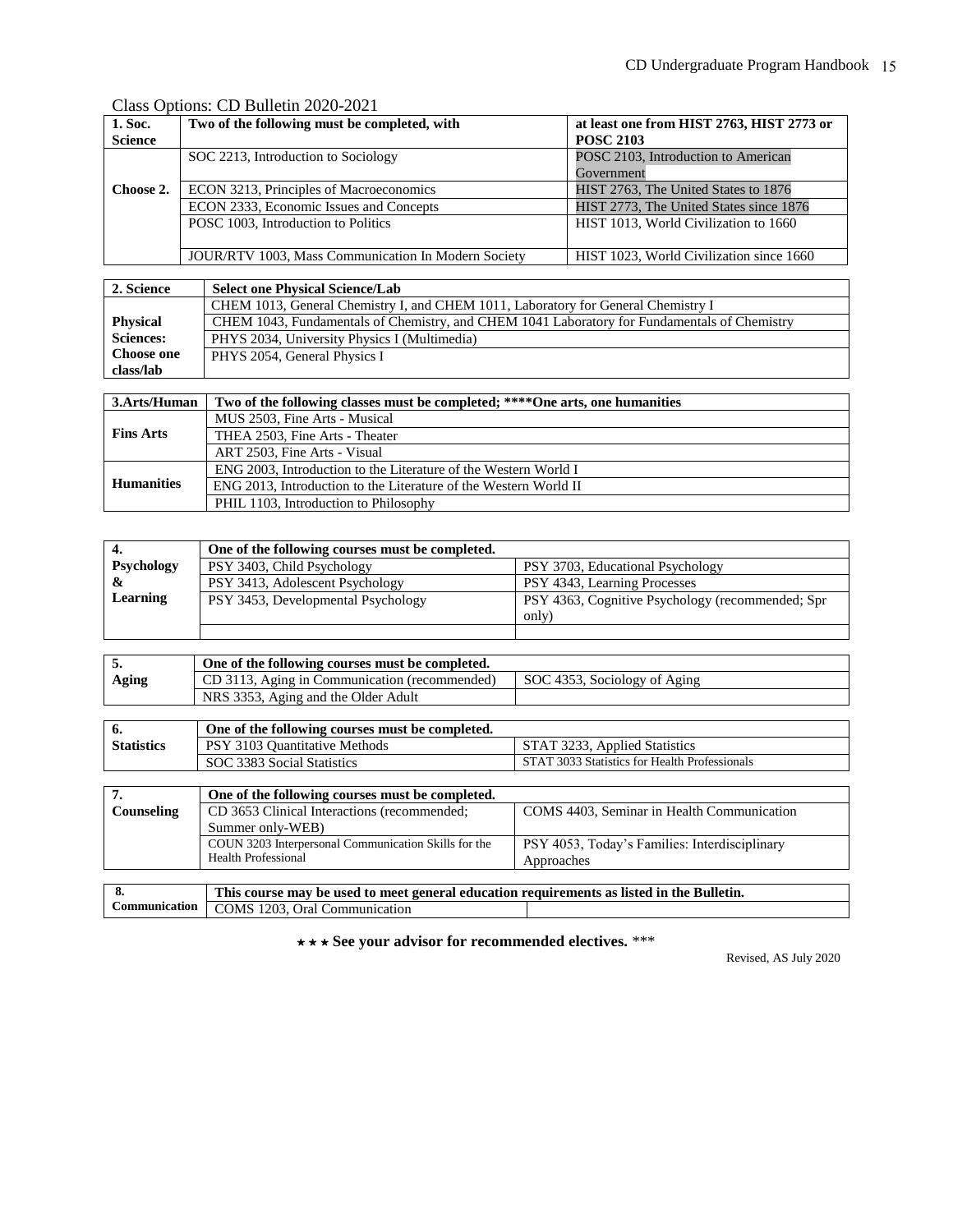Class Options: CD Bulletin 2020-2021

| 1. Soc. Science | Two of the following must be completed, with | at least one from HIST 2763, HIST 2773 or POSC 2103 |
|---|---|---|
| Choose 2. | SOC 2213, Introduction to Sociology | POSC 2103, Introduction to American Government |
| | ECON 3213, Principles of Macroeconomics | HIST 2763, The United States to 1876 |
| | ECON 2333, Economic Issues and Concepts | HIST 2773, The United States since 1876 |
| | POSC 1003, Introduction to Politics | HIST 1013, World Civilization to 1660 |
| | JOUR/RTV 1003, Mass Communication In Modern Society | HIST 1023, World Civilization since 1660 |

| 2. Science | Select one Physical Science/Lab |
|---|---|
| Physical Sciences: Choose one class/lab | CHEM 1013, General Chemistry I, and CHEM 1011, Laboratory for General Chemistry I |
| | CHEM 1043, Fundamentals of Chemistry, and CHEM 1041 Laboratory for Fundamentals of Chemistry |
| | PHYS 2034, University Physics I (Multimedia) |
| | PHYS 2054, General Physics I |

| 3.Arts/Human | Two of the following classes must be completed; ****One arts, one humanities |
|---|---|
| Fins Arts | MUS 2503, Fine Arts - Musical |
| | THEA 2503, Fine Arts - Theater |
| | ART 2503, Fine Arts - Visual |
| Humanities | ENG 2003, Introduction to the Literature of the Western World I |
| | ENG 2013, Introduction to the Literature of the Western World II |
| | PHIL 1103, Introduction to Philosophy |

| 4. Psychology & Learning | One of the following courses must be completed. | |
|---|---|---|
| | PSY 3403, Child Psychology | PSY 3703, Educational Psychology |
| | PSY 3413, Adolescent Psychology | PSY 4343, Learning Processes |
| | PSY 3453, Developmental Psychology | PSY 4363, Cognitive Psychology (recommended; Spr only) |
| | | |

| 5. Aging | One of the following courses must be completed. | |
|---|---|---|
| | CD 3113, Aging in Communication (recommended) | SOC 4353, Sociology of Aging |
| | NRS 3353, Aging and the Older Adult | |

| 6. Statistics | One of the following courses must be completed. | |
|---|---|---|
| | PSY 3103 Quantitative Methods | STAT 3233, Applied Statistics |
| | SOC 3383 Social Statistics | STAT 3033 Statistics for Health Professionals |

| 7. Counseling | One of the following courses must be completed. | |
|---|---|---|
| | CD 3653 Clinical Interactions (recommended; Summer only-WEB) | COMS 4403, Seminar in Health Communication |
| | COUN 3203 Interpersonal Communication Skills for the Health Professional | PSY 4053, Today's Families: Interdisciplinary Approaches |

| 8. Communication | This course may be used to meet general education requirements as listed in the Bulletin. | |
|---|---|---|
| | COMS 1203, Oral Communication | |

⋆ ⋆ ⋆ **See your advisor for recommended electives.** ***

Revised, AS July 2020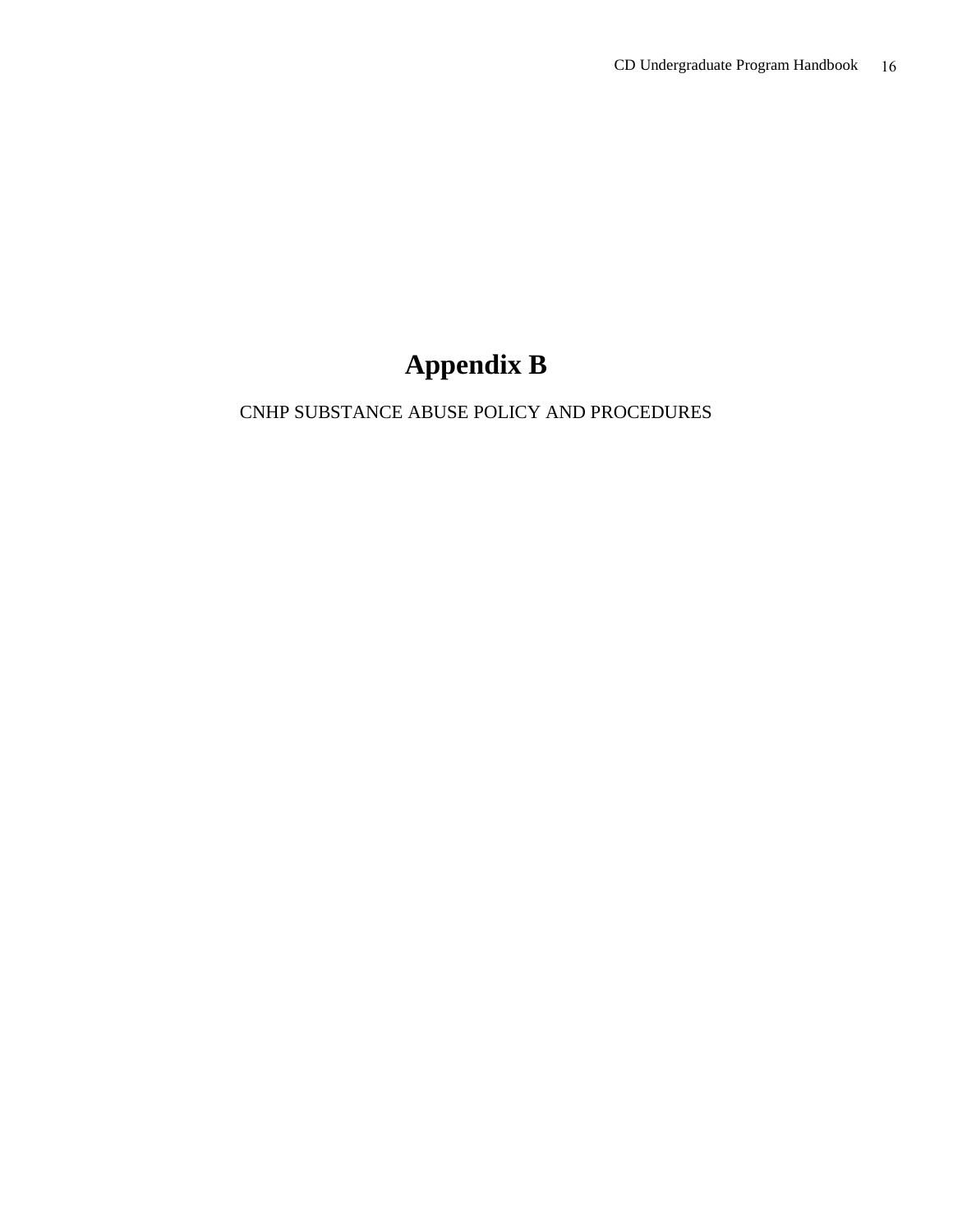# Appendix B

CNHP SUBSTANCE ABUSE POLICY AND PROCEDURES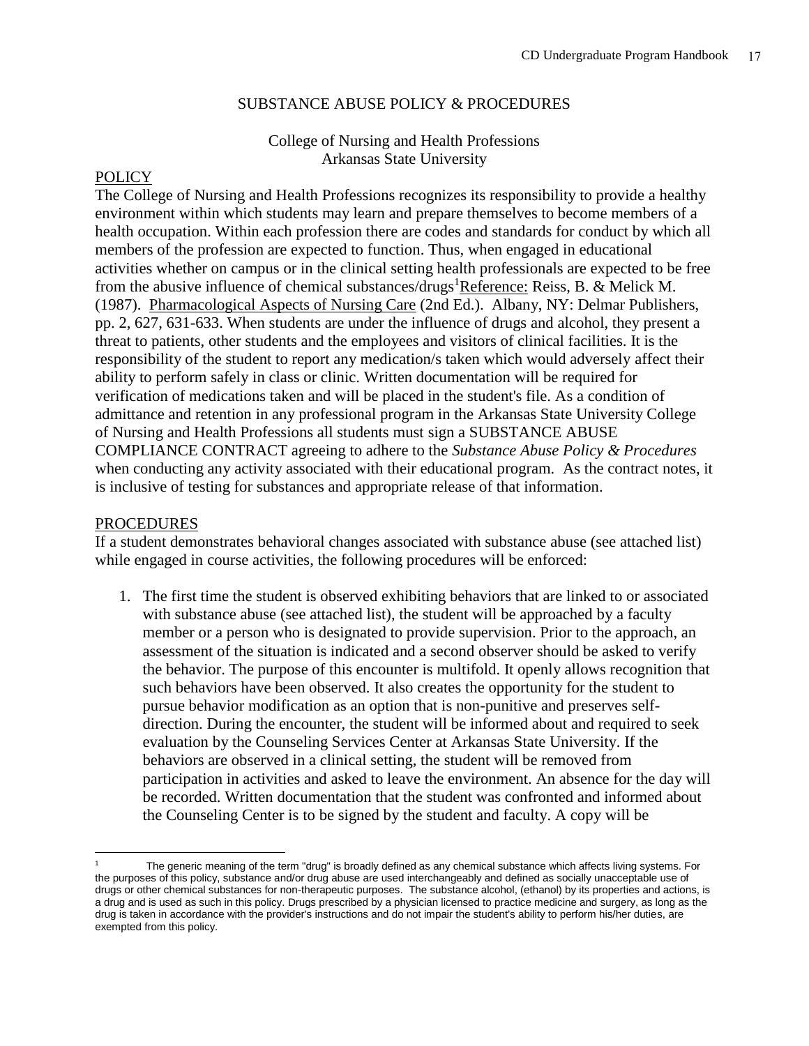## SUBSTANCE ABUSE POLICY & PROCEDURES

College of Nursing and Health Professions
Arkansas State University

<u>POLICY</u>

The College of Nursing and Health Professions recognizes its responsibility to provide a healthy environment within which students may learn and prepare themselves to become members of a health occupation. Within each profession there are codes and standards for conduct by which all members of the profession are expected to function. Thus, when engaged in educational activities whether on campus or in the clinical setting health professionals are expected to be free from the abusive influence of chemical substances/drugs[1]<u>Reference:</u> Reiss, B. & Melick M. (1987). <u>Pharmacological Aspects of Nursing Care</u> (2nd Ed.). Albany, NY: Delmar Publishers, pp. 2, 627, 631-633. When students are under the influence of drugs and alcohol, they present a threat to patients, other students and the employees and visitors of clinical facilities. It is the responsibility of the student to report any medication/s taken which would adversely affect their ability to perform safely in class or clinic. Written documentation will be required for verification of medications taken and will be placed in the student's file. As a condition of admittance and retention in any professional program in the Arkansas State University College of Nursing and Health Professions all students must sign a SUBSTANCE ABUSE COMPLIANCE CONTRACT agreeing to adhere to the *Substance Abuse Policy & Procedures* when conducting any activity associated with their educational program. As the contract notes, it is inclusive of testing for substances and appropriate release of that information.

<u>PROCEDURES</u>

If a student demonstrates behavioral changes associated with substance abuse (see attached list) while engaged in course activities, the following procedures will be enforced:

1. The first time the student is observed exhibiting behaviors that are linked to or associated with substance abuse (see attached list), the student will be approached by a faculty member or a person who is designated to provide supervision. Prior to the approach, an assessment of the situation is indicated and a second observer should be asked to verify the behavior. The purpose of this encounter is multifold. It openly allows recognition that such behaviors have been observed. It also creates the opportunity for the student to pursue behavior modification as an option that is non-punitive and preserves self-direction. During the encounter, the student will be informed about and required to seek evaluation by the Counseling Services Center at Arkansas State University. If the behaviors are observed in a clinical setting, the student will be removed from participation in activities and asked to leave the environment. An absence for the day will be recorded. Written documentation that the student was confronted and informed about the Counseling Center is to be signed by the student and faculty. A copy will be

---

[1] The generic meaning of the term "drug" is broadly defined as any chemical substance which affects living systems. For the purposes of this policy, substance and/or drug abuse are used interchangeably and defined as socially unacceptable use of drugs or other chemical substances for non-therapeutic purposes. The substance alcohol, (ethanol) by its properties and actions, is a drug and is used as such in this policy. Drugs prescribed by a physician licensed to practice medicine and surgery, as long as the drug is taken in accordance with the provider's instructions and do not impair the student's ability to perform his/her duties, are exempted from this policy.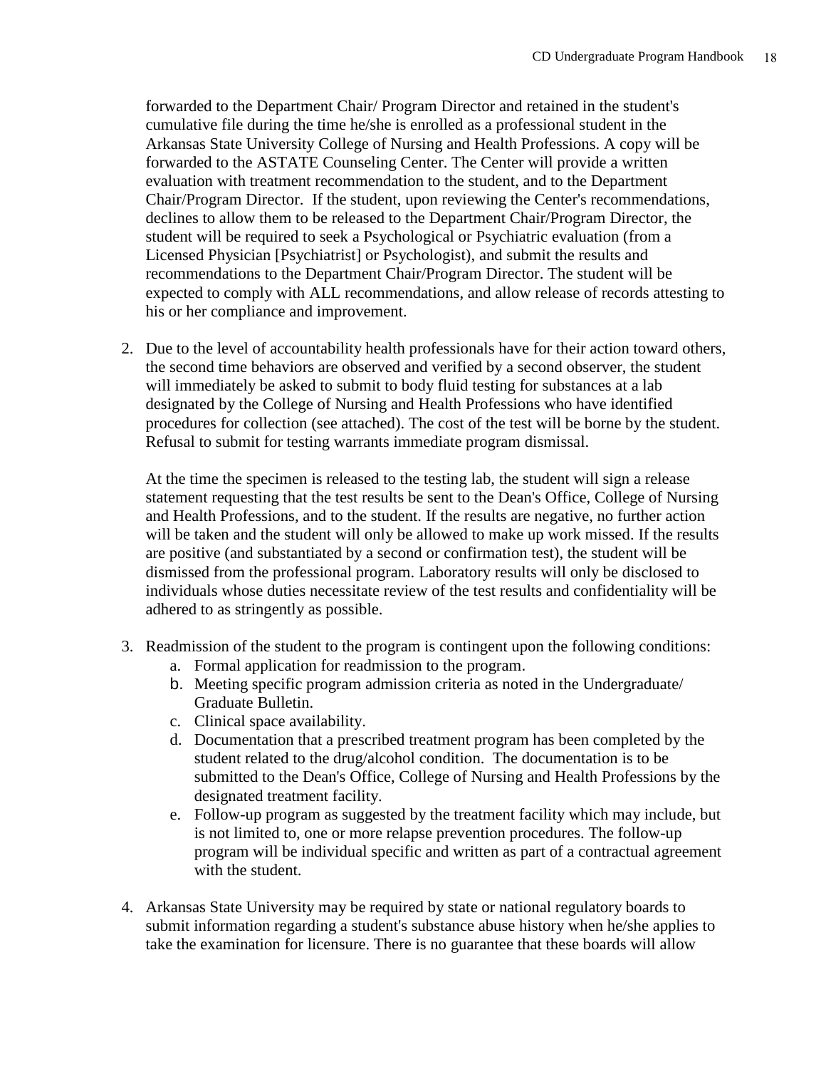forwarded to the Department Chair/ Program Director and retained in the student's cumulative file during the time he/she is enrolled as a professional student in the Arkansas State University College of Nursing and Health Professions. A copy will be forwarded to the ASTATE Counseling Center. The Center will provide a written evaluation with treatment recommendation to the student, and to the Department Chair/Program Director. If the student, upon reviewing the Center's recommendations, declines to allow them to be released to the Department Chair/Program Director, the student will be required to seek a Psychological or Psychiatric evaluation (from a Licensed Physician [Psychiatrist] or Psychologist), and submit the results and recommendations to the Department Chair/Program Director. The student will be expected to comply with ALL recommendations, and allow release of records attesting to his or her compliance and improvement.

2. Due to the level of accountability health professionals have for their action toward others, the second time behaviors are observed and verified by a second observer, the student will immediately be asked to submit to body fluid testing for substances at a lab designated by the College of Nursing and Health Professions who have identified procedures for collection (see attached). The cost of the test will be borne by the student. Refusal to submit for testing warrants immediate program dismissal.

   At the time the specimen is released to the testing lab, the student will sign a release statement requesting that the test results be sent to the Dean's Office, College of Nursing and Health Professions, and to the student. If the results are negative, no further action will be taken and the student will only be allowed to make up work missed. If the results are positive (and substantiated by a second or confirmation test), the student will be dismissed from the professional program. Laboratory results will only be disclosed to individuals whose duties necessitate review of the test results and confidentiality will be adhered to as stringently as possible.

3. Readmission of the student to the program is contingent upon the following conditions:
   a. Formal application for readmission to the program.
   b. Meeting specific program admission criteria as noted in the Undergraduate/ Graduate Bulletin.
   c. Clinical space availability.
   d. Documentation that a prescribed treatment program has been completed by the student related to the drug/alcohol condition. The documentation is to be submitted to the Dean's Office, College of Nursing and Health Professions by the designated treatment facility.
   e. Follow-up program as suggested by the treatment facility which may include, but is not limited to, one or more relapse prevention procedures. The follow-up program will be individual specific and written as part of a contractual agreement with the student.

4. Arkansas State University may be required by state or national regulatory boards to submit information regarding a student's substance abuse history when he/she applies to take the examination for licensure. There is no guarantee that these boards will allow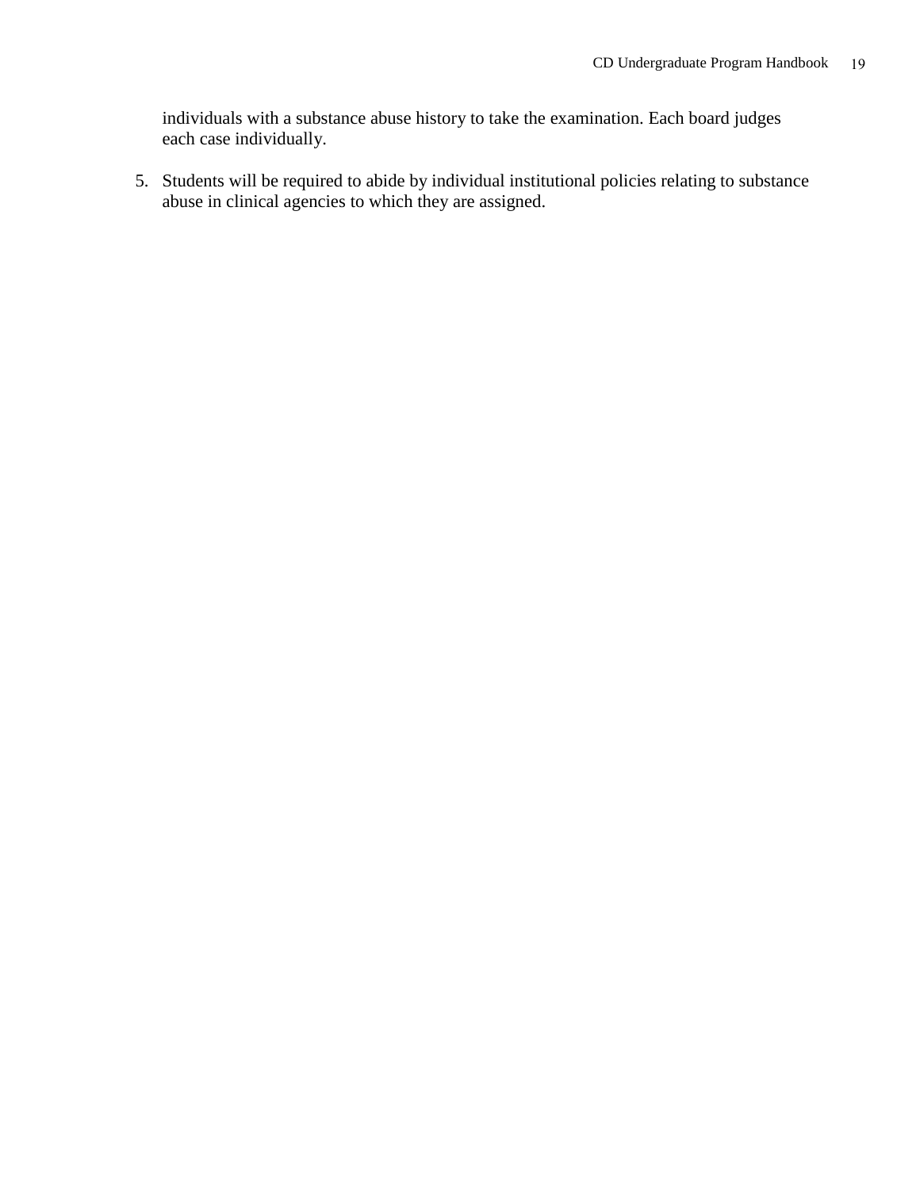individuals with a substance abuse history to take the examination. Each board judges each case individually.

5. Students will be required to abide by individual institutional policies relating to substance abuse in clinical agencies to which they are assigned.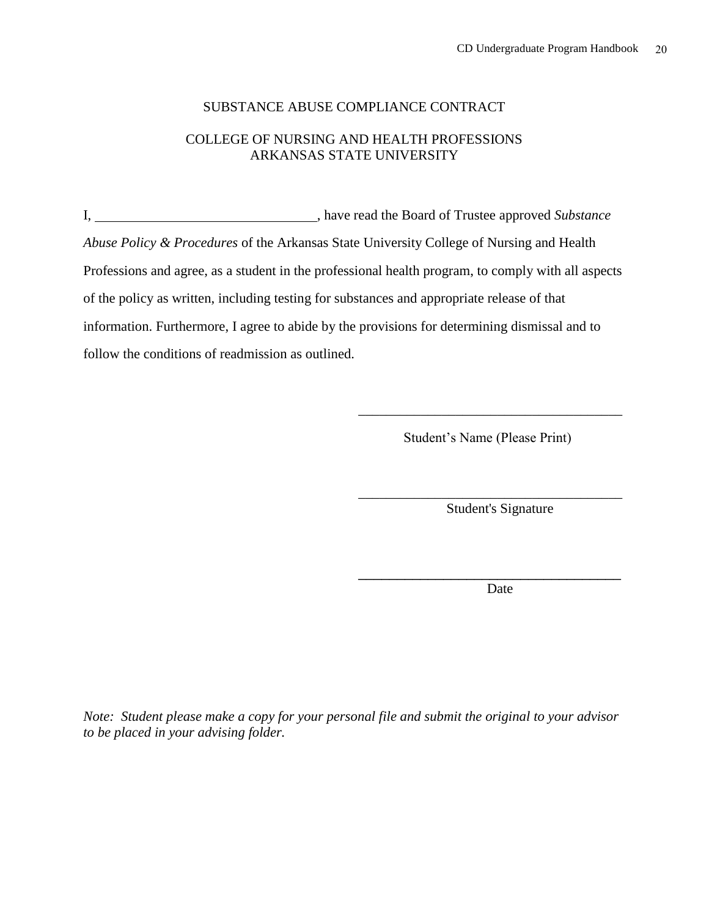# SUBSTANCE ABUSE COMPLIANCE CONTRACT

## COLLEGE OF NURSING AND HEALTH PROFESSIONS
## ARKANSAS STATE UNIVERSITY

I, ________________________________, have read the Board of Trustee approved *Substance Abuse Policy & Procedures* of the Arkansas State University College of Nursing and Health Professions and agree, as a student in the professional health program, to comply with all aspects of the policy as written, including testing for substances and appropriate release of that information. Furthermore, I agree to abide by the provisions for determining dismissal and to follow the conditions of readmission as outlined.

_______________________________________
Student's Name (Please Print)

_______________________________________
Student's Signature

_______________________________________
Date

*Note: Student please make a copy for your personal file and submit the original to your advisor to be placed in your advising folder.*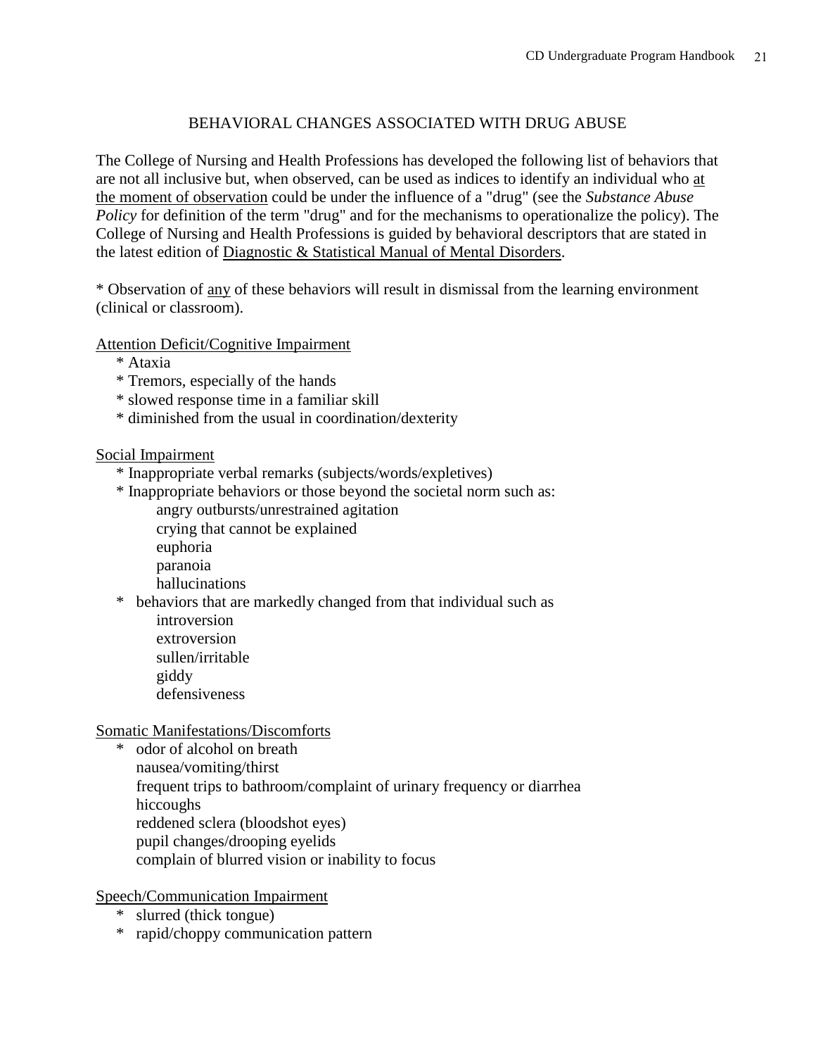## BEHAVIORAL CHANGES ASSOCIATED WITH DRUG ABUSE

The College of Nursing and Health Professions has developed the following list of behaviors that are not all inclusive but, when observed, can be used as indices to identify an individual who at the moment of observation could be under the influence of a "drug" (see the *Substance Abuse Policy* for definition of the term "drug" and for the mechanisms to operationalize the policy). The College of Nursing and Health Professions is guided by behavioral descriptors that are stated in the latest edition of Diagnostic & Statistical Manual of Mental Disorders.

* Observation of any of these behaviors will result in dismissal from the learning environment (clinical or classroom).

Attention Deficit/Cognitive Impairment

* Ataxia
* Tremors, especially of the hands
* slowed response time in a familiar skill
* diminished from the usual in coordination/dexterity

Social Impairment

* Inappropriate verbal remarks (subjects/words/expletives)
* Inappropriate behaviors or those beyond the societal norm such as:
  - angry outbursts/unrestrained agitation
  - crying that cannot be explained
  - euphoria
  - paranoia
  - hallucinations
* behaviors that are markedly changed from that individual such as
  - introversion
  - extroversion
  - sullen/irritable
  - giddy
  - defensiveness

Somatic Manifestations/Discomforts

* odor of alcohol on breath
  nausea/vomiting/thirst
  frequent trips to bathroom/complaint of urinary frequency or diarrhea
  hiccoughs
  reddened sclera (bloodshot eyes)
  pupil changes/drooping eyelids
  complain of blurred vision or inability to focus

Speech/Communication Impairment

* slurred (thick tongue)
* rapid/choppy communication pattern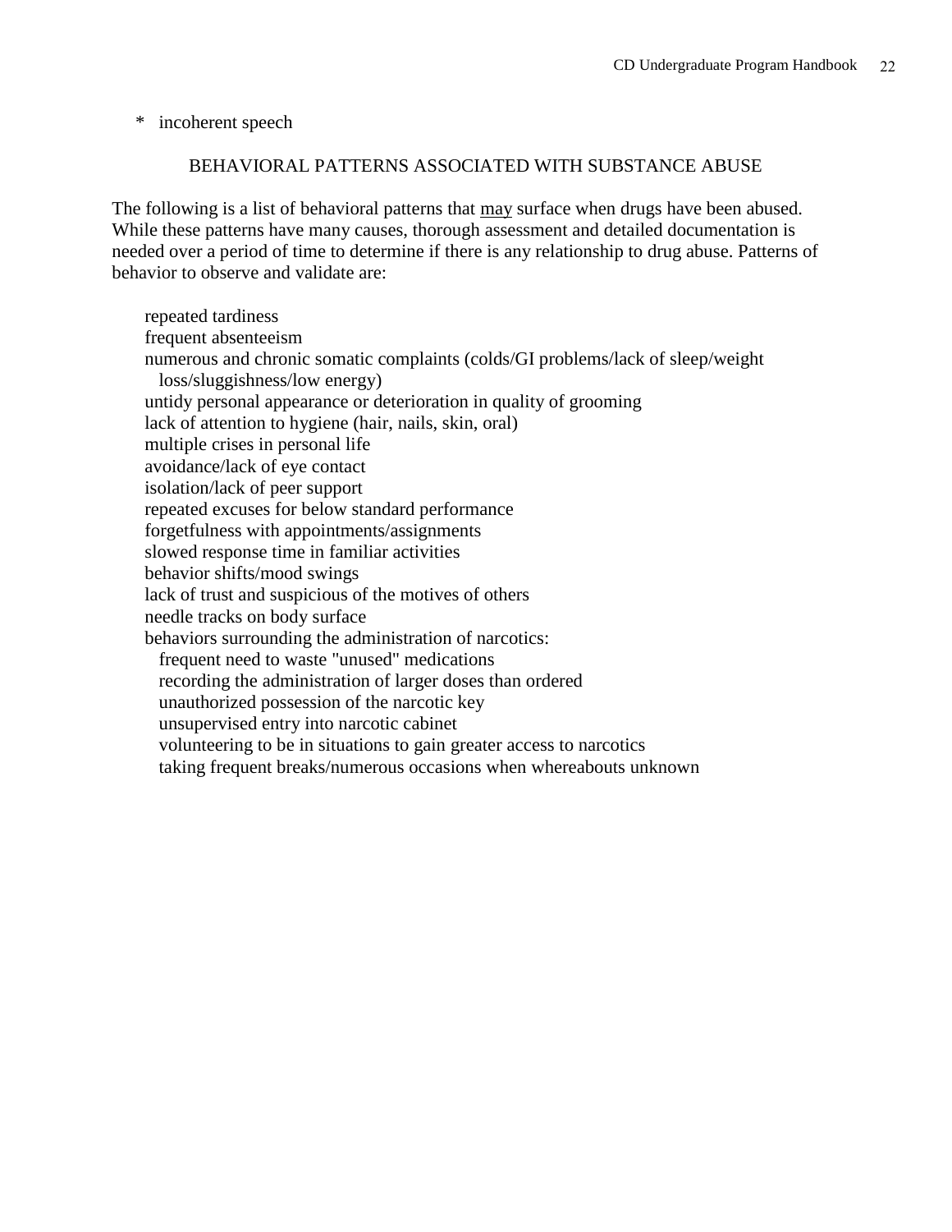* incoherent speech

## BEHAVIORAL PATTERNS ASSOCIATED WITH SUBSTANCE ABUSE

The following is a list of behavioral patterns that <u>may</u> surface when drugs have been abused. While these patterns have many causes, thorough assessment and detailed documentation is needed over a period of time to determine if there is any relationship to drug abuse. Patterns of behavior to observe and validate are:

- repeated tardiness
- frequent absenteeism
- numerous and chronic somatic complaints (colds/GI problems/lack of sleep/weight loss/sluggishness/low energy)
- untidy personal appearance or deterioration in quality of grooming
- lack of attention to hygiene (hair, nails, skin, oral)
- multiple crises in personal life
- avoidance/lack of eye contact
- isolation/lack of peer support
- repeated excuses for below standard performance
- forgetfulness with appointments/assignments
- slowed response time in familiar activities
- behavior shifts/mood swings
- lack of trust and suspicious of the motives of others
- needle tracks on body surface
- behaviors surrounding the administration of narcotics:
  - frequent need to waste "unused" medications
  - recording the administration of larger doses than ordered
  - unauthorized possession of the narcotic key
  - unsupervised entry into narcotic cabinet
  - volunteering to be in situations to gain greater access to narcotics
  - taking frequent breaks/numerous occasions when whereabouts unknown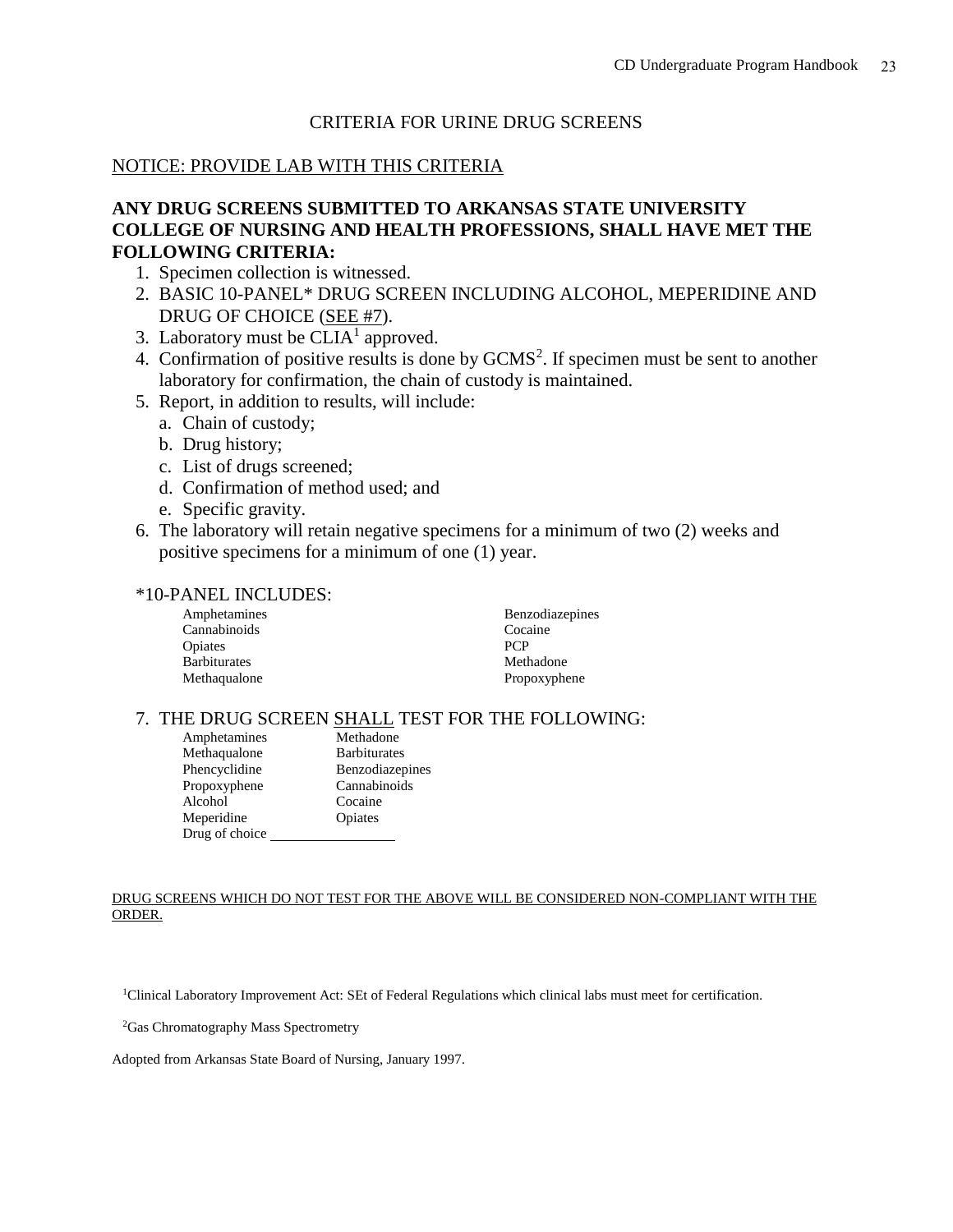# CRITERIA FOR URINE DRUG SCREENS

NOTICE: PROVIDE LAB WITH THIS CRITERIA

**ANY DRUG SCREENS SUBMITTED TO ARKANSAS STATE UNIVERSITY COLLEGE OF NURSING AND HEALTH PROFESSIONS, SHALL HAVE MET THE FOLLOWING CRITERIA:**

1. Specimen collection is witnessed.
2. BASIC 10-PANEL* DRUG SCREEN INCLUDING ALCOHOL, MEPERIDINE AND DRUG OF CHOICE (SEE #7).
3. Laboratory must be CLIA[1] approved.
4. Confirmation of positive results is done by GCMS[2]. If specimen must be sent to another laboratory for confirmation, the chain of custody is maintained.
5. Report, in addition to results, will include:
   a. Chain of custody;
   b. Drug history;
   c. List of drugs screened;
   d. Confirmation of method used; and
   e. Specific gravity.
6. The laboratory will retain negative specimens for a minimum of two (2) weeks and positive specimens for a minimum of one (1) year.

*10-PANEL INCLUDES:

| | |
|---|---|
| Amphetamines | Benzodiazepines |
| Cannabinoids | Cocaine |
| Opiates | PCP |
| Barbiturates | Methadone |
| Methaqualone | Propoxyphene |

7. THE DRUG SCREEN SHALL TEST FOR THE FOLLOWING:

| | |
|---|---|
| Amphetamines | Methadone |
| Methaqualone | Barbiturates |
| Phencyclidine | Benzodiazepines |
| Propoxyphene | Cannabinoids |
| Alcohol | Cocaine |
| Meperidine | Opiates |
| Drug of choice ________________ | |

DRUG SCREENS WHICH DO NOT TEST FOR THE ABOVE WILL BE CONSIDERED NON-COMPLIANT WITH THE ORDER.

[1]Clinical Laboratory Improvement Act: SEt of Federal Regulations which clinical labs must meet for certification.

[2]Gas Chromatography Mass Spectrometry

Adopted from Arkansas State Board of Nursing, January 1997.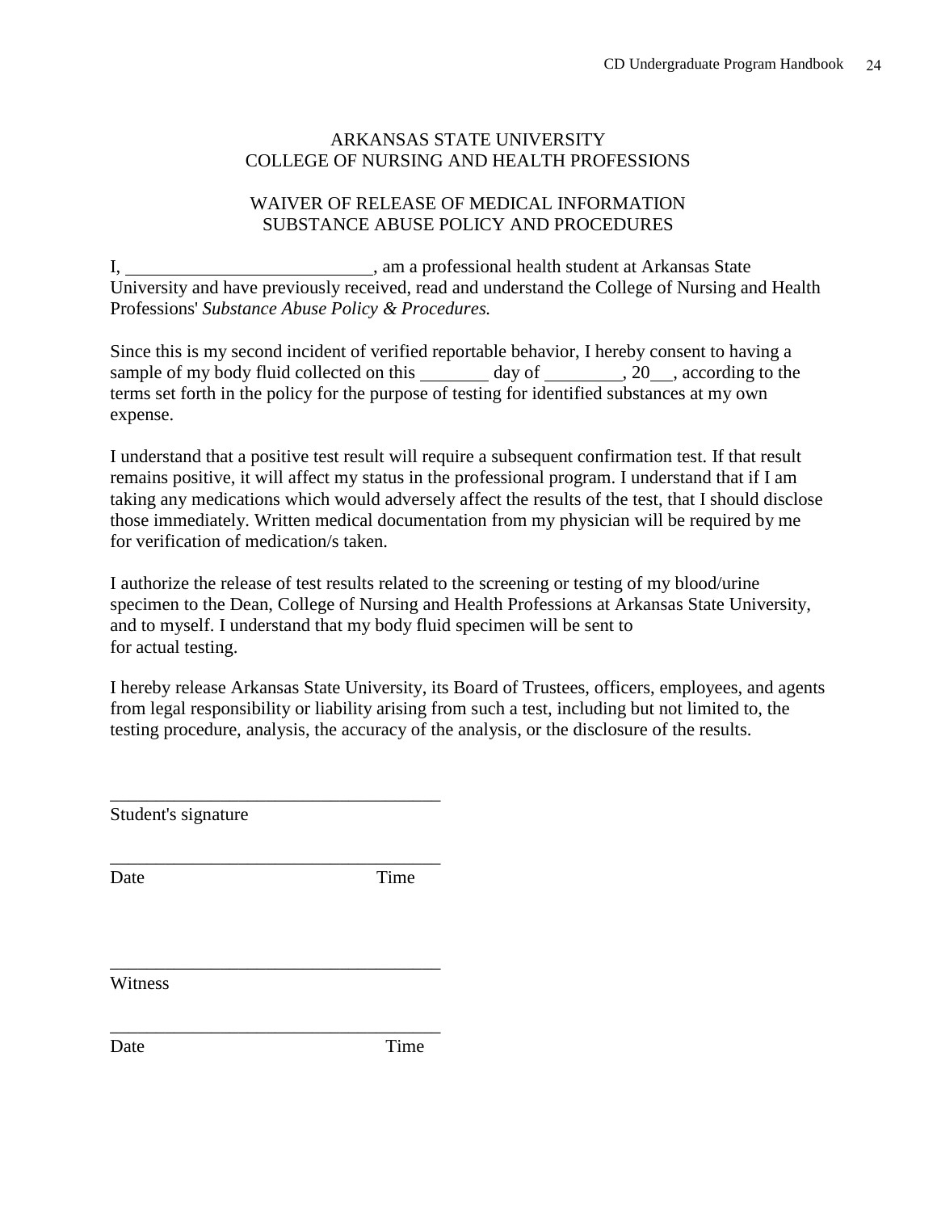ARKANSAS STATE UNIVERSITY
COLLEGE OF NURSING AND HEALTH PROFESSIONS

WAIVER OF RELEASE OF MEDICAL INFORMATION
SUBSTANCE ABUSE POLICY AND PROCEDURES

I, ___________________________, am a professional health student at Arkansas State University and have previously received, read and understand the College of Nursing and Health Professions' *Substance Abuse Policy & Procedures.*

Since this is my second incident of verified reportable behavior, I hereby consent to having a sample of my body fluid collected on this ________ day of _________, 20__, according to the terms set forth in the policy for the purpose of testing for identified substances at my own expense.

I understand that a positive test result will require a subsequent confirmation test. If that result remains positive, it will affect my status in the professional program. I understand that if I am taking any medications which would adversely affect the results of the test, that I should disclose those immediately. Written medical documentation from my physician will be required by me for verification of medication/s taken.

I authorize the release of test results related to the screening or testing of my blood/urine specimen to the Dean, College of Nursing and Health Professions at Arkansas State University, and to myself. I understand that my body fluid specimen will be sent to
for actual testing.

I hereby release Arkansas State University, its Board of Trustees, officers, employees, and agents from legal responsibility or liability arising from such a test, including but not limited to, the testing procedure, analysis, the accuracy of the analysis, or the disclosure of the results.

____________________________________
Student's signature

____________________________________
Date Time

____________________________________
Witness

____________________________________
Date Time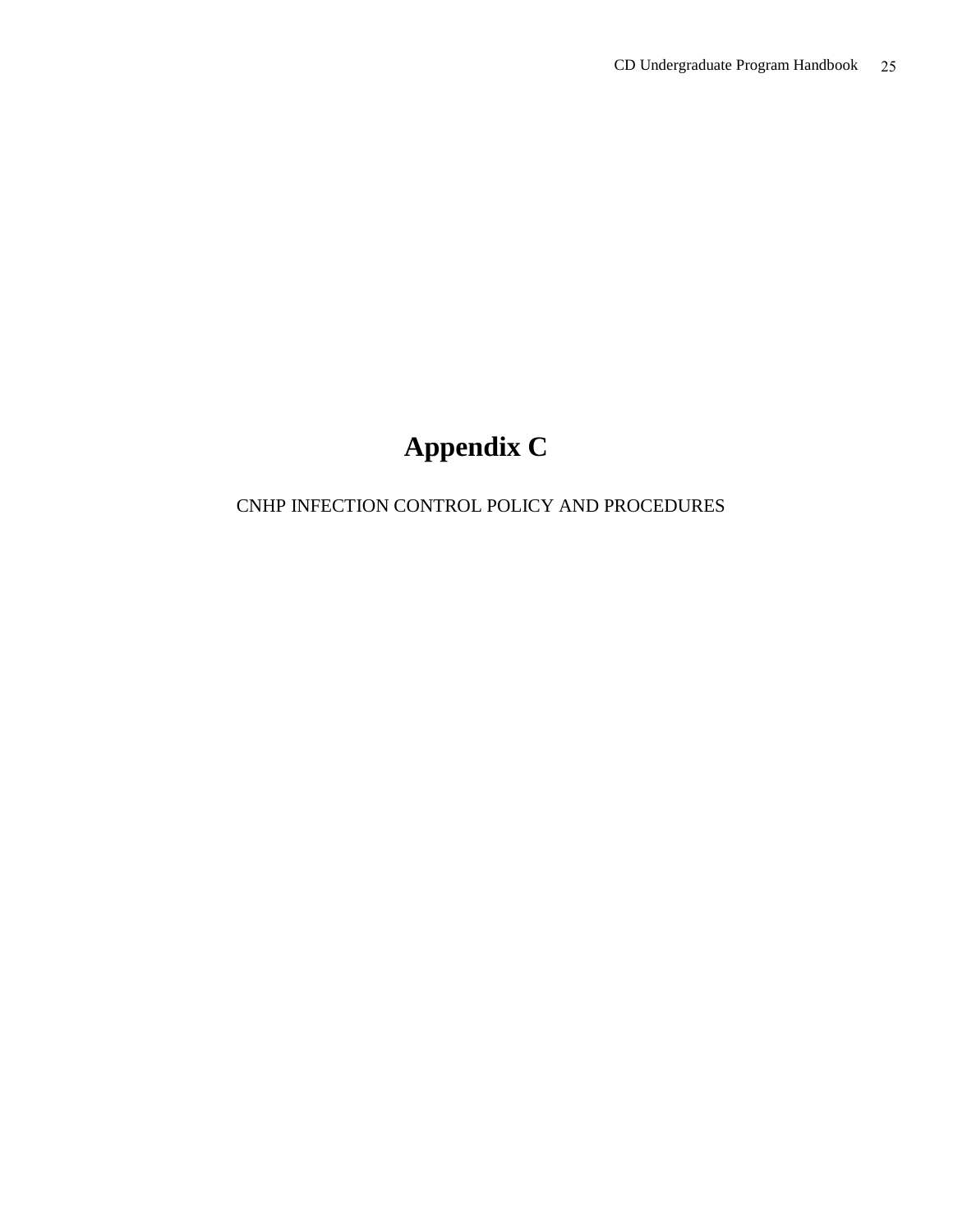# Appendix C

CNHP INFECTION CONTROL POLICY AND PROCEDURES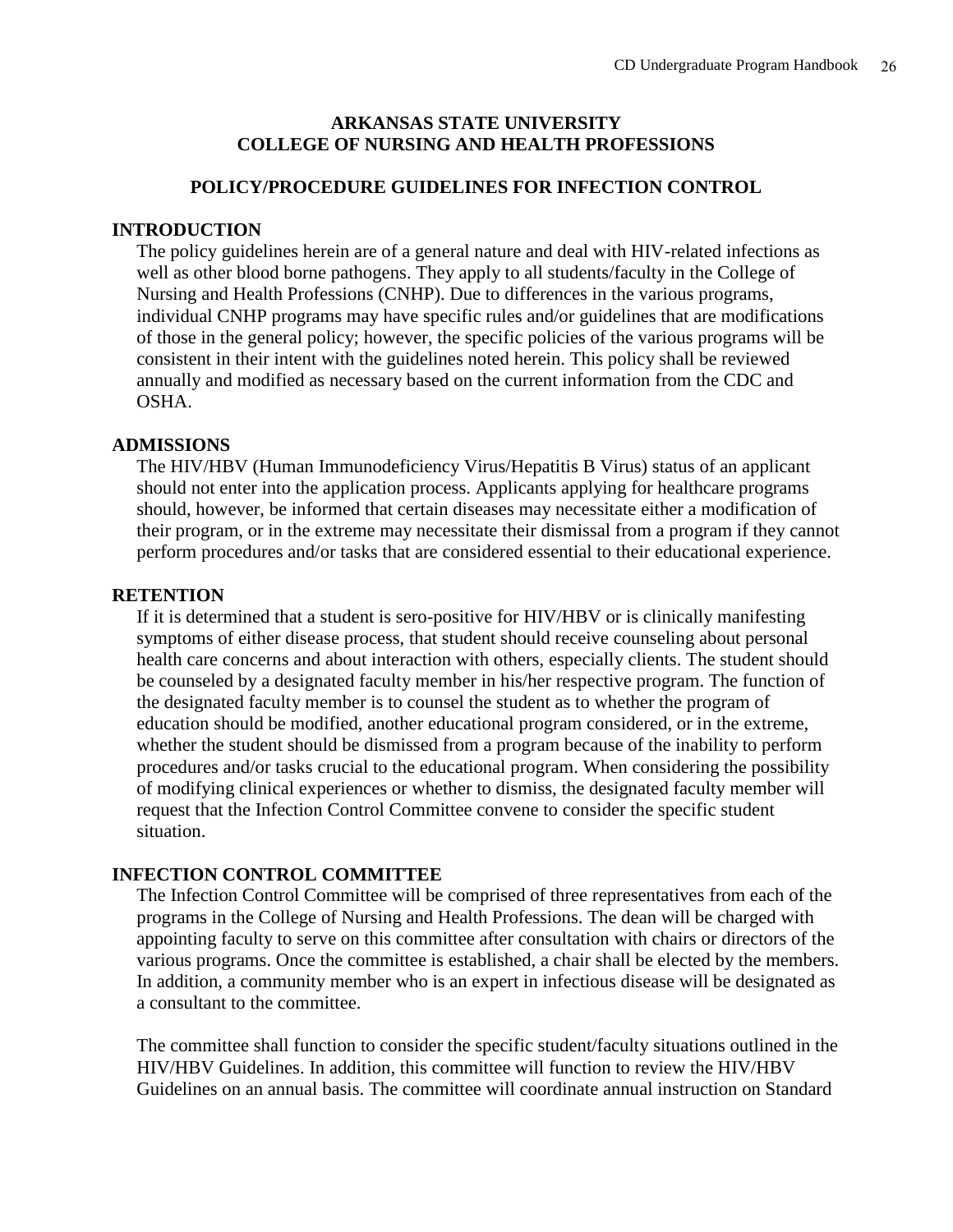# ARKANSAS STATE UNIVERSITY
# COLLEGE OF NURSING AND HEALTH PROFESSIONS

## POLICY/PROCEDURE GUIDELINES FOR INFECTION CONTROL

### INTRODUCTION

The policy guidelines herein are of a general nature and deal with HIV-related infections as well as other blood borne pathogens. They apply to all students/faculty in the College of Nursing and Health Professions (CNHP). Due to differences in the various programs, individual CNHP programs may have specific rules and/or guidelines that are modifications of those in the general policy; however, the specific policies of the various programs will be consistent in their intent with the guidelines noted herein. This policy shall be reviewed annually and modified as necessary based on the current information from the CDC and OSHA.

### ADMISSIONS

The HIV/HBV (Human Immunodeficiency Virus/Hepatitis B Virus) status of an applicant should not enter into the application process. Applicants applying for healthcare programs should, however, be informed that certain diseases may necessitate either a modification of their program, or in the extreme may necessitate their dismissal from a program if they cannot perform procedures and/or tasks that are considered essential to their educational experience.

### RETENTION

If it is determined that a student is sero-positive for HIV/HBV or is clinically manifesting symptoms of either disease process, that student should receive counseling about personal health care concerns and about interaction with others, especially clients. The student should be counseled by a designated faculty member in his/her respective program. The function of the designated faculty member is to counsel the student as to whether the program of education should be modified, another educational program considered, or in the extreme, whether the student should be dismissed from a program because of the inability to perform procedures and/or tasks crucial to the educational program. When considering the possibility of modifying clinical experiences or whether to dismiss, the designated faculty member will request that the Infection Control Committee convene to consider the specific student situation.

### INFECTION CONTROL COMMITTEE

The Infection Control Committee will be comprised of three representatives from each of the programs in the College of Nursing and Health Professions. The dean will be charged with appointing faculty to serve on this committee after consultation with chairs or directors of the various programs. Once the committee is established, a chair shall be elected by the members. In addition, a community member who is an expert in infectious disease will be designated as a consultant to the committee.

The committee shall function to consider the specific student/faculty situations outlined in the HIV/HBV Guidelines. In addition, this committee will function to review the HIV/HBV Guidelines on an annual basis. The committee will coordinate annual instruction on Standard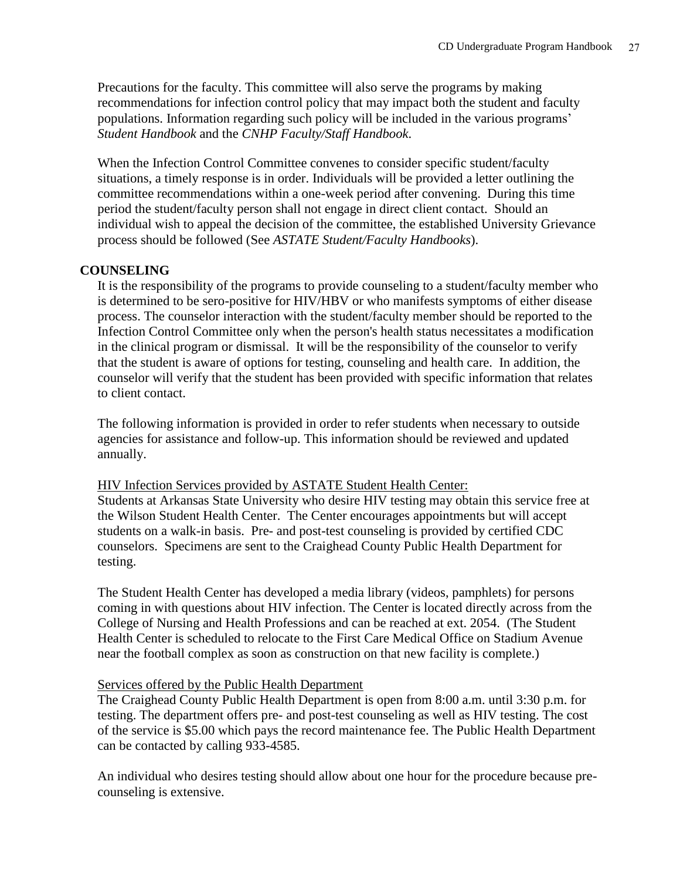Precautions for the faculty. This committee will also serve the programs by making recommendations for infection control policy that may impact both the student and faculty populations. Information regarding such policy will be included in the various programs' *Student Handbook* and the *CNHP Faculty/Staff Handbook*.

When the Infection Control Committee convenes to consider specific student/faculty situations, a timely response is in order. Individuals will be provided a letter outlining the committee recommendations within a one-week period after convening. During this time period the student/faculty person shall not engage in direct client contact. Should an individual wish to appeal the decision of the committee, the established University Grievance process should be followed (See *ASTATE Student/Faculty Handbooks*).

## COUNSELING

It is the responsibility of the programs to provide counseling to a student/faculty member who is determined to be sero-positive for HIV/HBV or who manifests symptoms of either disease process. The counselor interaction with the student/faculty member should be reported to the Infection Control Committee only when the person's health status necessitates a modification in the clinical program or dismissal. It will be the responsibility of the counselor to verify that the student is aware of options for testing, counseling and health care. In addition, the counselor will verify that the student has been provided with specific information that relates to client contact.

The following information is provided in order to refer students when necessary to outside agencies for assistance and follow-up. This information should be reviewed and updated annually.

<u>HIV Infection Services provided by ASTATE Student Health Center:</u>
Students at Arkansas State University who desire HIV testing may obtain this service free at the Wilson Student Health Center. The Center encourages appointments but will accept students on a walk-in basis. Pre- and post-test counseling is provided by certified CDC counselors. Specimens are sent to the Craighead County Public Health Department for testing.

The Student Health Center has developed a media library (videos, pamphlets) for persons coming in with questions about HIV infection. The Center is located directly across from the College of Nursing and Health Professions and can be reached at ext. 2054. (The Student Health Center is scheduled to relocate to the First Care Medical Office on Stadium Avenue near the football complex as soon as construction on that new facility is complete.)

<u>Services offered by the Public Health Department</u>
The Craighead County Public Health Department is open from 8:00 a.m. until 3:30 p.m. for testing. The department offers pre- and post-test counseling as well as HIV testing. The cost of the service is $5.00 which pays the record maintenance fee. The Public Health Department can be contacted by calling 933-4585.

An individual who desires testing should allow about one hour for the procedure because pre-counseling is extensive.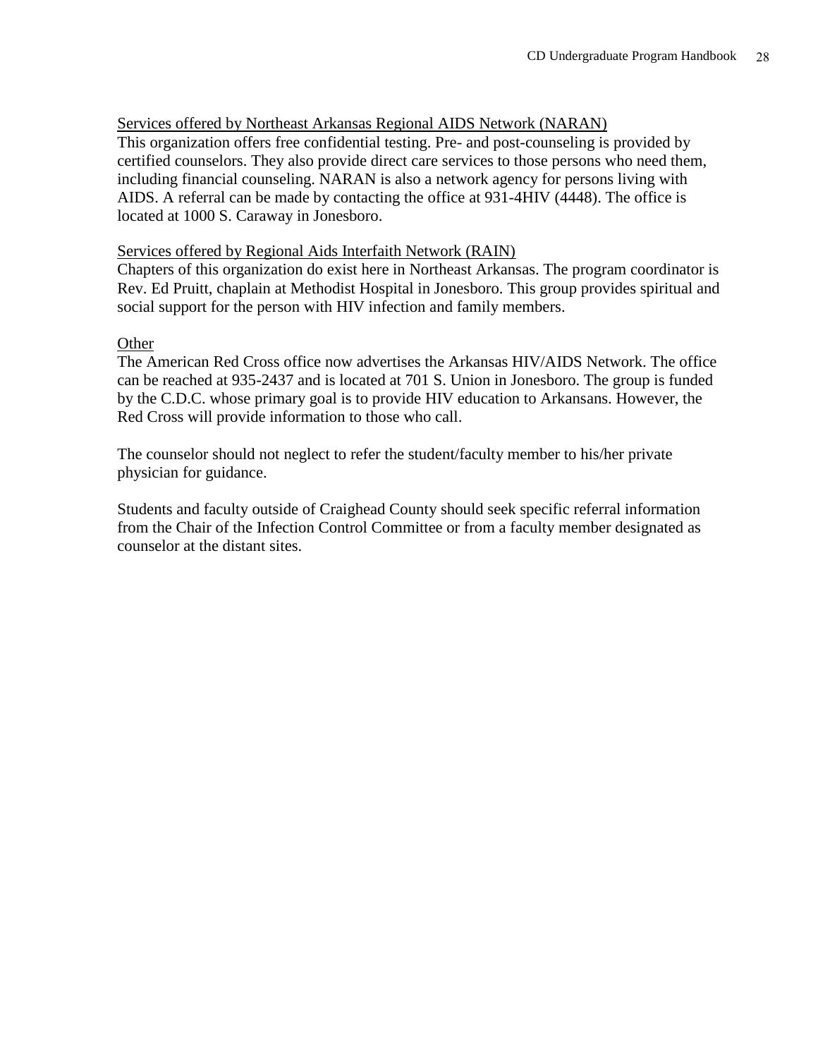Services offered by Northeast Arkansas Regional AIDS Network (NARAN)

This organization offers free confidential testing. Pre- and post-counseling is provided by certified counselors. They also provide direct care services to those persons who need them, including financial counseling. NARAN is also a network agency for persons living with AIDS. A referral can be made by contacting the office at 931-4HIV (4448). The office is located at 1000 S. Caraway in Jonesboro.

Services offered by Regional Aids Interfaith Network (RAIN)

Chapters of this organization do exist here in Northeast Arkansas. The program coordinator is Rev. Ed Pruitt, chaplain at Methodist Hospital in Jonesboro. This group provides spiritual and social support for the person with HIV infection and family members.

Other

The American Red Cross office now advertises the Arkansas HIV/AIDS Network. The office can be reached at 935-2437 and is located at 701 S. Union in Jonesboro. The group is funded by the C.D.C. whose primary goal is to provide HIV education to Arkansans. However, the Red Cross will provide information to those who call.

The counselor should not neglect to refer the student/faculty member to his/her private physician for guidance.

Students and faculty outside of Craighead County should seek specific referral information from the Chair of the Infection Control Committee or from a faculty member designated as counselor at the distant sites.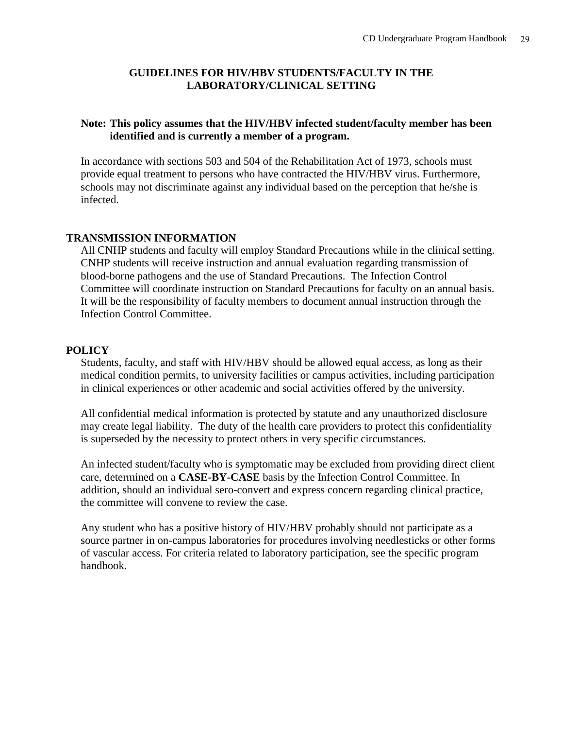## GUIDELINES FOR HIV/HBV STUDENTS/FACULTY IN THE LABORATORY/CLINICAL SETTING

**Note: This policy assumes that the HIV/HBV infected student/faculty member has been identified and is currently a member of a program.**

In accordance with sections 503 and 504 of the Rehabilitation Act of 1973, schools must provide equal treatment to persons who have contracted the HIV/HBV virus. Furthermore, schools may not discriminate against any individual based on the perception that he/she is infected.

### TRANSMISSION INFORMATION

All CNHP students and faculty will employ Standard Precautions while in the clinical setting. CNHP students will receive instruction and annual evaluation regarding transmission of blood-borne pathogens and the use of Standard Precautions. The Infection Control Committee will coordinate instruction on Standard Precautions for faculty on an annual basis. It will be the responsibility of faculty members to document annual instruction through the Infection Control Committee.

### POLICY

Students, faculty, and staff with HIV/HBV should be allowed equal access, as long as their medical condition permits, to university facilities or campus activities, including participation in clinical experiences or other academic and social activities offered by the university.

All confidential medical information is protected by statute and any unauthorized disclosure may create legal liability. The duty of the health care providers to protect this confidentiality is superseded by the necessity to protect others in very specific circumstances.

An infected student/faculty who is symptomatic may be excluded from providing direct client care, determined on a **CASE-BY-CASE** basis by the Infection Control Committee. In addition, should an individual sero-convert and express concern regarding clinical practice, the committee will convene to review the case.

Any student who has a positive history of HIV/HBV probably should not participate as a source partner in on-campus laboratories for procedures involving needlesticks or other forms of vascular access. For criteria related to laboratory participation, see the specific program handbook.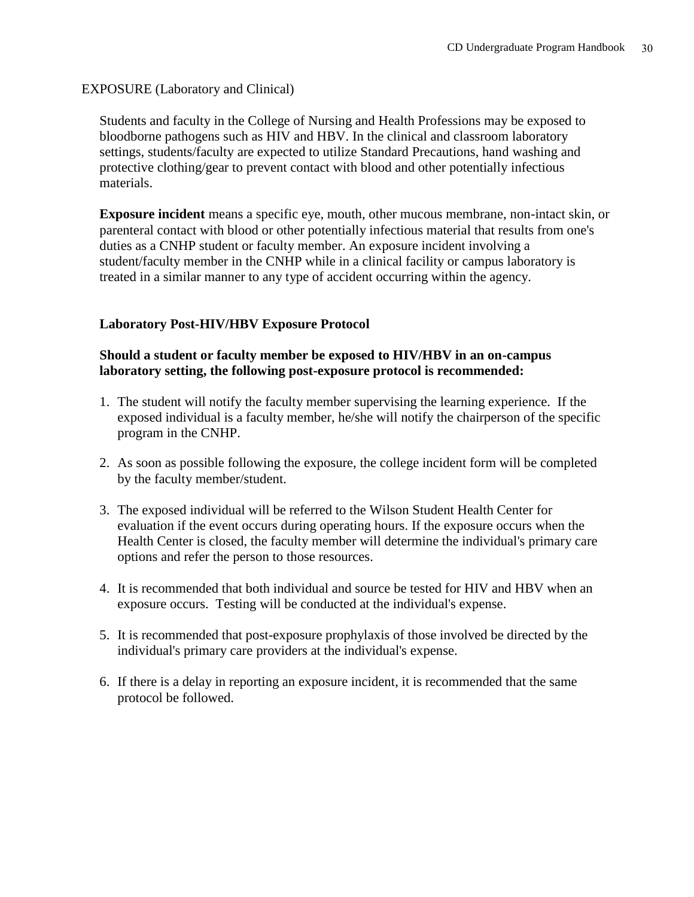EXPOSURE (Laboratory and Clinical)

Students and faculty in the College of Nursing and Health Professions may be exposed to bloodborne pathogens such as HIV and HBV. In the clinical and classroom laboratory settings, students/faculty are expected to utilize Standard Precautions, hand washing and protective clothing/gear to prevent contact with blood and other potentially infectious materials.

**Exposure incident** means a specific eye, mouth, other mucous membrane, non-intact skin, or parenteral contact with blood or other potentially infectious material that results from one's duties as a CNHP student or faculty member. An exposure incident involving a student/faculty member in the CNHP while in a clinical facility or campus laboratory is treated in a similar manner to any type of accident occurring within the agency.

**Laboratory Post-HIV/HBV Exposure Protocol**

**Should a student or faculty member be exposed to HIV/HBV in an on-campus laboratory setting, the following post-exposure protocol is recommended:**

1. The student will notify the faculty member supervising the learning experience. If the exposed individual is a faculty member, he/she will notify the chairperson of the specific program in the CNHP.

2. As soon as possible following the exposure, the college incident form will be completed by the faculty member/student.

3. The exposed individual will be referred to the Wilson Student Health Center for evaluation if the event occurs during operating hours. If the exposure occurs when the Health Center is closed, the faculty member will determine the individual's primary care options and refer the person to those resources.

4. It is recommended that both individual and source be tested for HIV and HBV when an exposure occurs. Testing will be conducted at the individual's expense.

5. It is recommended that post-exposure prophylaxis of those involved be directed by the individual's primary care providers at the individual's expense.

6. If there is a delay in reporting an exposure incident, it is recommended that the same protocol be followed.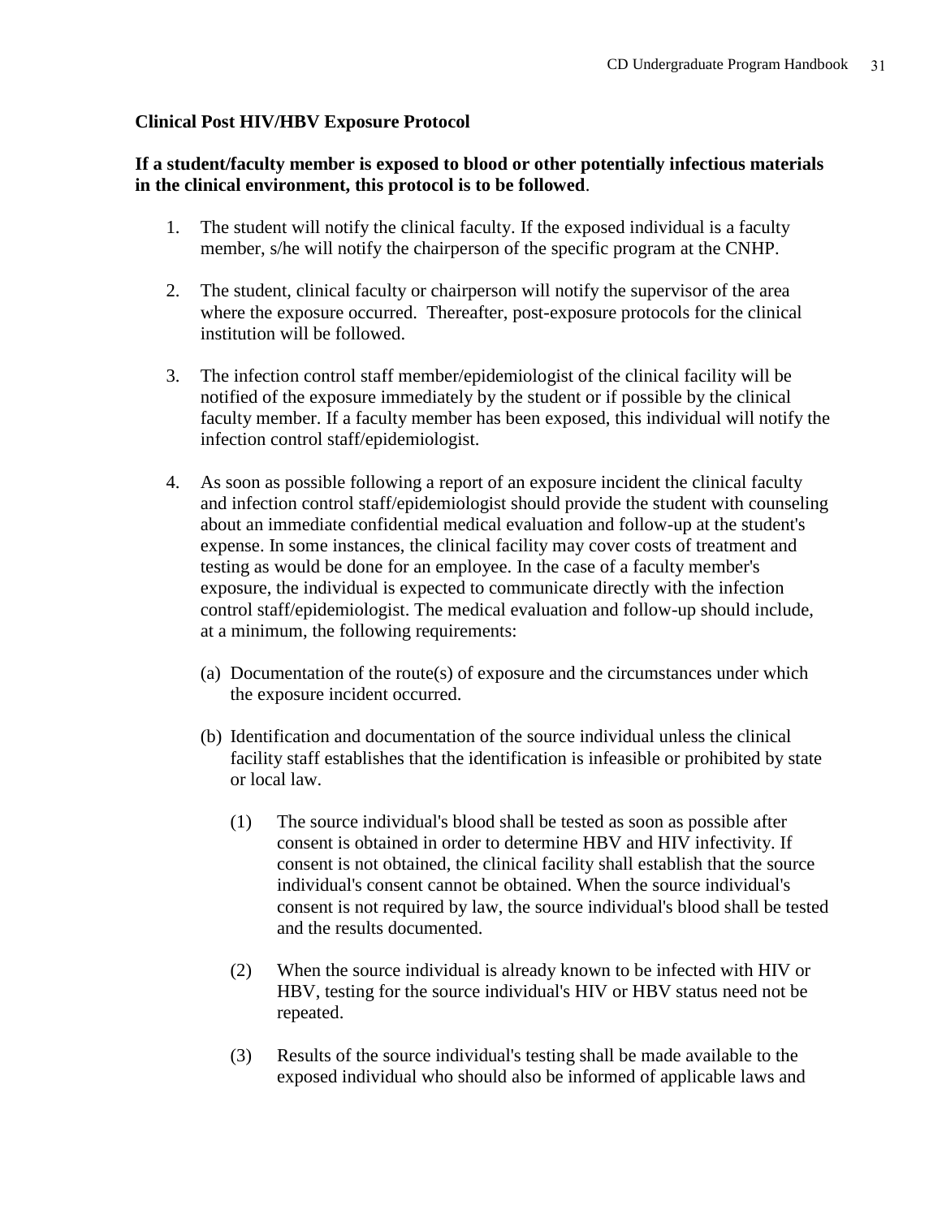**Clinical Post HIV/HBV Exposure Protocol**

**If a student/faculty member is exposed to blood or other potentially infectious materials in the clinical environment, this protocol is to be followed**.

1. The student will notify the clinical faculty. If the exposed individual is a faculty member, s/he will notify the chairperson of the specific program at the CNHP.

2. The student, clinical faculty or chairperson will notify the supervisor of the area where the exposure occurred. Thereafter, post-exposure protocols for the clinical institution will be followed.

3. The infection control staff member/epidemiologist of the clinical facility will be notified of the exposure immediately by the student or if possible by the clinical faculty member. If a faculty member has been exposed, this individual will notify the infection control staff/epidemiologist.

4. As soon as possible following a report of an exposure incident the clinical faculty and infection control staff/epidemiologist should provide the student with counseling about an immediate confidential medical evaluation and follow-up at the student's expense. In some instances, the clinical facility may cover costs of treatment and testing as would be done for an employee. In the case of a faculty member's exposure, the individual is expected to communicate directly with the infection control staff/epidemiologist. The medical evaluation and follow-up should include, at a minimum, the following requirements:

   (a) Documentation of the route(s) of exposure and the circumstances under which the exposure incident occurred.

   (b) Identification and documentation of the source individual unless the clinical facility staff establishes that the identification is infeasible or prohibited by state or local law.

      (1) The source individual's blood shall be tested as soon as possible after consent is obtained in order to determine HBV and HIV infectivity. If consent is not obtained, the clinical facility shall establish that the source individual's consent cannot be obtained. When the source individual's consent is not required by law, the source individual's blood shall be tested and the results documented.

      (2) When the source individual is already known to be infected with HIV or HBV, testing for the source individual's HIV or HBV status need not be repeated.

      (3) Results of the source individual's testing shall be made available to the exposed individual who should also be informed of applicable laws and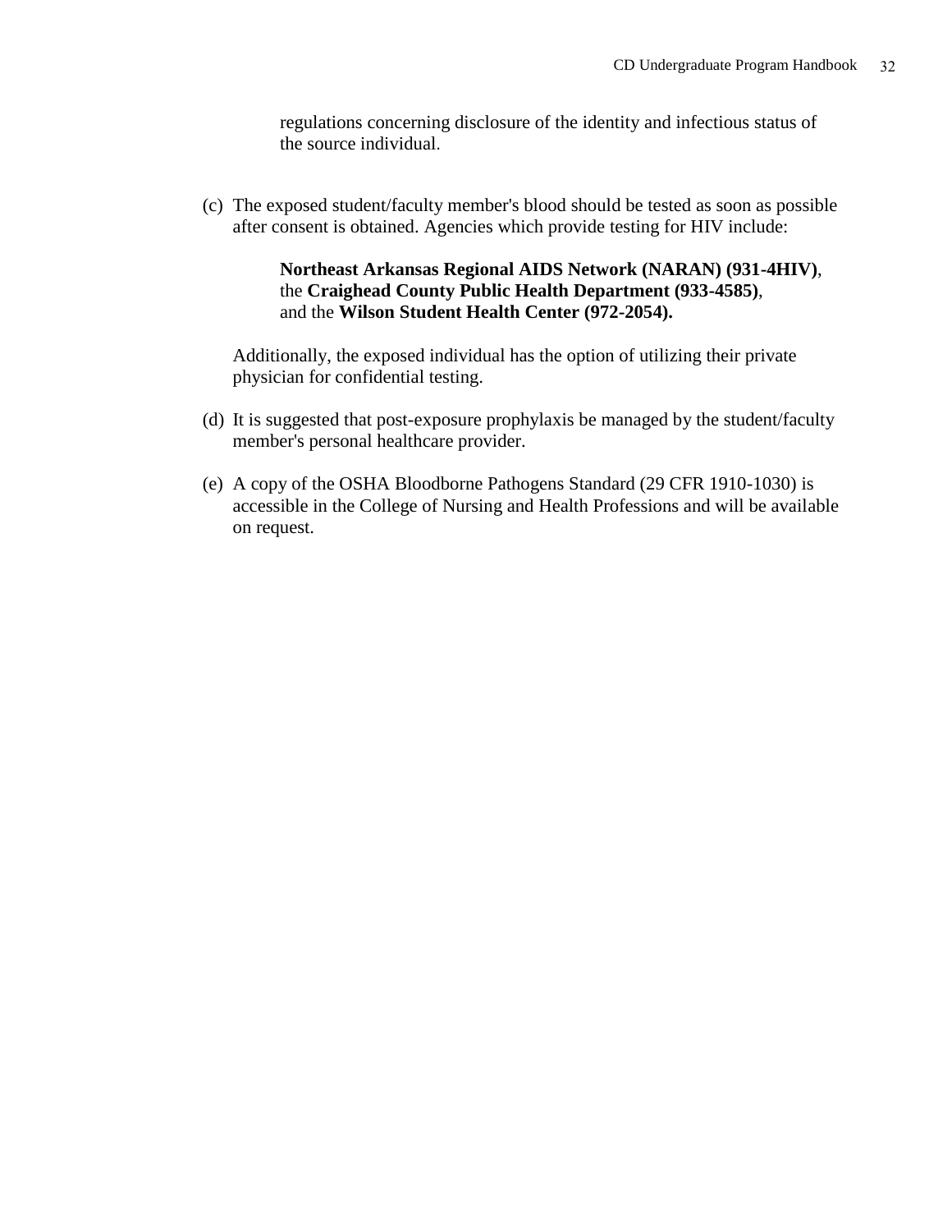regulations concerning disclosure of the identity and infectious status of the source individual.

(c) The exposed student/faculty member's blood should be tested as soon as possible after consent is obtained. Agencies which provide testing for HIV include:

> **Northeast Arkansas Regional AIDS Network (NARAN) (931-4HIV)**, the **Craighead County Public Health Department (933-4585)**, and the **Wilson Student Health Center (972-2054).**

Additionally, the exposed individual has the option of utilizing their private physician for confidential testing.

(d) It is suggested that post-exposure prophylaxis be managed by the student/faculty member's personal healthcare provider.

(e) A copy of the OSHA Bloodborne Pathogens Standard (29 CFR 1910-1030) is accessible in the College of Nursing and Health Professions and will be available on request.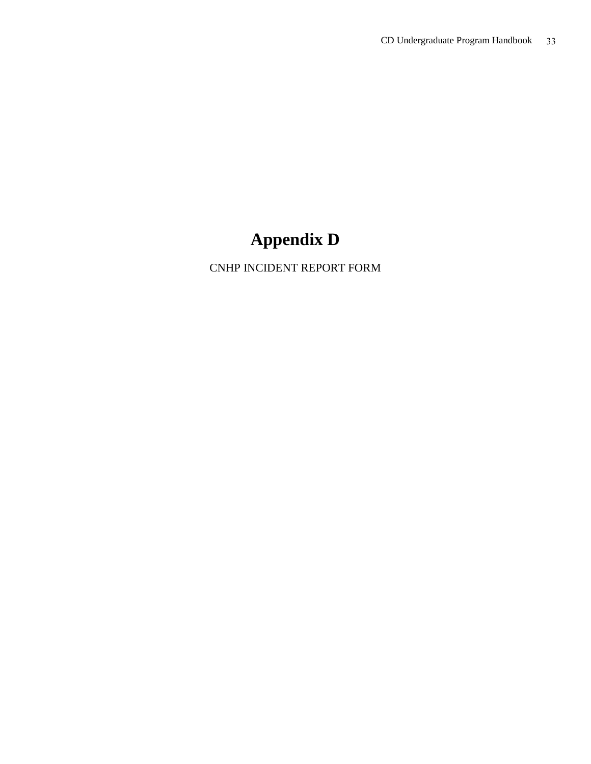# Appendix D

CNHP INCIDENT REPORT FORM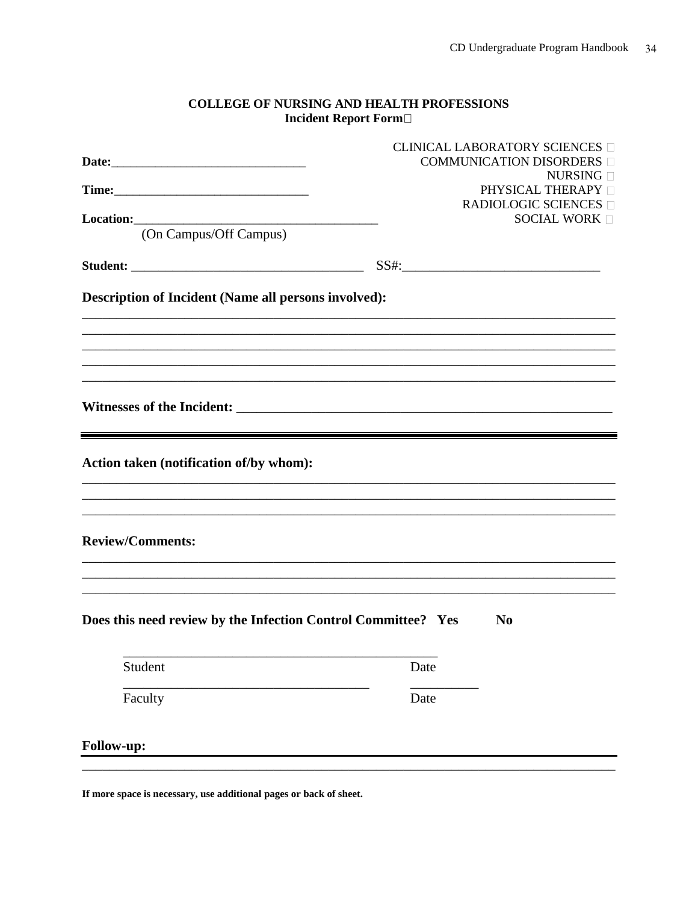**COLLEGE OF NURSING AND HEALTH PROFESSIONS**
**Incident Report Form**

CLINICAL LABORATORY SCIENCES ☐
COMMUNICATION DISORDERS ☐
NURSING ☐
PHYSICAL THERAPY ☐
RADIOLOGIC SCIENCES ☐
SOCIAL WORK ☐

**Date:**______________________________

**Time:**______________________________

**Location:**_____________________________________
(On Campus/Off Campus)

**Student:** ___________________________________ SS#:_____________________________

**Description of Incident (Name all persons involved):**

_______________________________________________________________________________
_______________________________________________________________________________
_______________________________________________________________________________
_______________________________________________________________________________
_______________________________________________________________________________

**Witnesses of the Incident:** _______________________________________________________

**Action taken (notification of/by whom):**

_______________________________________________________________________________
_______________________________________________________________________________
_______________________________________________________________________________

**Review/Comments:**

_______________________________________________________________________________
_______________________________________________________________________________
_______________________________________________________________________________

**Does this need review by the Infection Control Committee? Yes No**

_______________________________________________
Student Date

____________________________________ __________
Faculty Date

**Follow-up:**

_______________________________________________________________________________

**If more space is necessary, use additional pages or back of sheet.**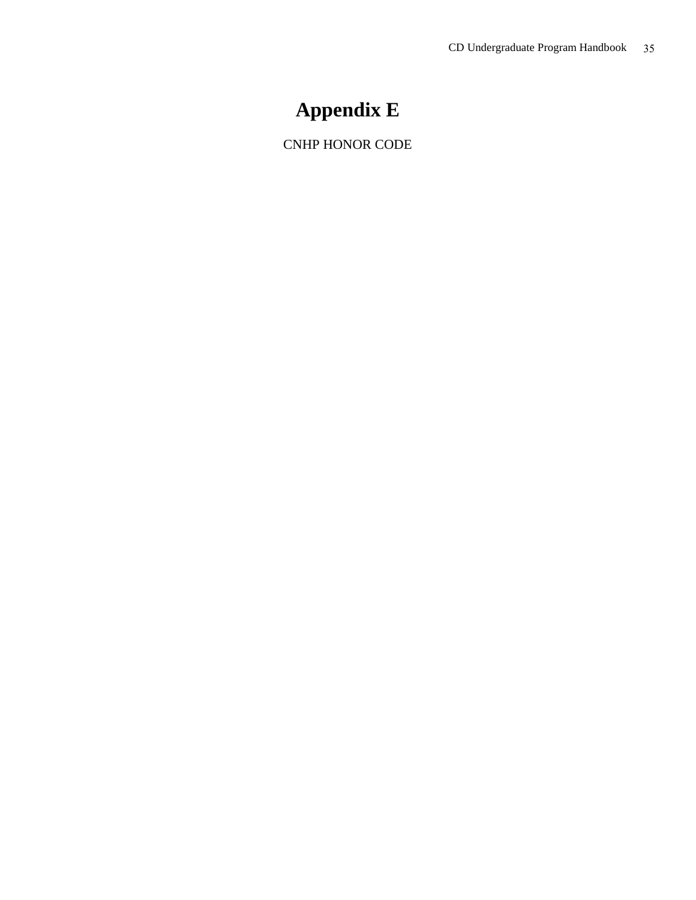# Appendix E

CNHP HONOR CODE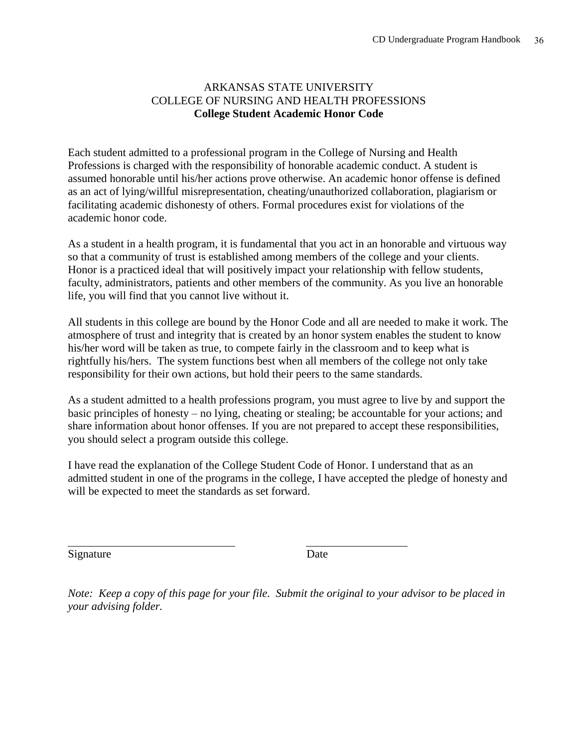ARKANSAS STATE UNIVERSITY
COLLEGE OF NURSING AND HEALTH PROFESSIONS
**College Student Academic Honor Code**

Each student admitted to a professional program in the College of Nursing and Health Professions is charged with the responsibility of honorable academic conduct. A student is assumed honorable until his/her actions prove otherwise. An academic honor offense is defined as an act of lying/willful misrepresentation, cheating/unauthorized collaboration, plagiarism or facilitating academic dishonesty of others. Formal procedures exist for violations of the academic honor code.

As a student in a health program, it is fundamental that you act in an honorable and virtuous way so that a community of trust is established among members of the college and your clients. Honor is a practiced ideal that will positively impact your relationship with fellow students, faculty, administrators, patients and other members of the community. As you live an honorable life, you will find that you cannot live without it.

All students in this college are bound by the Honor Code and all are needed to make it work. The atmosphere of trust and integrity that is created by an honor system enables the student to know his/her word will be taken as true, to compete fairly in the classroom and to keep what is rightfully his/hers. The system functions best when all members of the college not only take responsibility for their own actions, but hold their peers to the same standards.

As a student admitted to a health professions program, you must agree to live by and support the basic principles of honesty – no lying, cheating or stealing; be accountable for your actions; and share information about honor offenses. If you are not prepared to accept these responsibilities, you should select a program outside this college.

I have read the explanation of the College Student Code of Honor. I understand that as an admitted student in one of the programs in the college, I have accepted the pledge of honesty and will be expected to meet the standards as set forward.

\_\_\_\_\_\_\_\_\_\_\_\_\_\_\_\_\_\_\_\_\_\_\_\_\_\_\_\_\_\_ \_\_\_\_\_\_\_\_\_\_\_\_\_\_\_\_\_\_
Signature Date

*Note: Keep a copy of this page for your file. Submit the original to your advisor to be placed in your advising folder.*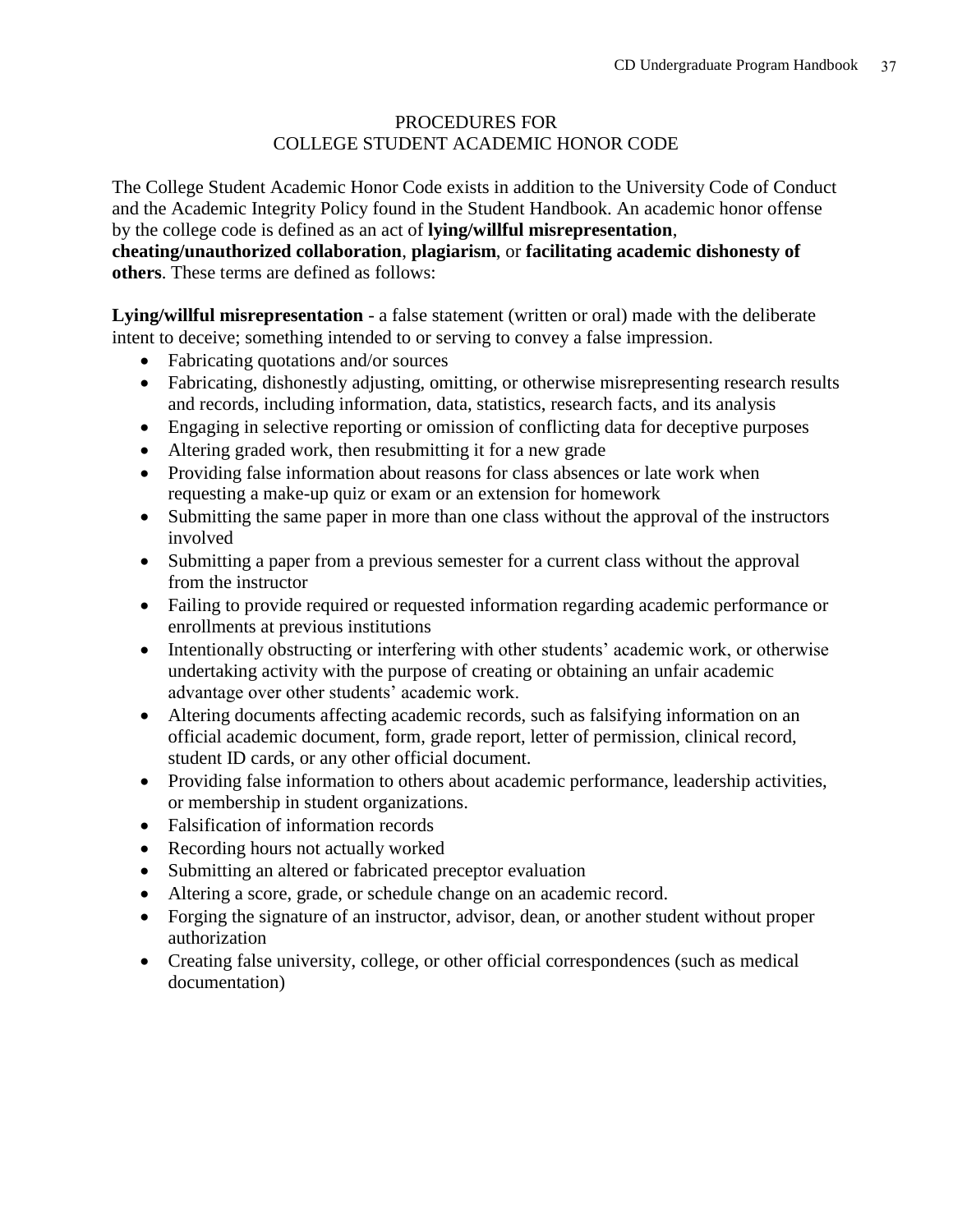## PROCEDURES FOR COLLEGE STUDENT ACADEMIC HONOR CODE

The College Student Academic Honor Code exists in addition to the University Code of Conduct and the Academic Integrity Policy found in the Student Handbook. An academic honor offense by the college code is defined as an act of **lying/willful misrepresentation**, **cheating/unauthorized collaboration**, **plagiarism**, or **facilitating academic dishonesty of others**. These terms are defined as follows:

**Lying/willful misrepresentation** - a false statement (written or oral) made with the deliberate intent to deceive; something intended to or serving to convey a false impression.

- Fabricating quotations and/or sources
- Fabricating, dishonestly adjusting, omitting, or otherwise misrepresenting research results and records, including information, data, statistics, research facts, and its analysis
- Engaging in selective reporting or omission of conflicting data for deceptive purposes
- Altering graded work, then resubmitting it for a new grade
- Providing false information about reasons for class absences or late work when requesting a make-up quiz or exam or an extension for homework
- Submitting the same paper in more than one class without the approval of the instructors involved
- Submitting a paper from a previous semester for a current class without the approval from the instructor
- Failing to provide required or requested information regarding academic performance or enrollments at previous institutions
- Intentionally obstructing or interfering with other students' academic work, or otherwise undertaking activity with the purpose of creating or obtaining an unfair academic advantage over other students' academic work.
- Altering documents affecting academic records, such as falsifying information on an official academic document, form, grade report, letter of permission, clinical record, student ID cards, or any other official document.
- Providing false information to others about academic performance, leadership activities, or membership in student organizations.
- Falsification of information records
- Recording hours not actually worked
- Submitting an altered or fabricated preceptor evaluation
- Altering a score, grade, or schedule change on an academic record.
- Forging the signature of an instructor, advisor, dean, or another student without proper authorization
- Creating false university, college, or other official correspondences (such as medical documentation)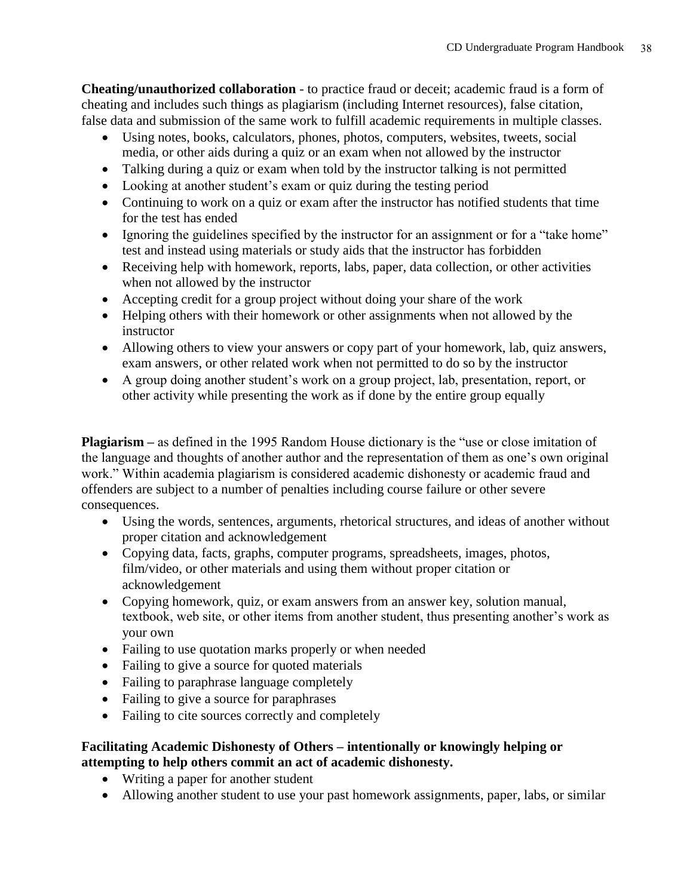**Cheating/unauthorized collaboration** - to practice fraud or deceit; academic fraud is a form of cheating and includes such things as plagiarism (including Internet resources), false citation, false data and submission of the same work to fulfill academic requirements in multiple classes.

- Using notes, books, calculators, phones, photos, computers, websites, tweets, social media, or other aids during a quiz or an exam when not allowed by the instructor
- Talking during a quiz or exam when told by the instructor talking is not permitted
- Looking at another student's exam or quiz during the testing period
- Continuing to work on a quiz or exam after the instructor has notified students that time for the test has ended
- Ignoring the guidelines specified by the instructor for an assignment or for a "take home" test and instead using materials or study aids that the instructor has forbidden
- Receiving help with homework, reports, labs, paper, data collection, or other activities when not allowed by the instructor
- Accepting credit for a group project without doing your share of the work
- Helping others with their homework or other assignments when not allowed by the instructor
- Allowing others to view your answers or copy part of your homework, lab, quiz answers, exam answers, or other related work when not permitted to do so by the instructor
- A group doing another student's work on a group project, lab, presentation, report, or other activity while presenting the work as if done by the entire group equally

**Plagiarism –** as defined in the 1995 Random House dictionary is the "use or close imitation of the language and thoughts of another author and the representation of them as one's own original work." Within academia plagiarism is considered academic dishonesty or academic fraud and offenders are subject to a number of penalties including course failure or other severe consequences.

- Using the words, sentences, arguments, rhetorical structures, and ideas of another without proper citation and acknowledgement
- Copying data, facts, graphs, computer programs, spreadsheets, images, photos, film/video, or other materials and using them without proper citation or acknowledgement
- Copying homework, quiz, or exam answers from an answer key, solution manual, textbook, web site, or other items from another student, thus presenting another's work as your own
- Failing to use quotation marks properly or when needed
- Failing to give a source for quoted materials
- Failing to paraphrase language completely
- Failing to give a source for paraphrases
- Failing to cite sources correctly and completely

**Facilitating Academic Dishonesty of Others – intentionally or knowingly helping or attempting to help others commit an act of academic dishonesty.**

- Writing a paper for another student
- Allowing another student to use your past homework assignments, paper, labs, or similar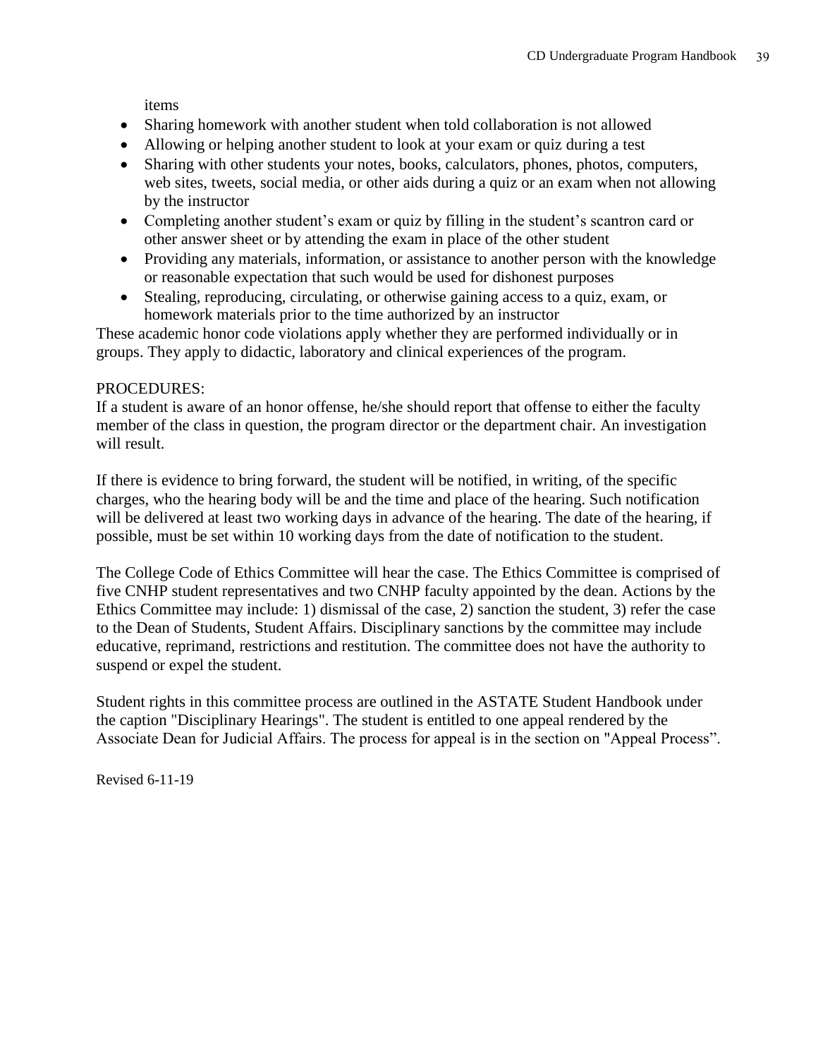items

- Sharing homework with another student when told collaboration is not allowed
- Allowing or helping another student to look at your exam or quiz during a test
- Sharing with other students your notes, books, calculators, phones, photos, computers, web sites, tweets, social media, or other aids during a quiz or an exam when not allowing by the instructor
- Completing another student's exam or quiz by filling in the student's scantron card or other answer sheet or by attending the exam in place of the other student
- Providing any materials, information, or assistance to another person with the knowledge or reasonable expectation that such would be used for dishonest purposes
- Stealing, reproducing, circulating, or otherwise gaining access to a quiz, exam, or homework materials prior to the time authorized by an instructor

These academic honor code violations apply whether they are performed individually or in groups. They apply to didactic, laboratory and clinical experiences of the program.

PROCEDURES:

If a student is aware of an honor offense, he/she should report that offense to either the faculty member of the class in question, the program director or the department chair. An investigation will result.

If there is evidence to bring forward, the student will be notified, in writing, of the specific charges, who the hearing body will be and the time and place of the hearing. Such notification will be delivered at least two working days in advance of the hearing. The date of the hearing, if possible, must be set within 10 working days from the date of notification to the student.

The College Code of Ethics Committee will hear the case. The Ethics Committee is comprised of five CNHP student representatives and two CNHP faculty appointed by the dean. Actions by the Ethics Committee may include: 1) dismissal of the case, 2) sanction the student, 3) refer the case to the Dean of Students, Student Affairs. Disciplinary sanctions by the committee may include educative, reprimand, restrictions and restitution. The committee does not have the authority to suspend or expel the student.

Student rights in this committee process are outlined in the ASTATE Student Handbook under the caption "Disciplinary Hearings". The student is entitled to one appeal rendered by the Associate Dean for Judicial Affairs. The process for appeal is in the section on "Appeal Process".

Revised 6-11-19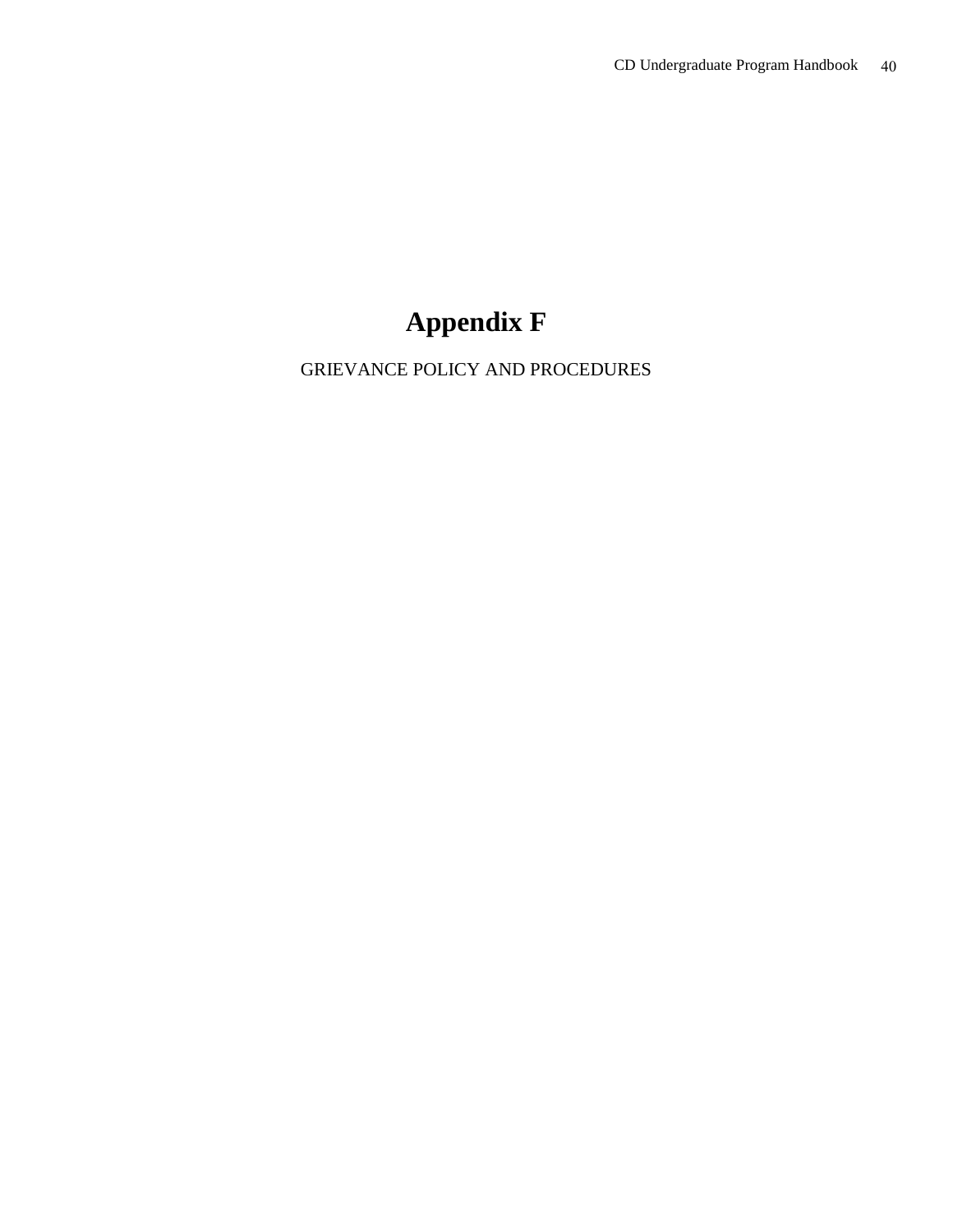# Appendix F

GRIEVANCE POLICY AND PROCEDURES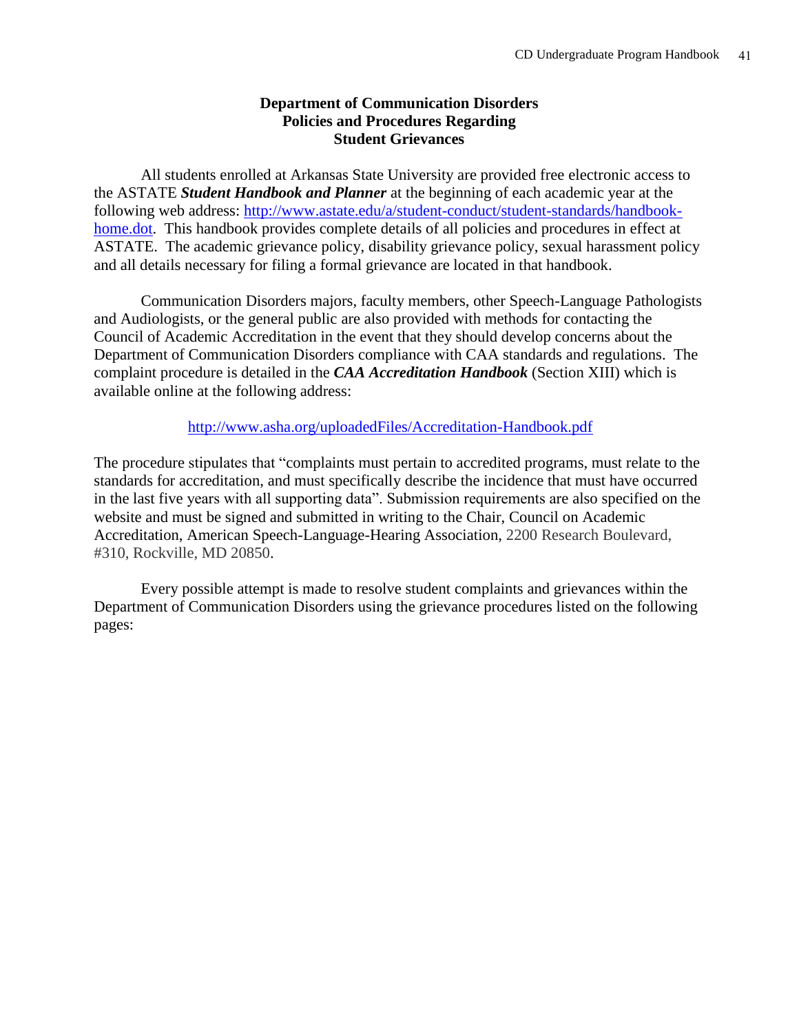## Department of Communication Disorders Policies and Procedures Regarding Student Grievances

All students enrolled at Arkansas State University are provided free electronic access to the ASTATE ***Student Handbook and Planner*** at the beginning of each academic year at the following web address: [http://www.astate.edu/a/student-conduct/student-standards/handbook-home.dot](http://www.astate.edu/a/student-conduct/student-standards/handbook-home.dot). This handbook provides complete details of all policies and procedures in effect at ASTATE. The academic grievance policy, disability grievance policy, sexual harassment policy and all details necessary for filing a formal grievance are located in that handbook.

Communication Disorders majors, faculty members, other Speech-Language Pathologists and Audiologists, or the general public are also provided with methods for contacting the Council of Academic Accreditation in the event that they should develop concerns about the Department of Communication Disorders compliance with CAA standards and regulations. The complaint procedure is detailed in the ***CAA Accreditation Handbook*** (Section XIII) which is available online at the following address:

[http://www.asha.org/uploadedFiles/Accreditation-Handbook.pdf](http://www.asha.org/uploadedFiles/Accreditation-Handbook.pdf)

The procedure stipulates that "complaints must pertain to accredited programs, must relate to the standards for accreditation, and must specifically describe the incidence that must have occurred in the last five years with all supporting data". Submission requirements are also specified on the website and must be signed and submitted in writing to the Chair, Council on Academic Accreditation, American Speech-Language-Hearing Association, 2200 Research Boulevard, #310, Rockville, MD 20850.

Every possible attempt is made to resolve student complaints and grievances within the Department of Communication Disorders using the grievance procedures listed on the following pages: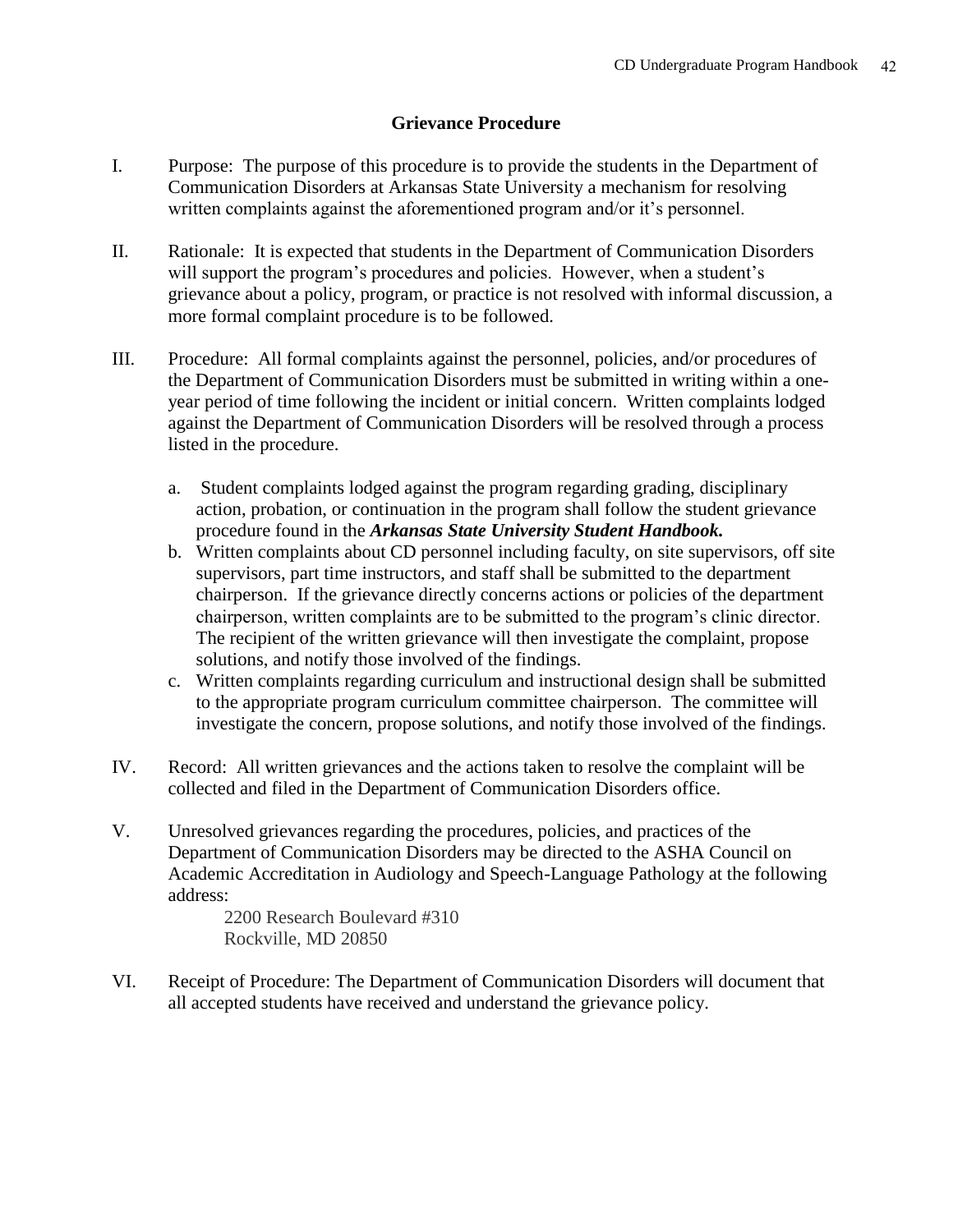## Grievance Procedure

I. Purpose: The purpose of this procedure is to provide the students in the Department of Communication Disorders at Arkansas State University a mechanism for resolving written complaints against the aforementioned program and/or it's personnel.

II. Rationale: It is expected that students in the Department of Communication Disorders will support the program's procedures and policies. However, when a student's grievance about a policy, program, or practice is not resolved with informal discussion, a more formal complaint procedure is to be followed.

III. Procedure: All formal complaints against the personnel, policies, and/or procedures of the Department of Communication Disorders must be submitted in writing within a one-year period of time following the incident or initial concern. Written complaints lodged against the Department of Communication Disorders will be resolved through a process listed in the procedure.

   a. Student complaints lodged against the program regarding grading, disciplinary action, probation, or continuation in the program shall follow the student grievance procedure found in the ***Arkansas State University Student Handbook.***
   b. Written complaints about CD personnel including faculty, on site supervisors, off site supervisors, part time instructors, and staff shall be submitted to the department chairperson. If the grievance directly concerns actions or policies of the department chairperson, written complaints are to be submitted to the program's clinic director. The recipient of the written grievance will then investigate the complaint, propose solutions, and notify those involved of the findings.
   c. Written complaints regarding curriculum and instructional design shall be submitted to the appropriate program curriculum committee chairperson. The committee will investigate the concern, propose solutions, and notify those involved of the findings.

IV. Record: All written grievances and the actions taken to resolve the complaint will be collected and filed in the Department of Communication Disorders office.

V. Unresolved grievances regarding the procedures, policies, and practices of the Department of Communication Disorders may be directed to the ASHA Council on Academic Accreditation in Audiology and Speech-Language Pathology at the following address:

   2200 Research Boulevard #310
   Rockville, MD 20850

VI. Receipt of Procedure: The Department of Communication Disorders will document that all accepted students have received and understand the grievance policy.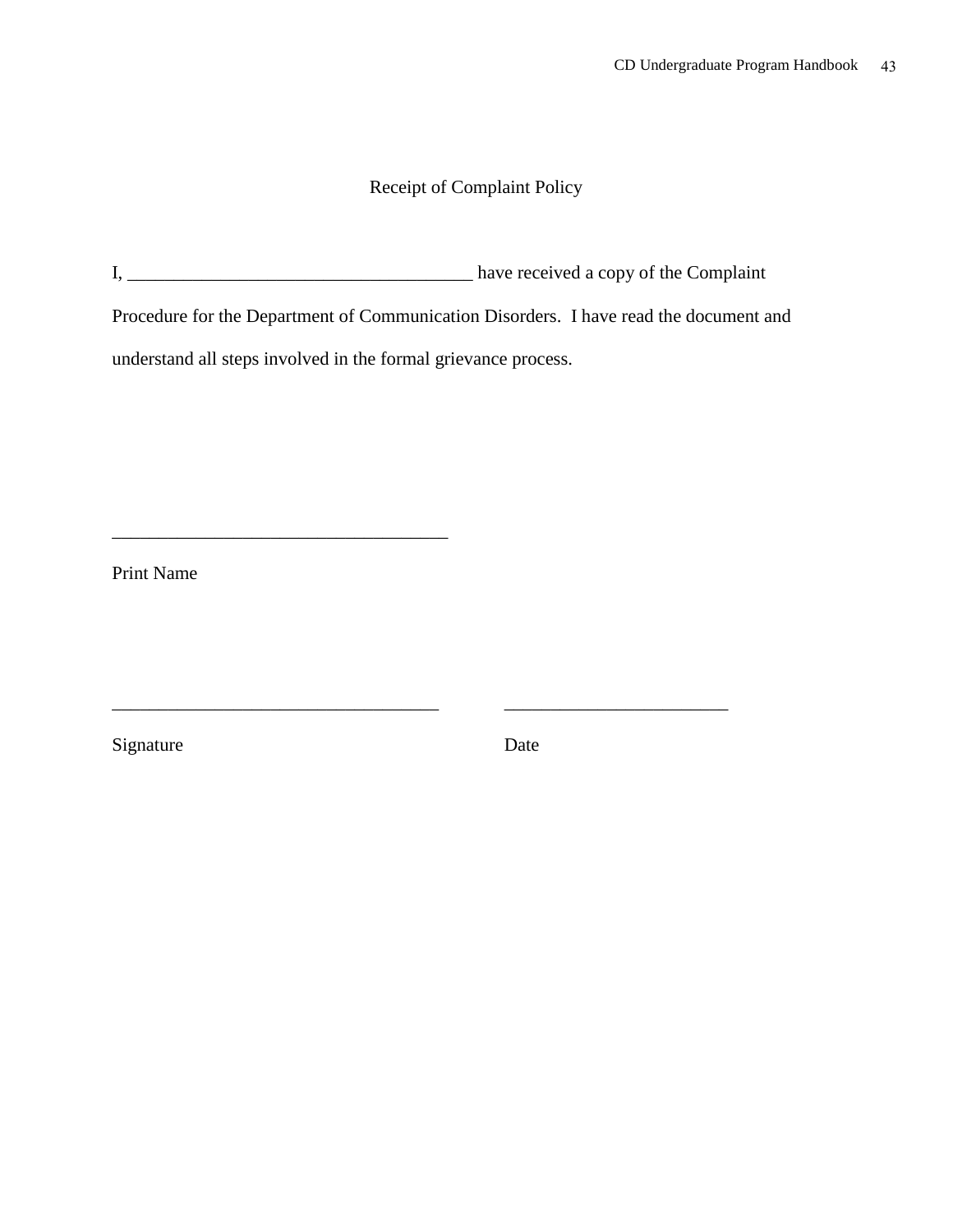# Receipt of Complaint Policy

I, ____________________________________ have received a copy of the Complaint Procedure for the Department of Communication Disorders. I have read the document and understand all steps involved in the formal grievance process.

____________________________________

Print Name

__________________________________          ________________________

Signature                                                          Date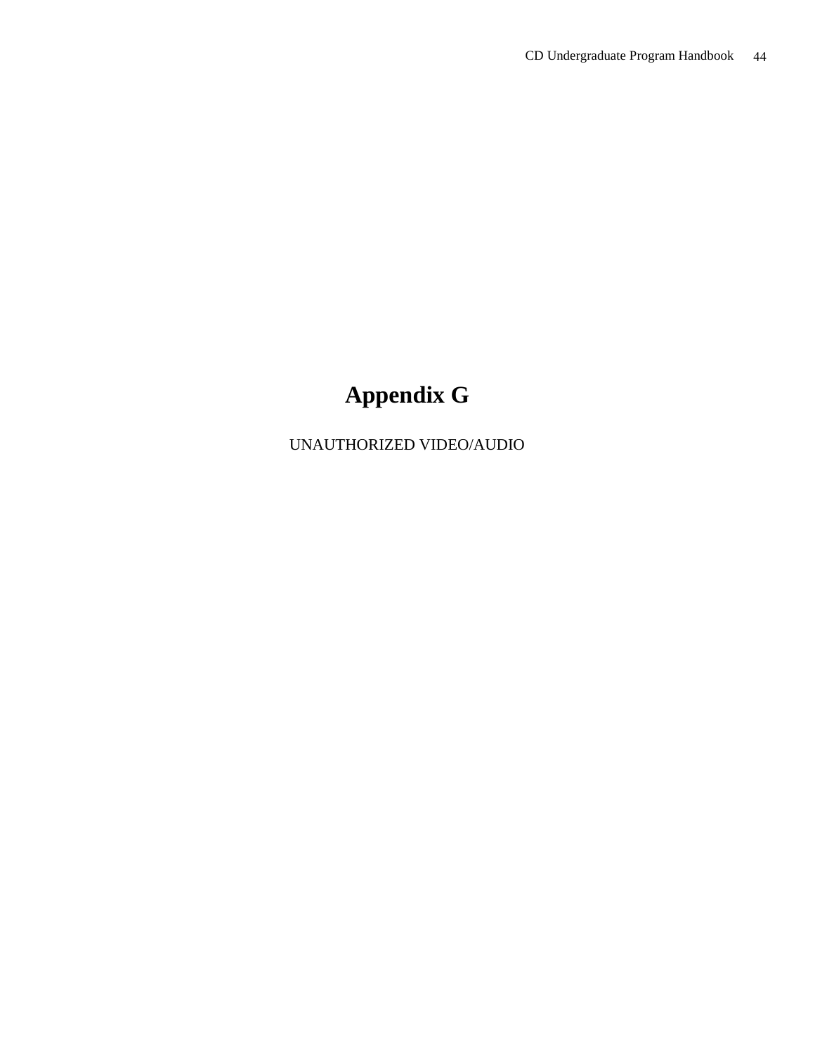# Appendix G

UNAUTHORIZED VIDEO/AUDIO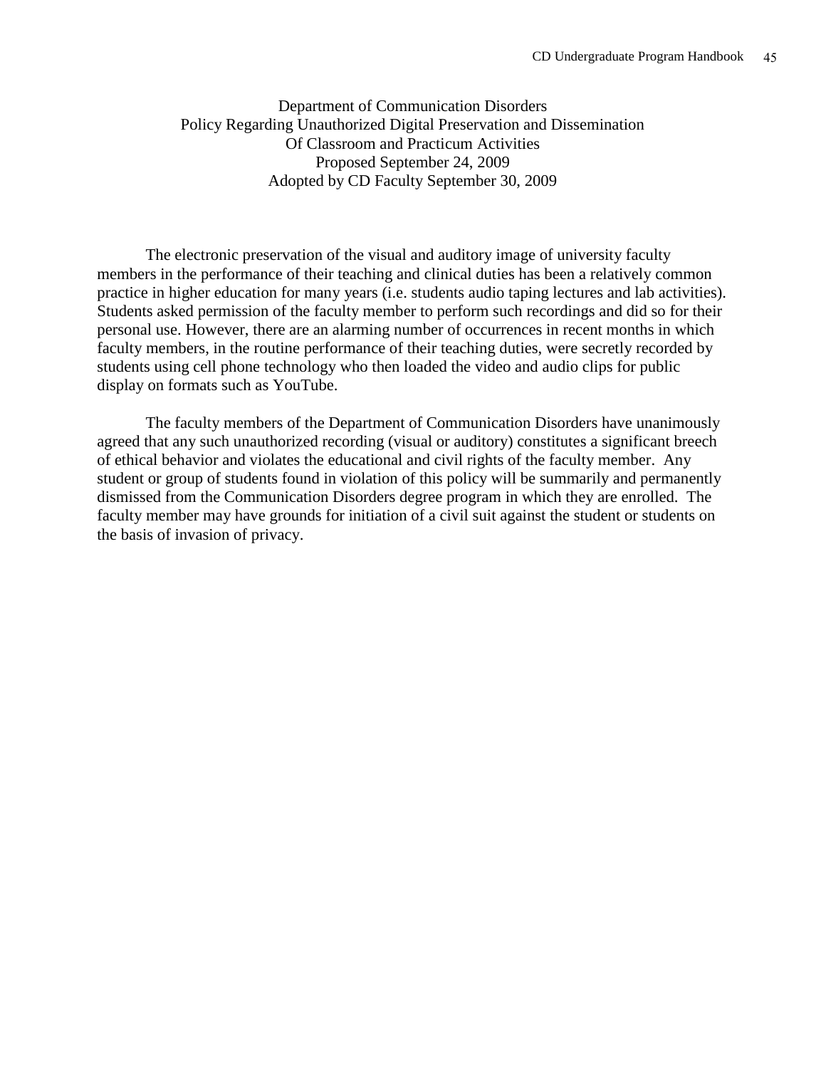Department of Communication Disorders
Policy Regarding Unauthorized Digital Preservation and Dissemination
Of Classroom and Practicum Activities
Proposed September 24, 2009
Adopted by CD Faculty September 30, 2009

The electronic preservation of the visual and auditory image of university faculty members in the performance of their teaching and clinical duties has been a relatively common practice in higher education for many years (i.e. students audio taping lectures and lab activities). Students asked permission of the faculty member to perform such recordings and did so for their personal use. However, there are an alarming number of occurrences in recent months in which faculty members, in the routine performance of their teaching duties, were secretly recorded by students using cell phone technology who then loaded the video and audio clips for public display on formats such as YouTube.

The faculty members of the Department of Communication Disorders have unanimously agreed that any such unauthorized recording (visual or auditory) constitutes a significant breech of ethical behavior and violates the educational and civil rights of the faculty member. Any student or group of students found in violation of this policy will be summarily and permanently dismissed from the Communication Disorders degree program in which they are enrolled. The faculty member may have grounds for initiation of a civil suit against the student or students on the basis of invasion of privacy.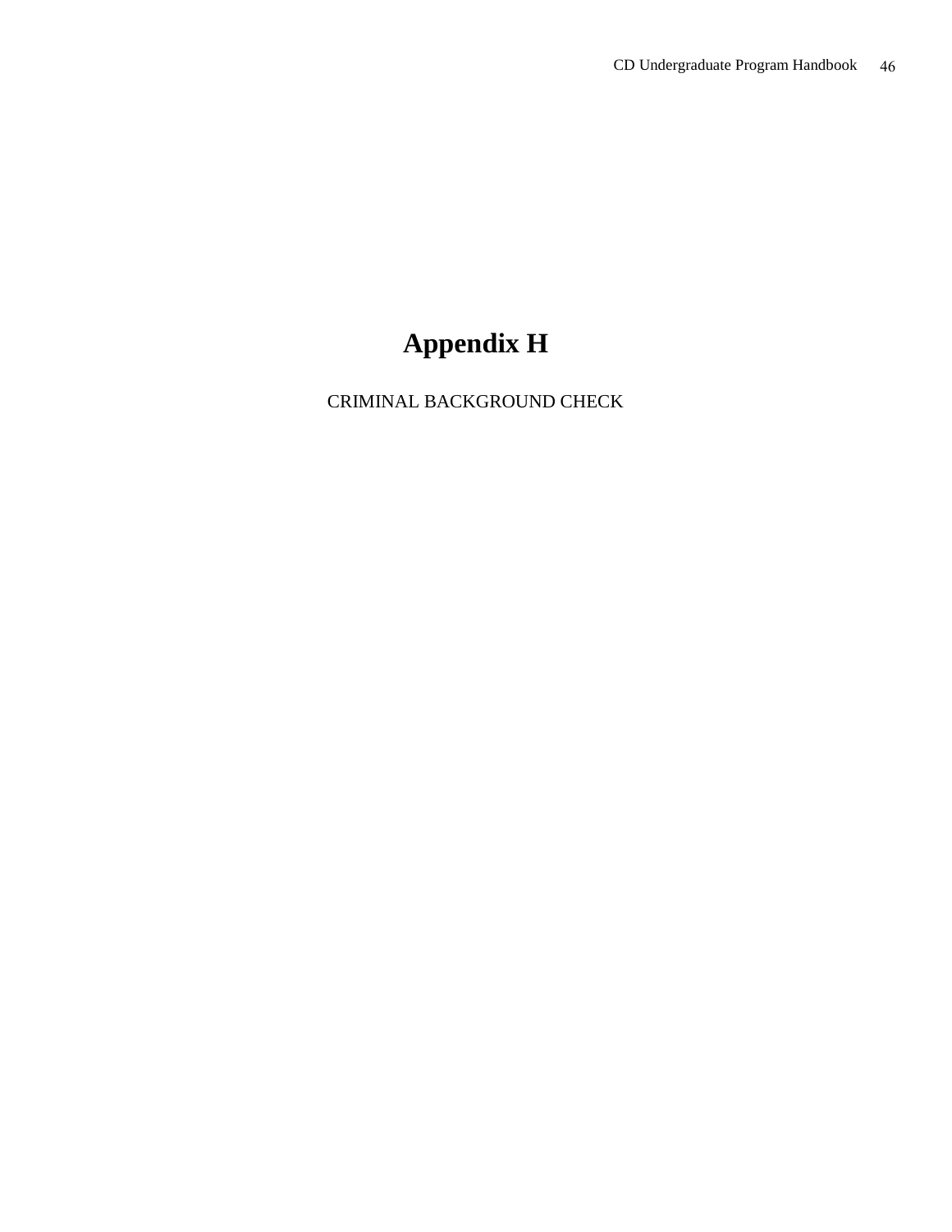# Appendix H

CRIMINAL BACKGROUND CHECK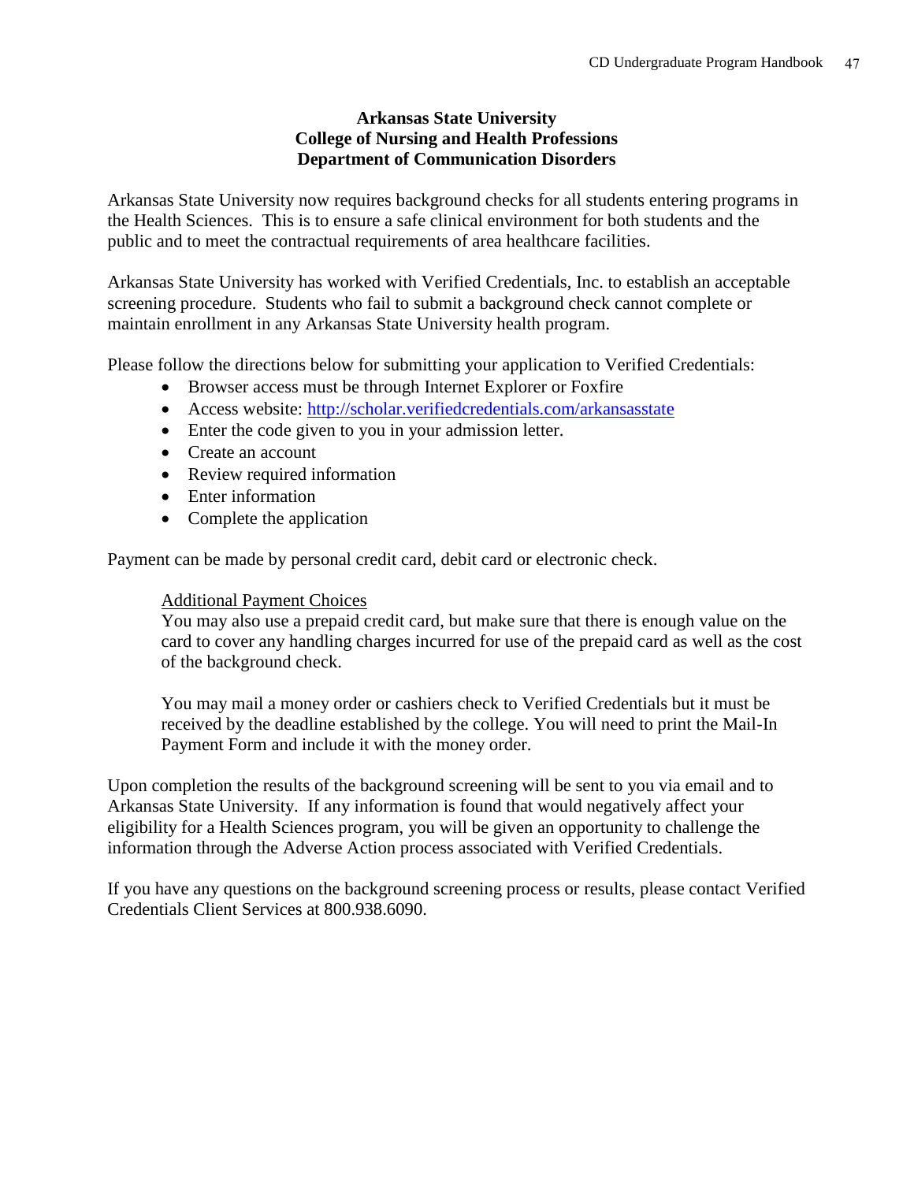**Arkansas State University**
**College of Nursing and Health Professions**
**Department of Communication Disorders**

Arkansas State University now requires background checks for all students entering programs in the Health Sciences. This is to ensure a safe clinical environment for both students and the public and to meet the contractual requirements of area healthcare facilities.

Arkansas State University has worked with Verified Credentials, Inc. to establish an acceptable screening procedure. Students who fail to submit a background check cannot complete or maintain enrollment in any Arkansas State University health program.

Please follow the directions below for submitting your application to Verified Credentials:

- Browser access must be through Internet Explorer or Foxfire
- Access website: [http://scholar.verifiedcredentials.com/arkansasstate](http://scholar.verifiedcredentials.com/arkansasstate)
- Enter the code given to you in your admission letter.
- Create an account
- Review required information
- Enter information
- Complete the application

Payment can be made by personal credit card, debit card or electronic check.

> <u>Additional Payment Choices</u>
> You may also use a prepaid credit card, but make sure that there is enough value on the card to cover any handling charges incurred for use of the prepaid card as well as the cost of the background check.
>
> You may mail a money order or cashiers check to Verified Credentials but it must be received by the deadline established by the college. You will need to print the Mail-In Payment Form and include it with the money order.

Upon completion the results of the background screening will be sent to you via email and to Arkansas State University. If any information is found that would negatively affect your eligibility for a Health Sciences program, you will be given an opportunity to challenge the information through the Adverse Action process associated with Verified Credentials.

If you have any questions on the background screening process or results, please contact Verified Credentials Client Services at 800.938.6090.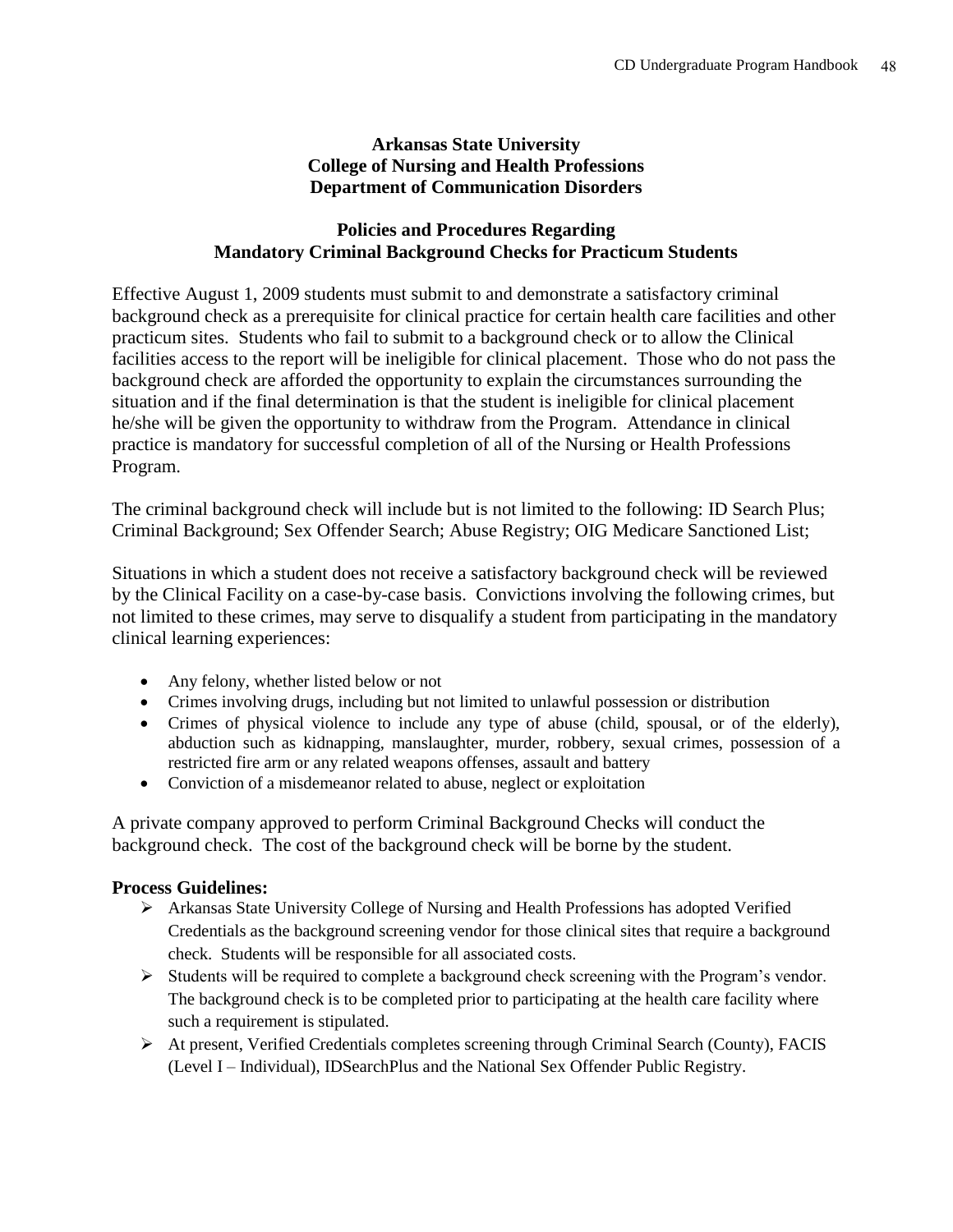**Arkansas State University**
**College of Nursing and Health Professions**
**Department of Communication Disorders**

## Policies and Procedures Regarding Mandatory Criminal Background Checks for Practicum Students

Effective August 1, 2009 students must submit to and demonstrate a satisfactory criminal background check as a prerequisite for clinical practice for certain health care facilities and other practicum sites. Students who fail to submit to a background check or to allow the Clinical facilities access to the report will be ineligible for clinical placement. Those who do not pass the background check are afforded the opportunity to explain the circumstances surrounding the situation and if the final determination is that the student is ineligible for clinical placement he/she will be given the opportunity to withdraw from the Program. Attendance in clinical practice is mandatory for successful completion of all of the Nursing or Health Professions Program.

The criminal background check will include but is not limited to the following: ID Search Plus; Criminal Background; Sex Offender Search; Abuse Registry; OIG Medicare Sanctioned List;

Situations in which a student does not receive a satisfactory background check will be reviewed by the Clinical Facility on a case-by-case basis. Convictions involving the following crimes, but not limited to these crimes, may serve to disqualify a student from participating in the mandatory clinical learning experiences:

- Any felony, whether listed below or not
- Crimes involving drugs, including but not limited to unlawful possession or distribution
- Crimes of physical violence to include any type of abuse (child, spousal, or of the elderly), abduction such as kidnapping, manslaughter, murder, robbery, sexual crimes, possession of a restricted fire arm or any related weapons offenses, assault and battery
- Conviction of a misdemeanor related to abuse, neglect or exploitation

A private company approved to perform Criminal Background Checks will conduct the background check. The cost of the background check will be borne by the student.

**Process Guidelines:**

- Arkansas State University College of Nursing and Health Professions has adopted Verified Credentials as the background screening vendor for those clinical sites that require a background check. Students will be responsible for all associated costs.
- Students will be required to complete a background check screening with the Program's vendor. The background check is to be completed prior to participating at the health care facility where such a requirement is stipulated.
- At present, Verified Credentials completes screening through Criminal Search (County), FACIS (Level I – Individual), IDSearchPlus and the National Sex Offender Public Registry.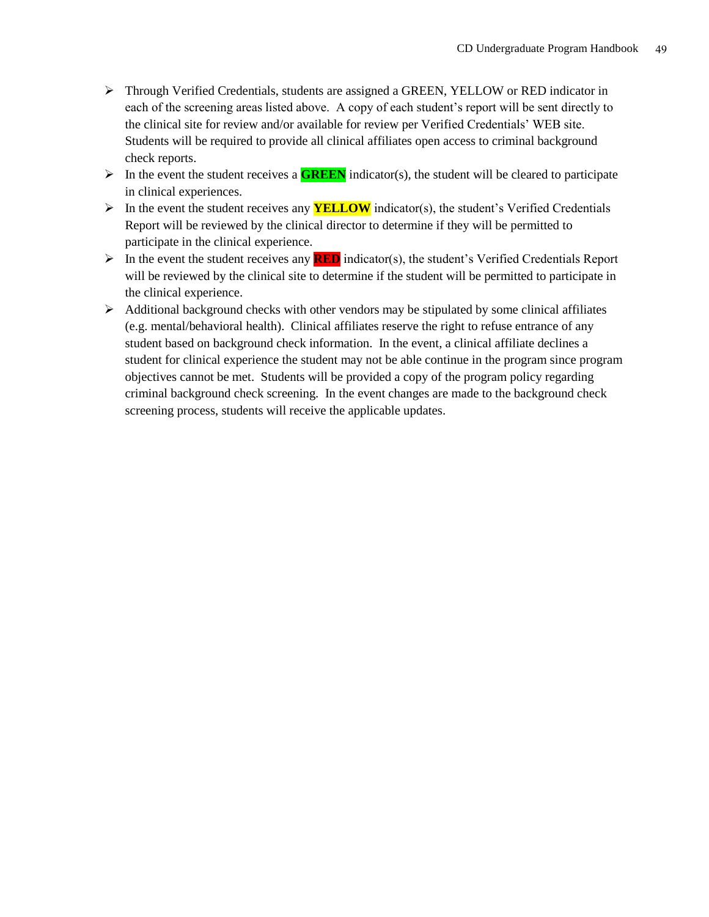- Through Verified Credentials, students are assigned a GREEN, YELLOW or RED indicator in each of the screening areas listed above. A copy of each student's report will be sent directly to the clinical site for review and/or available for review per Verified Credentials' WEB site. Students will be required to provide all clinical affiliates open access to criminal background check reports.
- In the event the student receives a **GREEN** indicator(s), the student will be cleared to participate in clinical experiences.
- In the event the student receives any **YELLOW** indicator(s), the student's Verified Credentials Report will be reviewed by the clinical director to determine if they will be permitted to participate in the clinical experience.
- In the event the student receives any **RED** indicator(s), the student's Verified Credentials Report will be reviewed by the clinical site to determine if the student will be permitted to participate in the clinical experience.
- Additional background checks with other vendors may be stipulated by some clinical affiliates (e.g. mental/behavioral health). Clinical affiliates reserve the right to refuse entrance of any student based on background check information. In the event, a clinical affiliate declines a student for clinical experience the student may not be able continue in the program since program objectives cannot be met. Students will be provided a copy of the program policy regarding criminal background check screening. In the event changes are made to the background check screening process, students will receive the applicable updates.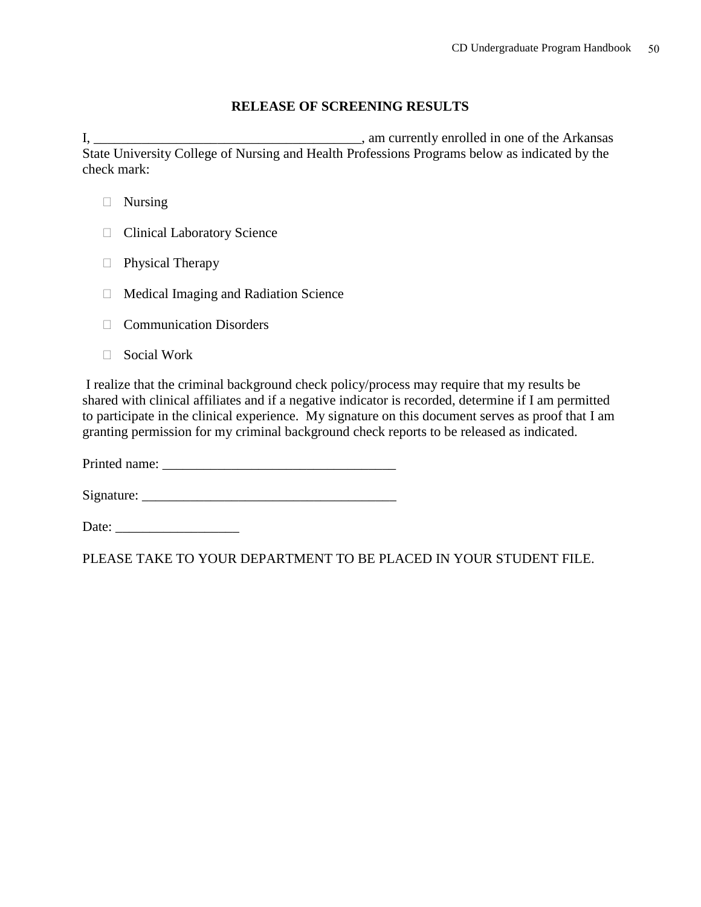## RELEASE OF SCREENING RESULTS

I, ______________________________________, am currently enrolled in one of the Arkansas State University College of Nursing and Health Professions Programs below as indicated by the check mark:

- ☐ Nursing
- ☐ Clinical Laboratory Science
- ☐ Physical Therapy
- ☐ Medical Imaging and Radiation Science
- ☐ Communication Disorders
- ☐ Social Work

I realize that the criminal background check policy/process may require that my results be shared with clinical affiliates and if a negative indicator is recorded, determine if I am permitted to participate in the clinical experience. My signature on this document serves as proof that I am granting permission for my criminal background check reports to be released as indicated.

Printed name: _________________________________

Signature: ____________________________________

Date: _________________

PLEASE TAKE TO YOUR DEPARTMENT TO BE PLACED IN YOUR STUDENT FILE.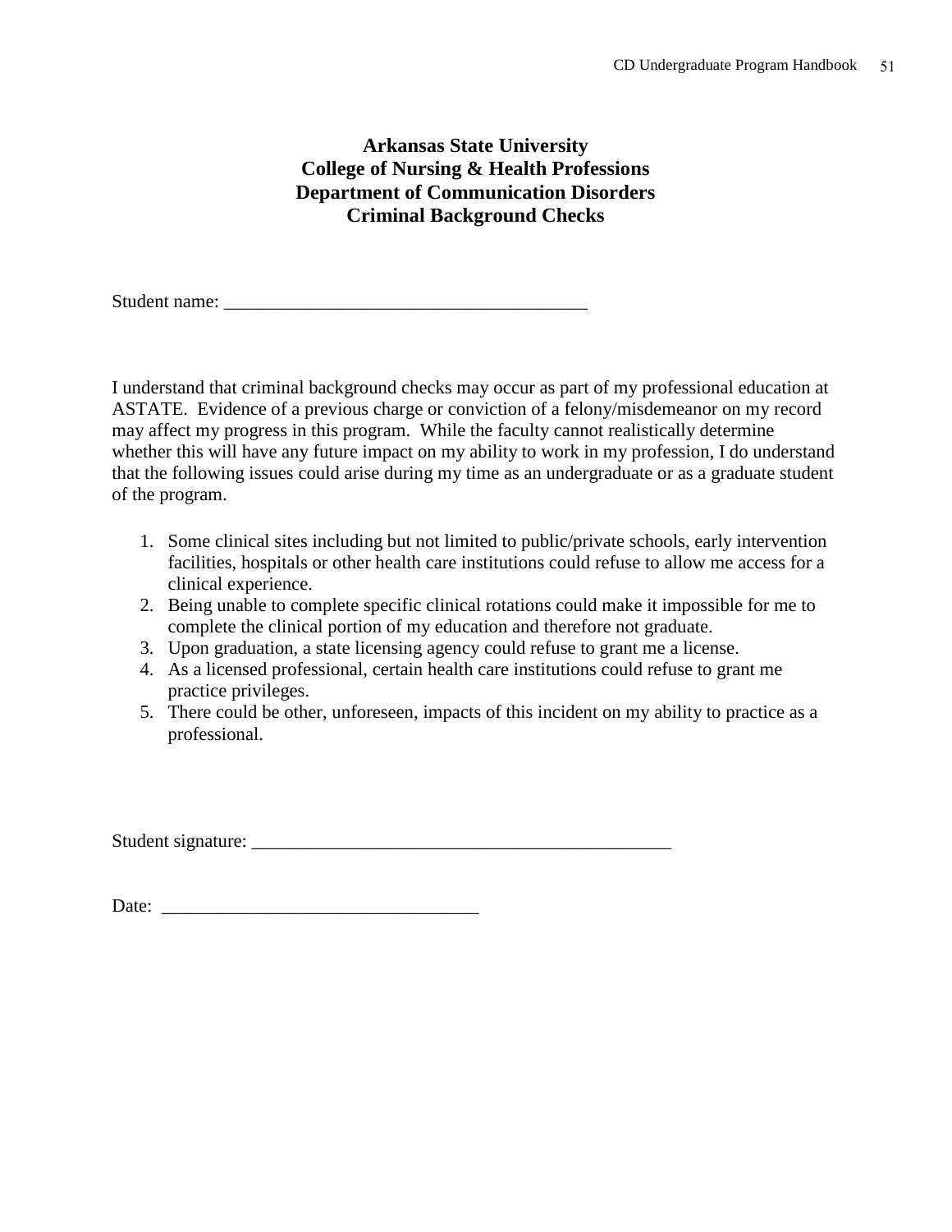# Arkansas State University
## College of Nursing & Health Professions
## Department of Communication Disorders
## Criminal Background Checks

Student name: ______________________________________

I understand that criminal background checks may occur as part of my professional education at ASTATE. Evidence of a previous charge or conviction of a felony/misdemeanor on my record may affect my progress in this program. While the faculty cannot realistically determine whether this will have any future impact on my ability to work in my profession, I do understand that the following issues could arise during my time as an undergraduate or as a graduate student of the program.

1. Some clinical sites including but not limited to public/private schools, early intervention facilities, hospitals or other health care institutions could refuse to allow me access for a clinical experience.
2. Being unable to complete specific clinical rotations could make it impossible for me to complete the clinical portion of my education and therefore not graduate.
3. Upon graduation, a state licensing agency could refuse to grant me a license.
4. As a licensed professional, certain health care institutions could refuse to grant me practice privileges.
5. There could be other, unforeseen, impacts of this incident on my ability to practice as a professional.

Student signature: ____________________________________________

Date: _________________________________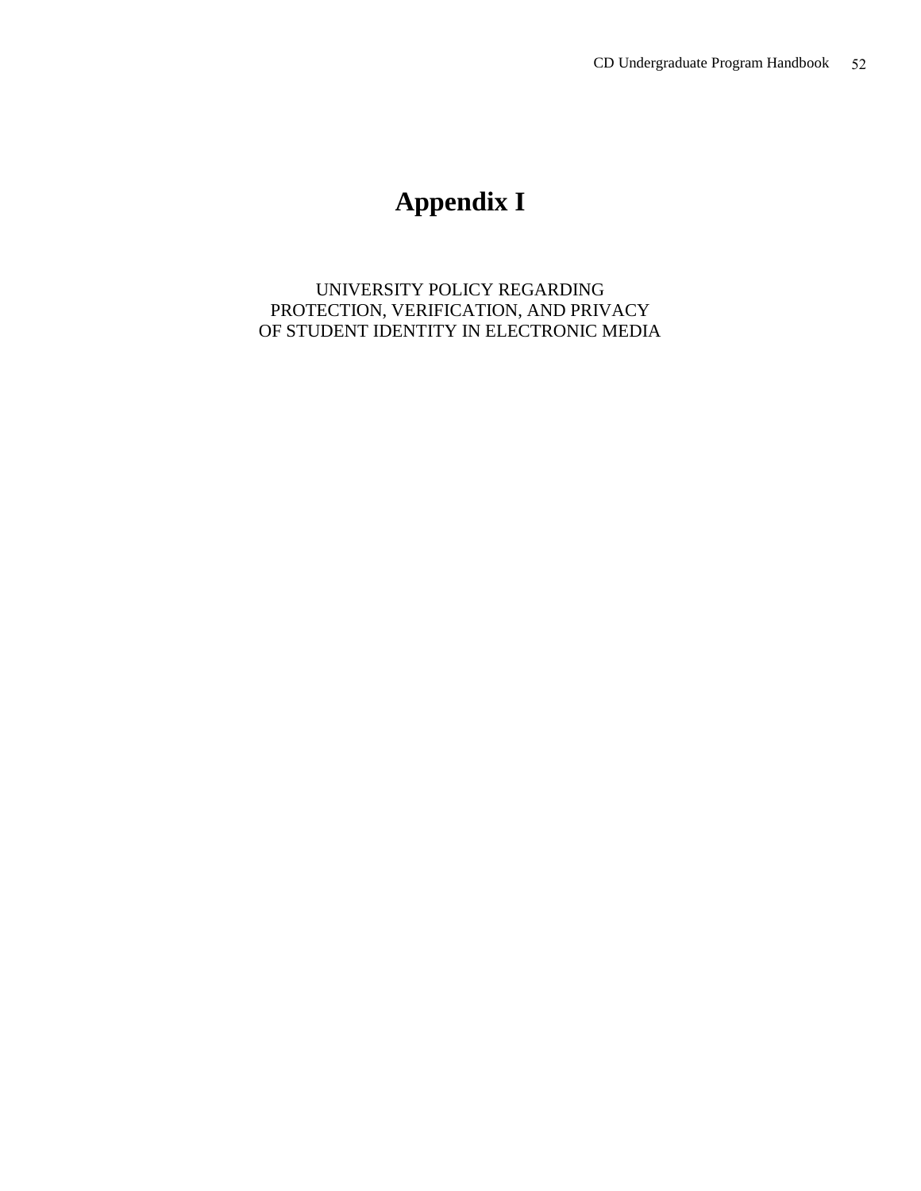# Appendix I

UNIVERSITY POLICY REGARDING
PROTECTION, VERIFICATION, AND PRIVACY
OF STUDENT IDENTITY IN ELECTRONIC MEDIA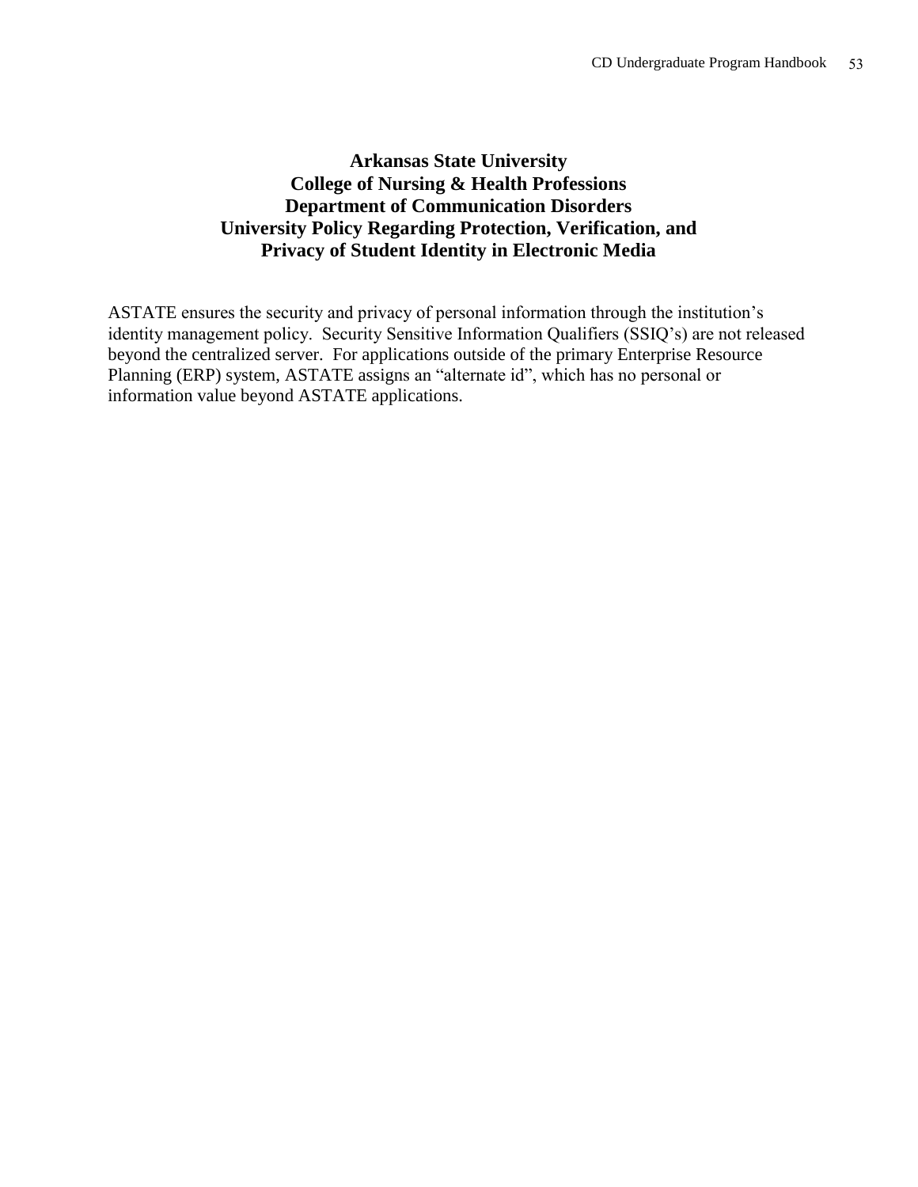# Arkansas State University
## College of Nursing & Health Professions
## Department of Communication Disorders
## University Policy Regarding Protection, Verification, and Privacy of Student Identity in Electronic Media

ASTATE ensures the security and privacy of personal information through the institution's identity management policy. Security Sensitive Information Qualifiers (SSIQ's) are not released beyond the centralized server. For applications outside of the primary Enterprise Resource Planning (ERP) system, ASTATE assigns an "alternate id", which has no personal or information value beyond ASTATE applications.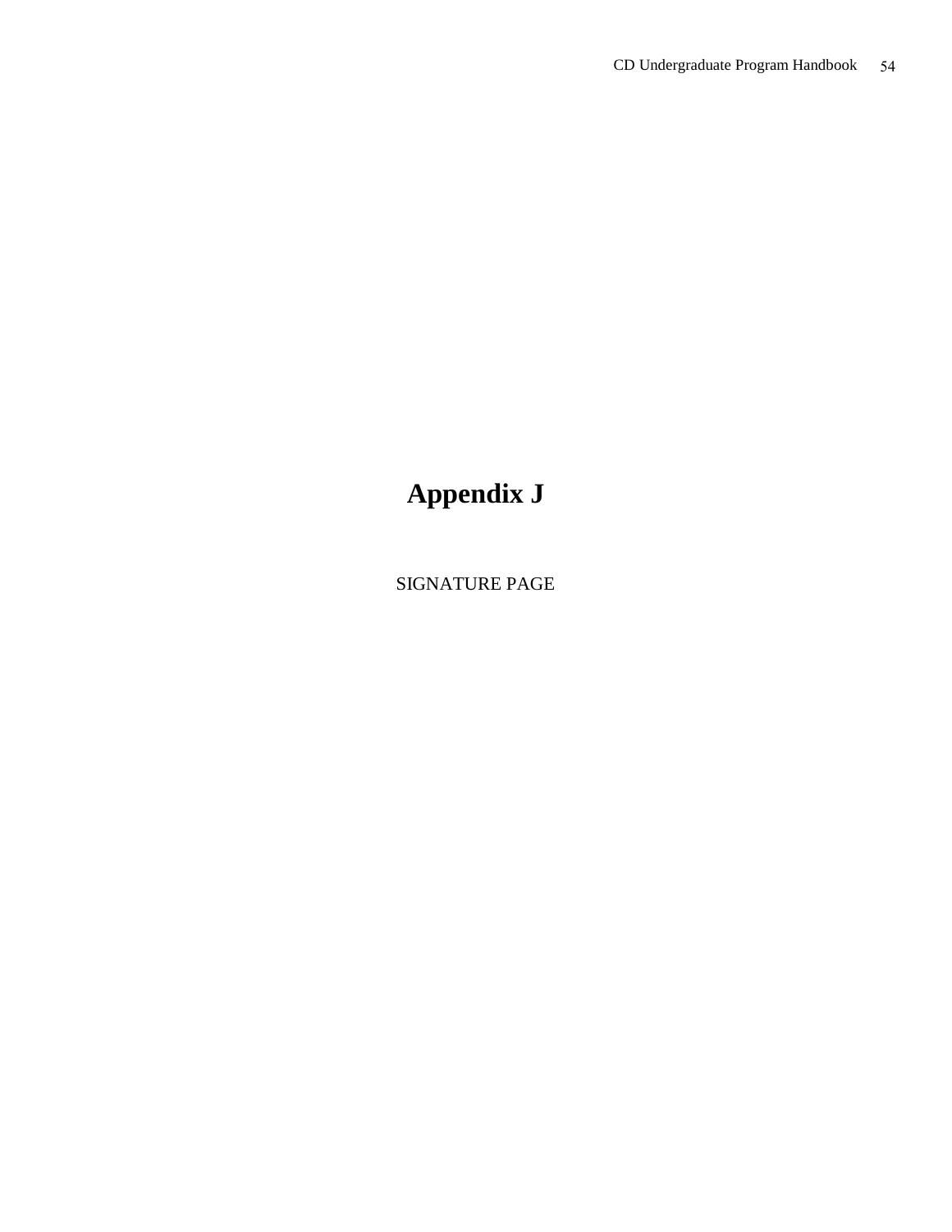# Appendix J

SIGNATURE PAGE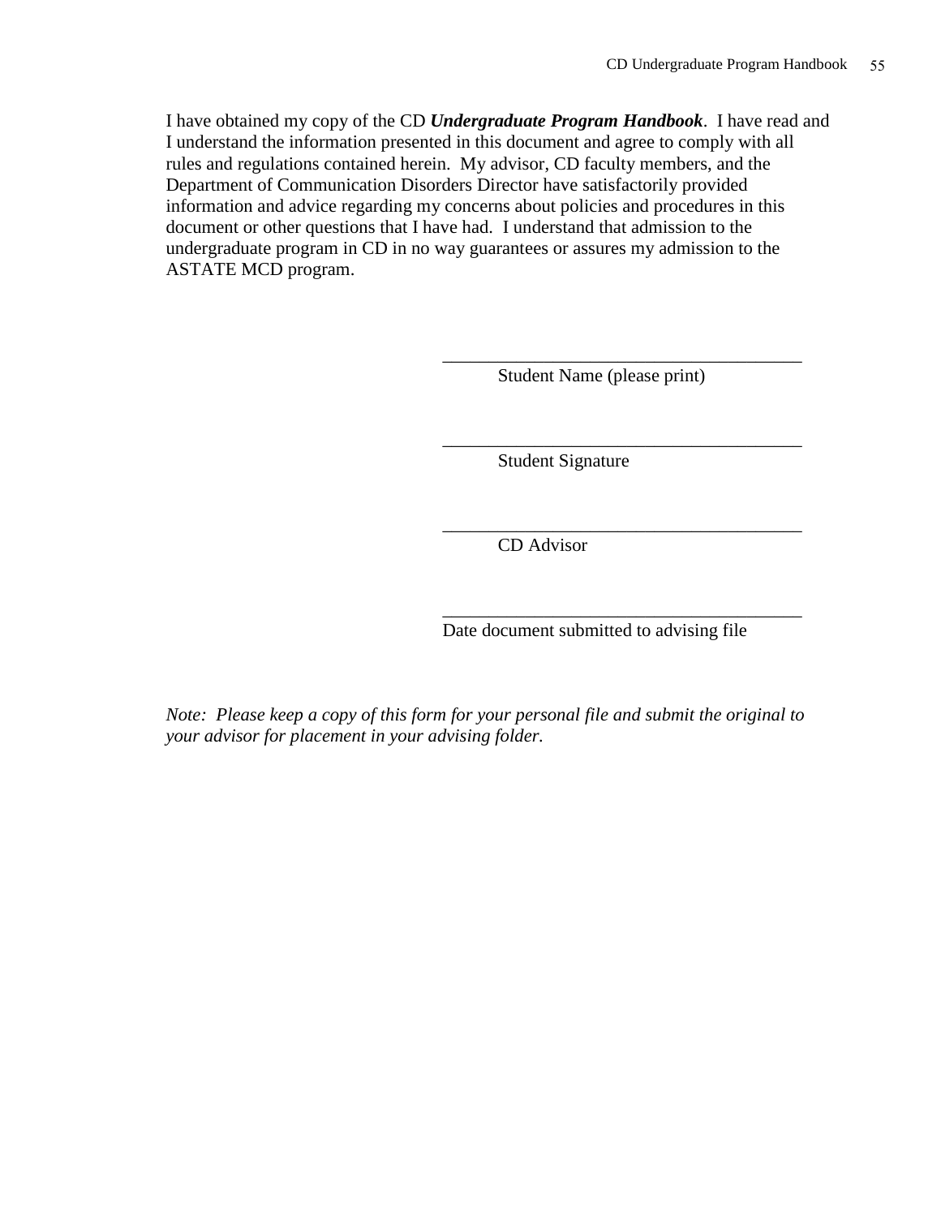I have obtained my copy of the CD ***Undergraduate Program Handbook***. I have read and I understand the information presented in this document and agree to comply with all rules and regulations contained herein. My advisor, CD faculty members, and the Department of Communication Disorders Director have satisfactorily provided information and advice regarding my concerns about policies and procedures in this document or other questions that I have had. I understand that admission to the undergraduate program in CD in no way guarantees or assures my admission to the ASTATE MCD program.

_______________________________________
Student Name (please print)

_______________________________________
Student Signature

_______________________________________
CD Advisor

_______________________________________
Date document submitted to advising file

*Note: Please keep a copy of this form for your personal file and submit the original to your advisor for placement in your advising folder.*